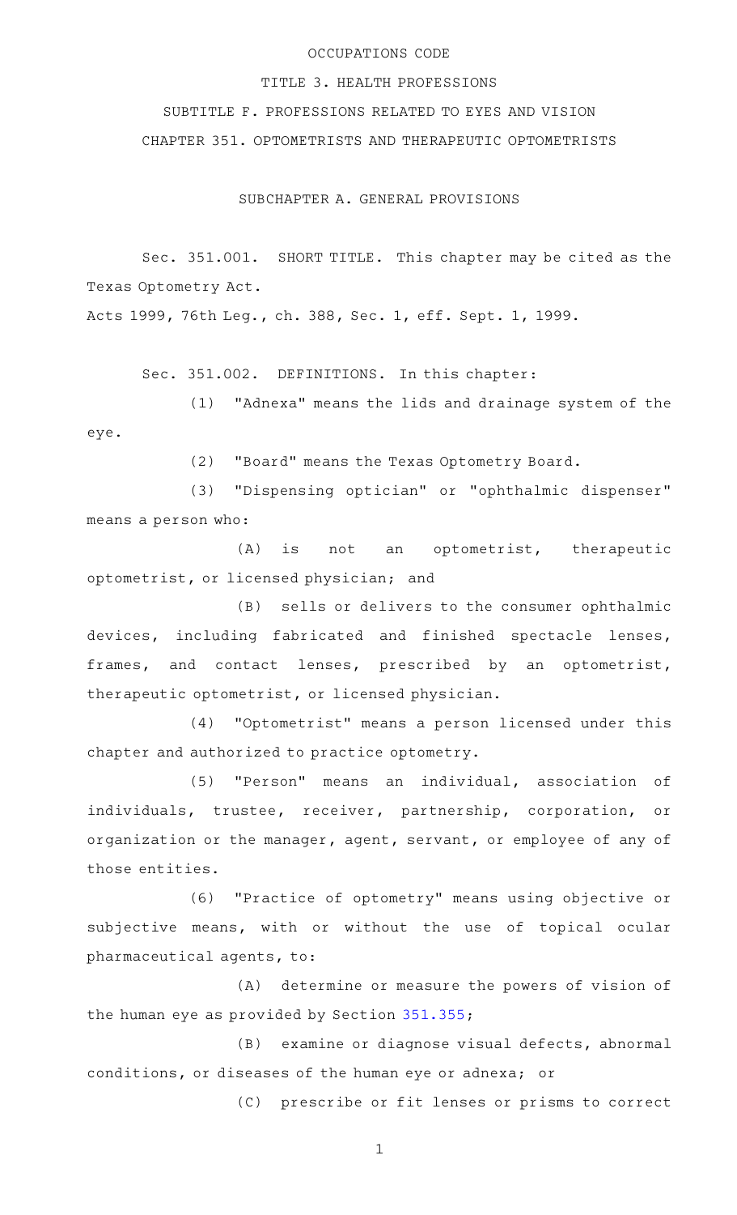OCCUPATIONS CODE

TITLE 3. HEALTH PROFESSIONS

SUBTITLE F. PROFESSIONS RELATED TO EYES AND VISION

CHAPTER 351. OPTOMETRISTS AND THERAPEUTIC OPTOMETRISTS

SUBCHAPTER A. GENERAL PROVISIONS

Sec. 351.001. SHORT TITLE. This chapter may be cited as the Texas Optometry Act.

Acts 1999, 76th Leg., ch. 388, Sec. 1, eff. Sept. 1, 1999.

Sec. 351.002. DEFINITIONS. In this chapter:

(1) "Adnexa" means the lids and drainage system of the eye.

(2) "Board" means the Texas Optometry Board.

(3) "Dispensing optician" or "ophthalmic dispenser" means a person who:

(A) is not an optometrist, therapeutic optometrist, or licensed physician; and

(B) sells or delivers to the consumer ophthalmic devices, including fabricated and finished spectacle lenses, frames, and contact lenses, prescribed by an optometrist, therapeutic optometrist, or licensed physician.

(4) "Optometrist" means a person licensed under this chapter and authorized to practice optometry.

(5) "Person" means an individual, association of individuals, trustee, receiver, partnership, corporation, or organization or the manager, agent, servant, or employee of any of those entities.

(6) "Practice of optometry" means using objective or subjective means, with or without the use of topical ocular pharmaceutical agents, to:

(A) determine or measure the powers of vision of the human eye as provided by Section 351.355;

(B) examine or diagnose visual defects, abnormal conditions, or diseases of the human eye or adnexa; or

(C) prescribe or fit lenses or prisms to correct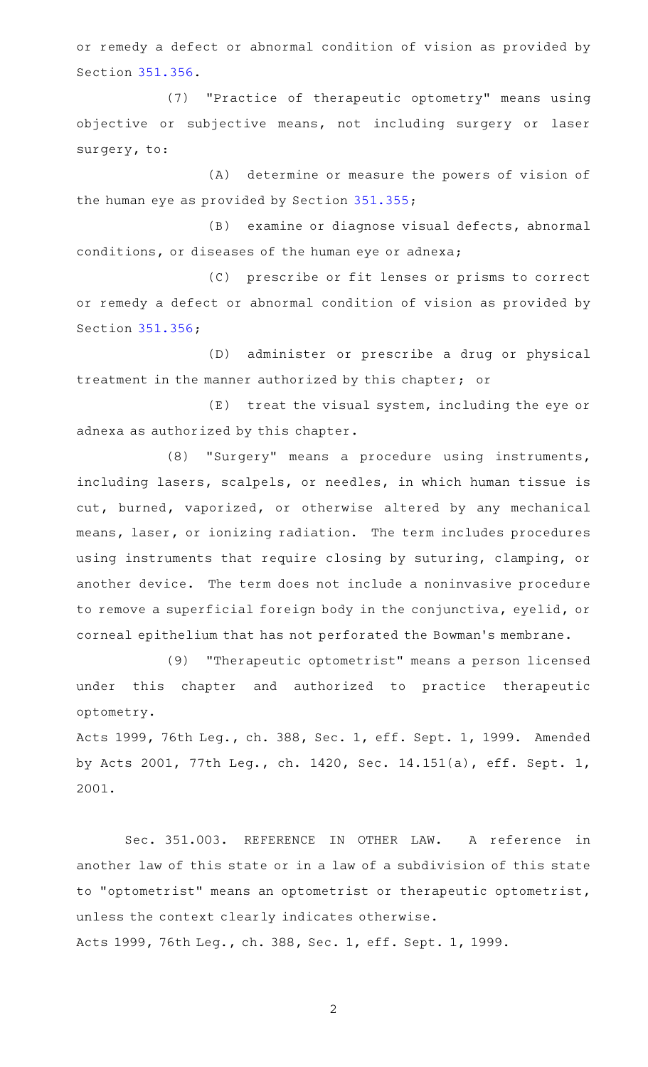or remedy a defect or abnormal condition of vision as provided by Section 351.356.

(7) "Practice of therapeutic optometry" means using objective or subjective means, not including surgery or laser surgery, to:

(A) determine or measure the powers of vision of the human eye as provided by Section 351.355;

(B) examine or diagnose visual defects, abnormal conditions, or diseases of the human eye or adnexa;

(C) prescribe or fit lenses or prisms to correct or remedy a defect or abnormal condition of vision as provided by Section 351.356;

(D) administer or prescribe a drug or physical treatment in the manner authorized by this chapter; or

(E) treat the visual system, including the eye or adnexa as authorized by this chapter.

(8) "Surgery" means a procedure using instruments, including lasers, scalpels, or needles, in which human tissue is cut, burned, vaporized, or otherwise altered by any mechanical means, laser, or ionizing radiation. The term includes procedures using instruments that require closing by suturing, clamping, or another device. The term does not include a noninvasive procedure to remove a superficial foreign body in the conjunctiva, eyelid, or corneal epithelium that has not perforated the Bowman's membrane.

(9) "Therapeutic optometrist" means a person licensed under this chapter and authorized to practice therapeutic optometry.

Acts 1999, 76th Leg., ch. 388, Sec. 1, eff. Sept. 1, 1999. Amended by Acts 2001, 77th Leg., ch. 1420, Sec. 14.151(a), eff. Sept. 1, 2001.

Sec. 351.003. REFERENCE IN OTHER LAW. A reference in another law of this state or in a law of a subdivision of this state to "optometrist" means an optometrist or therapeutic optometrist, unless the context clearly indicates otherwise.

Acts 1999, 76th Leg., ch. 388, Sec. 1, eff. Sept. 1, 1999.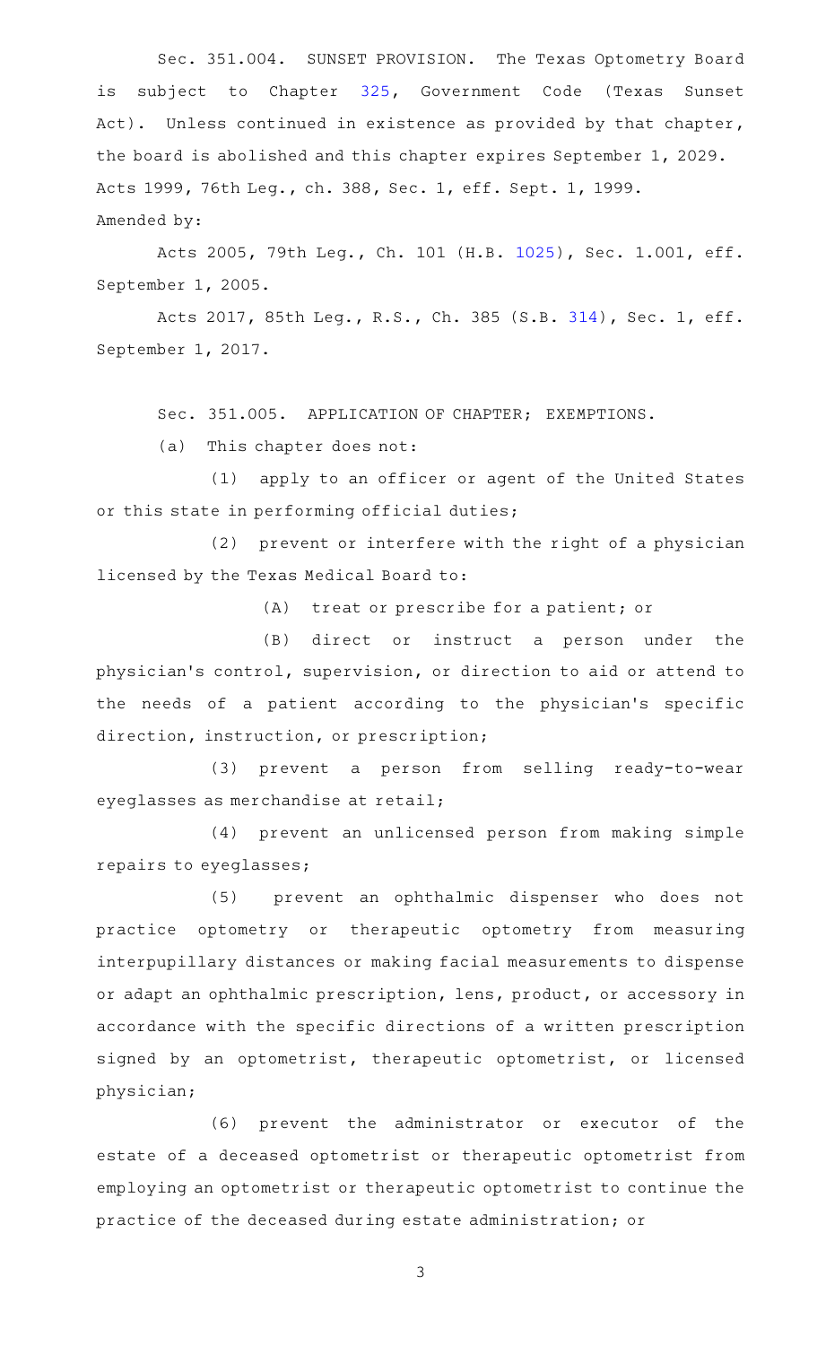Sec. 351.004. SUNSET PROVISION. The Texas Optometry Board is subject to Chapter 325, Government Code (Texas Sunset Act). Unless continued in existence as provided by that chapter, the board is abolished and this chapter expires September 1, 2029.

Acts 1999, 76th Leg., ch. 388, Sec. 1, eff. Sept. 1, 1999.

Amended by:

Acts 2005, 79th Leg., Ch. 101 (H.B. 1025), Sec. 1.001, eff. September 1, 2005.

Acts 2017, 85th Leg., R.S., Ch. 385 (S.B. 314), Sec. 1, eff. September 1, 2017.

Sec. 351.005. APPLICATION OF CHAPTER; EXEMPTIONS.

(a) This chapter does not:

(1) apply to an officer or agent of the United States or this state in performing official duties;

(2) prevent or interfere with the right of a physician licensed by the Texas Medical Board to:

(A) treat or prescribe for a patient; or

(B) direct or instruct a person under the physician's control, supervision, or direction to aid or attend to the needs of a patient according to the physician's specific direction, instruction, or prescription;

(3) prevent a person from selling ready-to-wear eyeglasses as merchandise at retail;

(4) prevent an unlicensed person from making simple repairs to eyeglasses;

(5) prevent an ophthalmic dispenser who does not practice optometry or therapeutic optometry from measuring interpupillary distances or making facial measurements to dispense or adapt an ophthalmic prescription, lens, product, or accessory in accordance with the specific directions of a written prescription signed by an optometrist, therapeutic optometrist, or licensed physician;

(6) prevent the administrator or executor of the estate of a deceased optometrist or therapeutic optometrist from employing an optometrist or therapeutic optometrist to continue the practice of the deceased during estate administration; or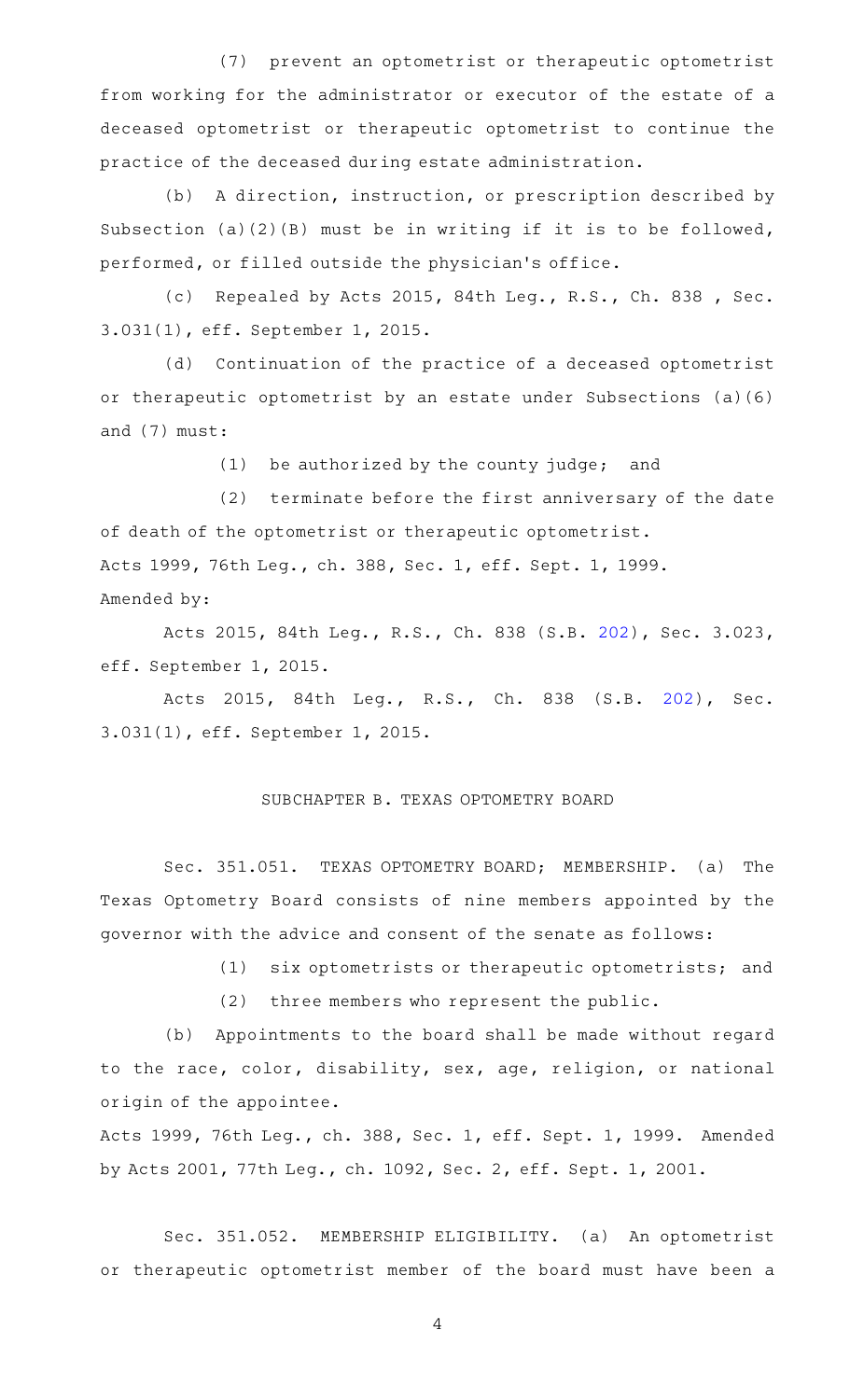(7) prevent an optometrist or therapeutic optometrist from working for the administrator or executor of the estate of a deceased optometrist or therapeutic optometrist to continue the practice of the deceased during estate administration.

(b) A direction, instruction, or prescription described by Subsection (a)(2)(B) must be in writing if it is to be followed, performed, or filled outside the physician's office.

(c) Repealed by Acts 2015, 84th Leg., R.S., Ch. 838 , Sec. 3.031(1), eff. September 1, 2015.

(d) Continuation of the practice of a deceased optometrist or therapeutic optometrist by an estate under Subsections (a)(6) and (7) must:

(1) be authorized by the county judge; and

(2) terminate before the first anniversary of the date of death of the optometrist or therapeutic optometrist.

Acts 1999, 76th Leg., ch. 388, Sec. 1, eff. Sept. 1, 1999.
Amended by:

Acts 2015, 84th Leg., R.S., Ch. 838 (S.B. 202), Sec. 3.023, eff. September 1, 2015.

Acts 2015, 84th Leg., R.S., Ch. 838 (S.B. 202), Sec. 3.031(1), eff. September 1, 2015.

## SUBCHAPTER B. TEXAS OPTOMETRY BOARD

Sec. 351.051. TEXAS OPTOMETRY BOARD; MEMBERSHIP. (a) The Texas Optometry Board consists of nine members appointed by the governor with the advice and consent of the senate as follows:

(1) six optometrists or therapeutic optometrists; and

(2) three members who represent the public.

(b) Appointments to the board shall be made without regard to the race, color, disability, sex, age, religion, or national origin of the appointee.

Acts 1999, 76th Leg., ch. 388, Sec. 1, eff. Sept. 1, 1999. Amended by Acts 2001, 77th Leg., ch. 1092, Sec. 2, eff. Sept. 1, 2001.

Sec. 351.052. MEMBERSHIP ELIGIBILITY. (a) An optometrist or therapeutic optometrist member of the board must have been a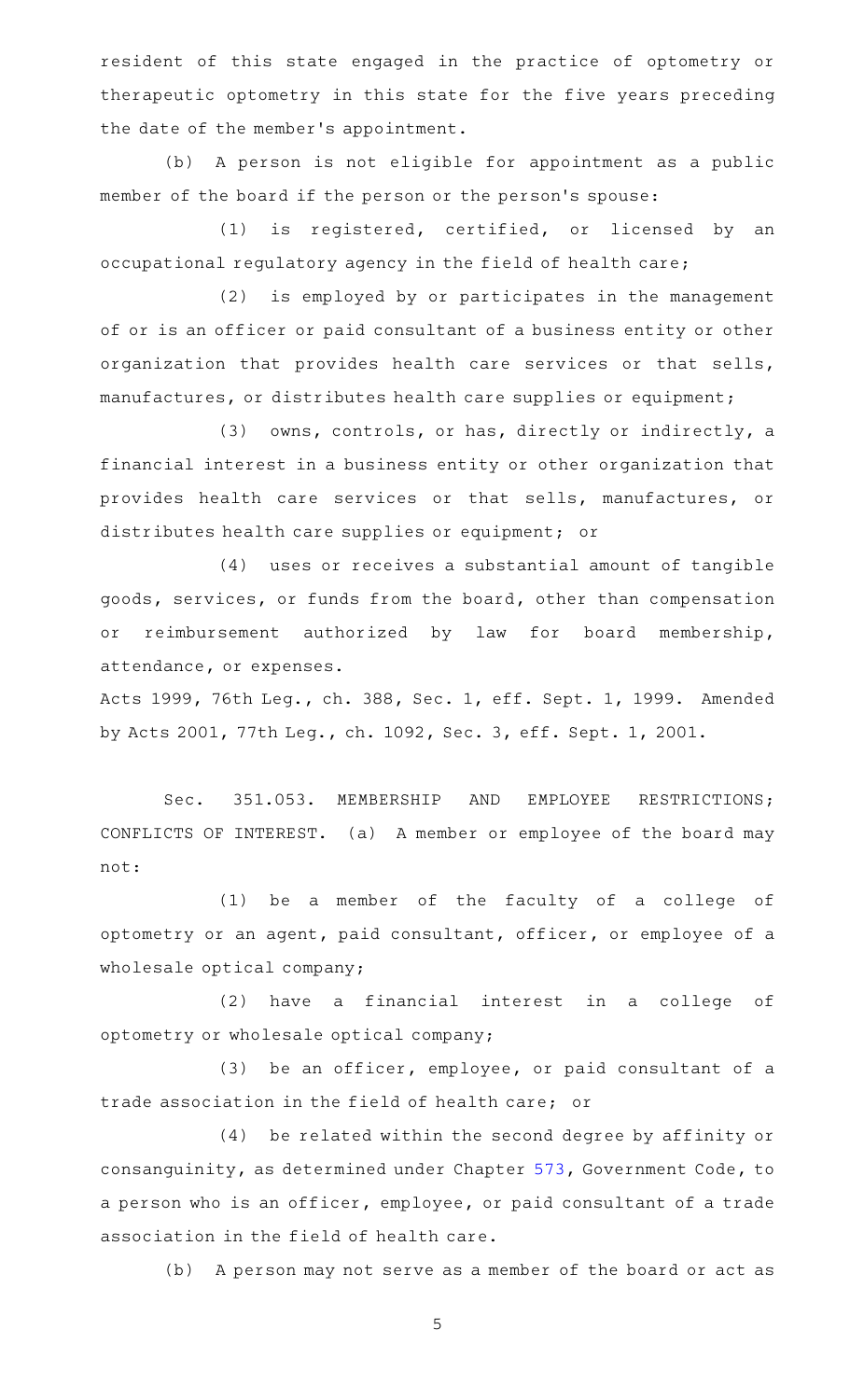resident of this state engaged in the practice of optometry or therapeutic optometry in this state for the five years preceding the date of the member's appointment.

(b) A person is not eligible for appointment as a public member of the board if the person or the person's spouse:

(1) is registered, certified, or licensed by an occupational regulatory agency in the field of health care;

(2) is employed by or participates in the management of or is an officer or paid consultant of a business entity or other organization that provides health care services or that sells, manufactures, or distributes health care supplies or equipment;

(3) owns, controls, or has, directly or indirectly, a financial interest in a business entity or other organization that provides health care services or that sells, manufactures, or distributes health care supplies or equipment; or

(4) uses or receives a substantial amount of tangible goods, services, or funds from the board, other than compensation or reimbursement authorized by law for board membership, attendance, or expenses.

Acts 1999, 76th Leg., ch. 388, Sec. 1, eff. Sept. 1, 1999. Amended by Acts 2001, 77th Leg., ch. 1092, Sec. 3, eff. Sept. 1, 2001.

Sec. 351.053. MEMBERSHIP AND EMPLOYEE RESTRICTIONS; CONFLICTS OF INTEREST. (a) A member or employee of the board may not:

(1) be a member of the faculty of a college of optometry or an agent, paid consultant, officer, or employee of a wholesale optical company;

(2) have a financial interest in a college of optometry or wholesale optical company;

(3) be an officer, employee, or paid consultant of a trade association in the field of health care; or

(4) be related within the second degree by affinity or consanguinity, as determined under Chapter 573, Government Code, to a person who is an officer, employee, or paid consultant of a trade association in the field of health care.

(b) A person may not serve as a member of the board or act as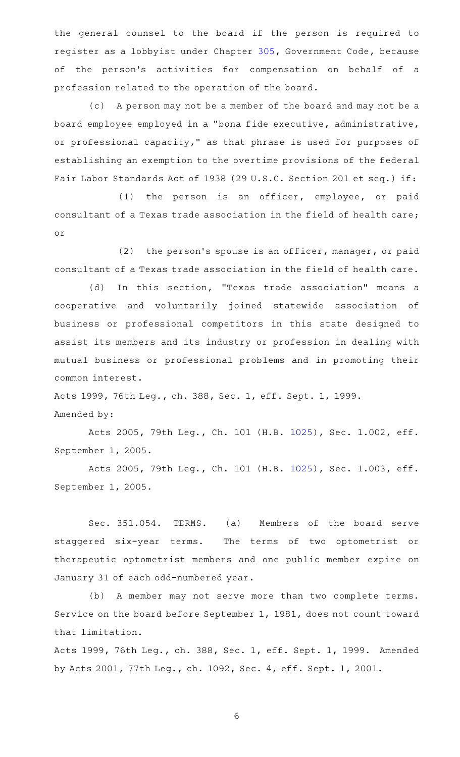the general counsel to the board if the person is required to register as a lobbyist under Chapter 305, Government Code, because of the person's activities for compensation on behalf of a profession related to the operation of the board.

(c) A person may not be a member of the board and may not be a board employee employed in a "bona fide executive, administrative, or professional capacity," as that phrase is used for purposes of establishing an exemption to the overtime provisions of the federal Fair Labor Standards Act of 1938 (29 U.S.C. Section 201 et seq.) if:

(1) the person is an officer, employee, or paid consultant of a Texas trade association in the field of health care; or

(2) the person's spouse is an officer, manager, or paid consultant of a Texas trade association in the field of health care.

(d) In this section, "Texas trade association" means a cooperative and voluntarily joined statewide association of business or professional competitors in this state designed to assist its members and its industry or profession in dealing with mutual business or professional problems and in promoting their common interest.

Acts 1999, 76th Leg., ch. 388, Sec. 1, eff. Sept. 1, 1999.
Amended by:

Acts 2005, 79th Leg., Ch. 101 (H.B. 1025), Sec. 1.002, eff. September 1, 2005.

Acts 2005, 79th Leg., Ch. 101 (H.B. 1025), Sec. 1.003, eff. September 1, 2005.

Sec. 351.054. TERMS. (a) Members of the board serve staggered six-year terms. The terms of two optometrist or therapeutic optometrist members and one public member expire on January 31 of each odd-numbered year.

(b) A member may not serve more than two complete terms. Service on the board before September 1, 1981, does not count toward that limitation.

Acts 1999, 76th Leg., ch. 388, Sec. 1, eff. Sept. 1, 1999. Amended by Acts 2001, 77th Leg., ch. 1092, Sec. 4, eff. Sept. 1, 2001.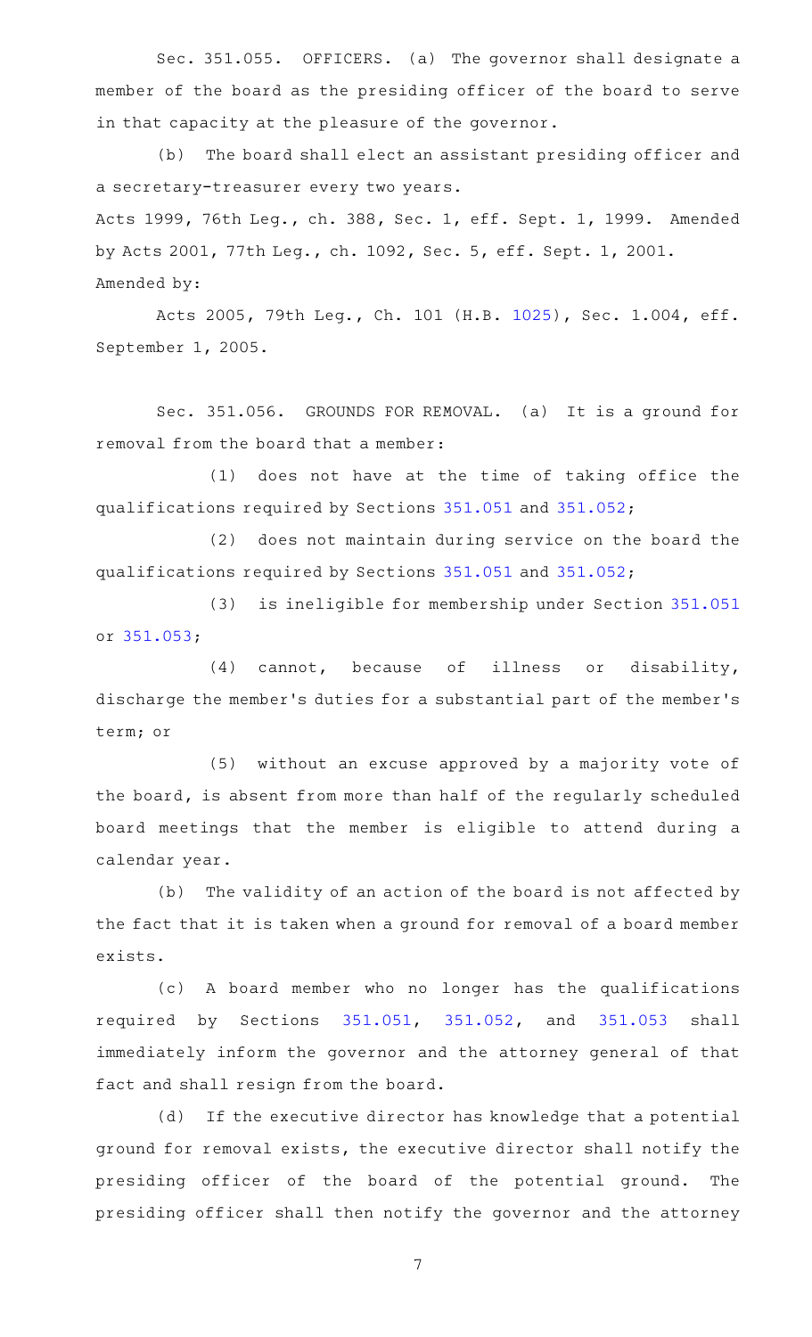Sec. 351.055. OFFICERS. (a) The governor shall designate a member of the board as the presiding officer of the board to serve in that capacity at the pleasure of the governor.

(b) The board shall elect an assistant presiding officer and a secretary-treasurer every two years.

Acts 1999, 76th Leg., ch. 388, Sec. 1, eff. Sept. 1, 1999. Amended by Acts 2001, 77th Leg., ch. 1092, Sec. 5, eff. Sept. 1, 2001.

Amended by:

Acts 2005, 79th Leg., Ch. 101 (H.B. 1025), Sec. 1.004, eff. September 1, 2005.

Sec. 351.056. GROUNDS FOR REMOVAL. (a) It is a ground for removal from the board that a member:

(1) does not have at the time of taking office the qualifications required by Sections 351.051 and 351.052;

(2) does not maintain during service on the board the qualifications required by Sections 351.051 and 351.052;

(3) is ineligible for membership under Section 351.051 or 351.053;

(4) cannot, because of illness or disability, discharge the member's duties for a substantial part of the member's term; or

(5) without an excuse approved by a majority vote of the board, is absent from more than half of the regularly scheduled board meetings that the member is eligible to attend during a calendar year.

(b) The validity of an action of the board is not affected by the fact that it is taken when a ground for removal of a board member exists.

(c) A board member who no longer has the qualifications required by Sections 351.051, 351.052, and 351.053 shall immediately inform the governor and the attorney general of that fact and shall resign from the board.

(d) If the executive director has knowledge that a potential ground for removal exists, the executive director shall notify the presiding officer of the board of the potential ground. The presiding officer shall then notify the governor and the attorney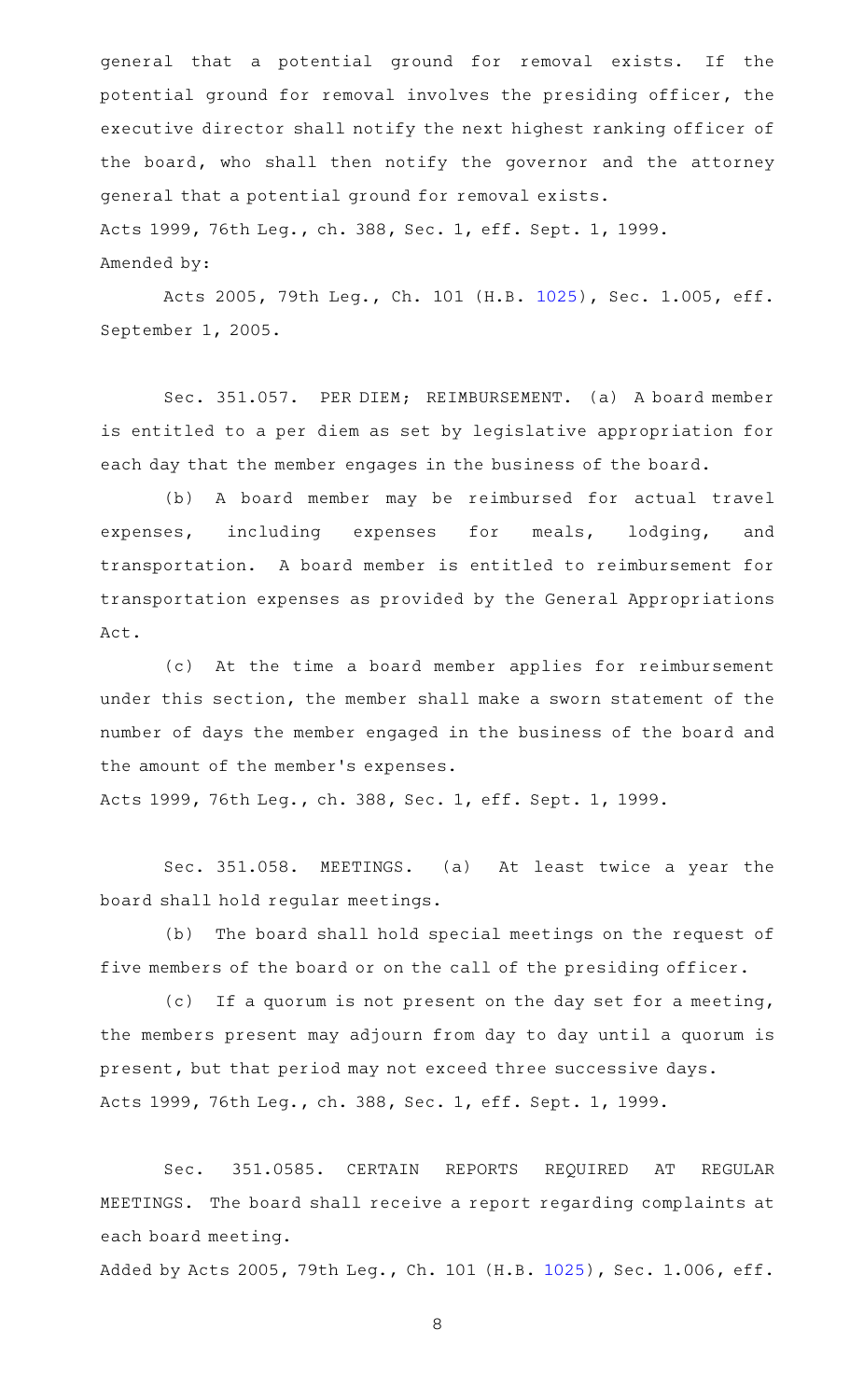general that a potential ground for removal exists. If the potential ground for removal involves the presiding officer, the executive director shall notify the next highest ranking officer of the board, who shall then notify the governor and the attorney general that a potential ground for removal exists.

Acts 1999, 76th Leg., ch. 388, Sec. 1, eff. Sept. 1, 1999.

Amended by:

Acts 2005, 79th Leg., Ch. 101 (H.B. 1025), Sec. 1.005, eff. September 1, 2005.

Sec. 351.057. PER DIEM; REIMBURSEMENT. (a) A board member is entitled to a per diem as set by legislative appropriation for each day that the member engages in the business of the board.

(b) A board member may be reimbursed for actual travel expenses, including expenses for meals, lodging, and transportation. A board member is entitled to reimbursement for transportation expenses as provided by the General Appropriations Act.

(c) At the time a board member applies for reimbursement under this section, the member shall make a sworn statement of the number of days the member engaged in the business of the board and the amount of the member's expenses.

Acts 1999, 76th Leg., ch. 388, Sec. 1, eff. Sept. 1, 1999.

Sec. 351.058. MEETINGS. (a) At least twice a year the board shall hold regular meetings.

(b) The board shall hold special meetings on the request of five members of the board or on the call of the presiding officer.

(c) If a quorum is not present on the day set for a meeting, the members present may adjourn from day to day until a quorum is present, but that period may not exceed three successive days.

Acts 1999, 76th Leg., ch. 388, Sec. 1, eff. Sept. 1, 1999.

Sec. 351.0585. CERTAIN REPORTS REQUIRED AT REGULAR MEETINGS. The board shall receive a report regarding complaints at each board meeting.

Added by Acts 2005, 79th Leg., Ch. 101 (H.B. 1025), Sec. 1.006, eff.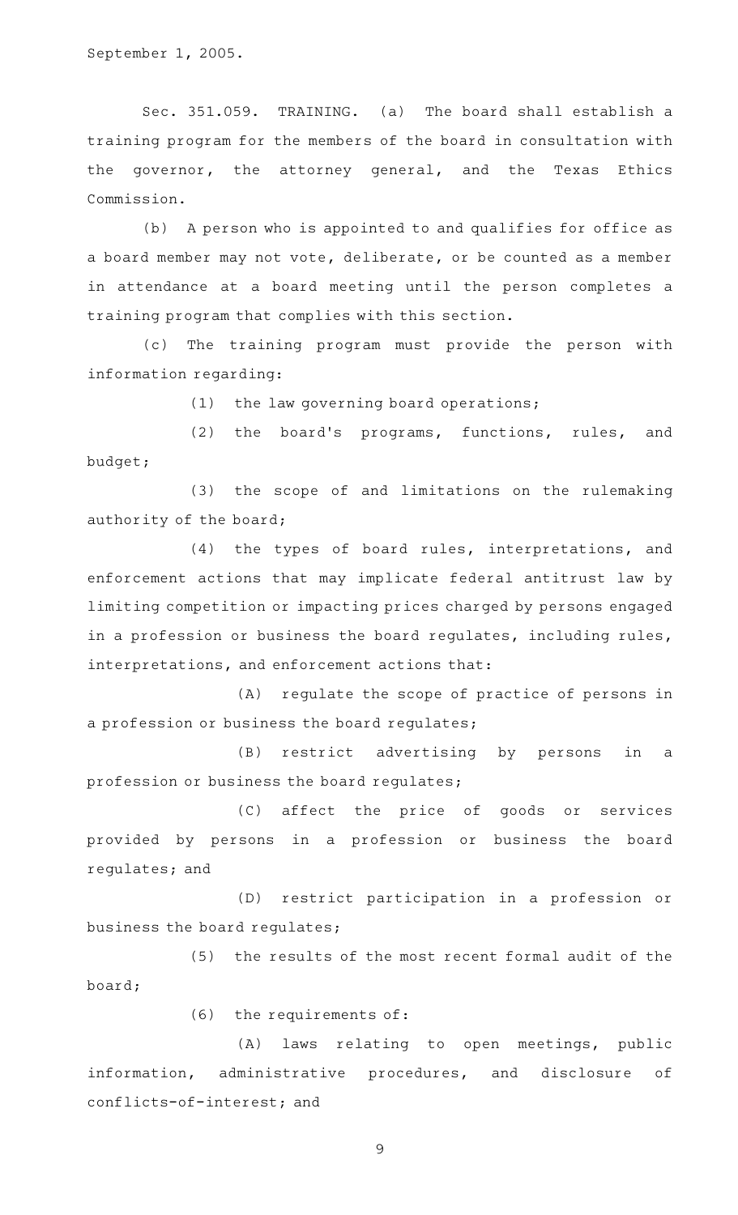September 1, 2005.

Sec. 351.059. TRAINING. (a) The board shall establish a training program for the members of the board in consultation with the governor, the attorney general, and the Texas Ethics Commission.

(b) A person who is appointed to and qualifies for office as a board member may not vote, deliberate, or be counted as a member in attendance at a board meeting until the person completes a training program that complies with this section.

(c) The training program must provide the person with information regarding:

(1) the law governing board operations;

(2) the board's programs, functions, rules, and budget;

(3) the scope of and limitations on the rulemaking authority of the board;

(4) the types of board rules, interpretations, and enforcement actions that may implicate federal antitrust law by limiting competition or impacting prices charged by persons engaged in a profession or business the board regulates, including rules, interpretations, and enforcement actions that:

(A) regulate the scope of practice of persons in a profession or business the board regulates;

(B) restrict advertising by persons in a profession or business the board regulates;

(C) affect the price of goods or services provided by persons in a profession or business the board regulates; and

(D) restrict participation in a profession or business the board regulates;

(5) the results of the most recent formal audit of the board;

(6) the requirements of:

(A) laws relating to open meetings, public information, administrative procedures, and disclosure of conflicts-of-interest; and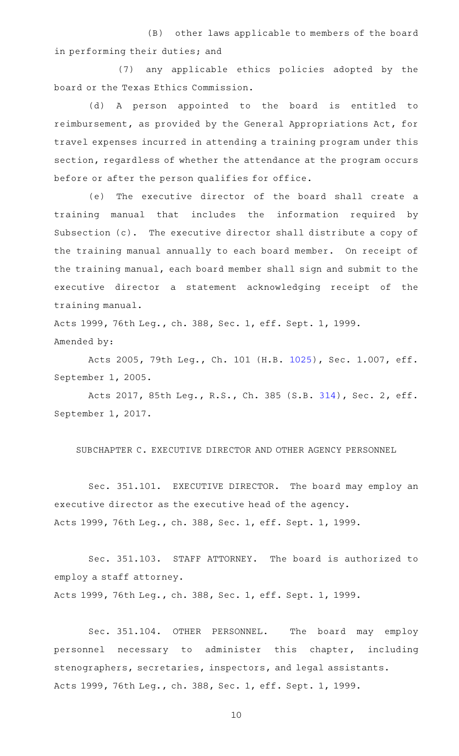(B) other laws applicable to members of the board in performing their duties; and

(7) any applicable ethics policies adopted by the board or the Texas Ethics Commission.

(d) A person appointed to the board is entitled to reimbursement, as provided by the General Appropriations Act, for travel expenses incurred in attending a training program under this section, regardless of whether the attendance at the program occurs before or after the person qualifies for office.

(e) The executive director of the board shall create a training manual that includes the information required by Subsection (c). The executive director shall distribute a copy of the training manual annually to each board member. On receipt of the training manual, each board member shall sign and submit to the executive director a statement acknowledging receipt of the training manual.

Acts 1999, 76th Leg., ch. 388, Sec. 1, eff. Sept. 1, 1999.
Amended by:

Acts 2005, 79th Leg., Ch. 101 (H.B. 1025), Sec. 1.007, eff. September 1, 2005.

Acts 2017, 85th Leg., R.S., Ch. 385 (S.B. 314), Sec. 2, eff. September 1, 2017.

SUBCHAPTER C. EXECUTIVE DIRECTOR AND OTHER AGENCY PERSONNEL

Sec. 351.101. EXECUTIVE DIRECTOR. The board may employ an executive director as the executive head of the agency.
Acts 1999, 76th Leg., ch. 388, Sec. 1, eff. Sept. 1, 1999.

Sec. 351.103. STAFF ATTORNEY. The board is authorized to employ a staff attorney.
Acts 1999, 76th Leg., ch. 388, Sec. 1, eff. Sept. 1, 1999.

Sec. 351.104. OTHER PERSONNEL. The board may employ personnel necessary to administer this chapter, including stenographers, secretaries, inspectors, and legal assistants.
Acts 1999, 76th Leg., ch. 388, Sec. 1, eff. Sept. 1, 1999.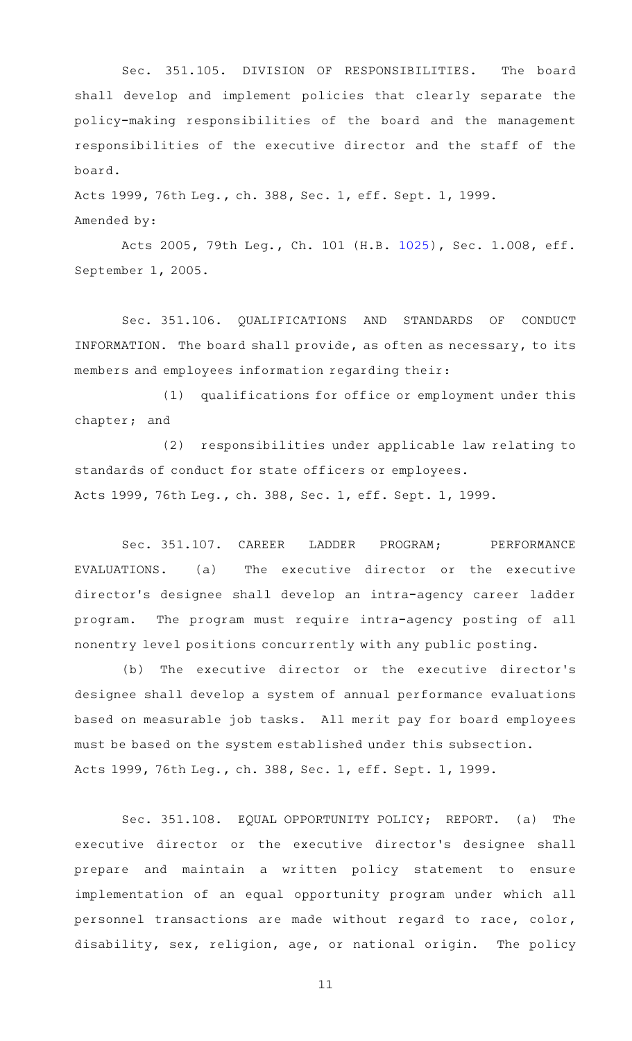Sec. 351.105. DIVISION OF RESPONSIBILITIES. The board shall develop and implement policies that clearly separate the policy-making responsibilities of the board and the management responsibilities of the executive director and the staff of the board.

Acts 1999, 76th Leg., ch. 388, Sec. 1, eff. Sept. 1, 1999.

Amended by:

Acts 2005, 79th Leg., Ch. 101 (H.B. 1025), Sec. 1.008, eff. September 1, 2005.

Sec. 351.106. QUALIFICATIONS AND STANDARDS OF CONDUCT INFORMATION. The board shall provide, as often as necessary, to its members and employees information regarding their:

(1) qualifications for office or employment under this chapter; and

(2) responsibilities under applicable law relating to standards of conduct for state officers or employees.

Acts 1999, 76th Leg., ch. 388, Sec. 1, eff. Sept. 1, 1999.

Sec. 351.107. CAREER LADDER PROGRAM; PERFORMANCE EVALUATIONS. (a) The executive director or the executive director's designee shall develop an intra-agency career ladder program. The program must require intra-agency posting of all nonentry level positions concurrently with any public posting.

(b) The executive director or the executive director's designee shall develop a system of annual performance evaluations based on measurable job tasks. All merit pay for board employees must be based on the system established under this subsection.

Acts 1999, 76th Leg., ch. 388, Sec. 1, eff. Sept. 1, 1999.

Sec. 351.108. EQUAL OPPORTUNITY POLICY; REPORT. (a) The executive director or the executive director's designee shall prepare and maintain a written policy statement to ensure implementation of an equal opportunity program under which all personnel transactions are made without regard to race, color, disability, sex, religion, age, or national origin. The policy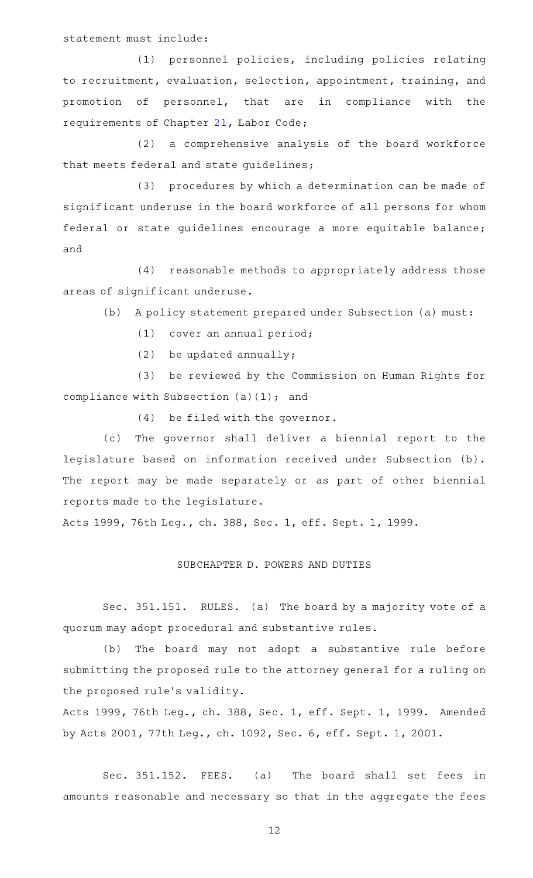statement must include:

(1) personnel policies, including policies relating to recruitment, evaluation, selection, appointment, training, and promotion of personnel, that are in compliance with the requirements of Chapter 21, Labor Code;

(2) a comprehensive analysis of the board workforce that meets federal and state guidelines;

(3) procedures by which a determination can be made of significant underuse in the board workforce of all persons for whom federal or state guidelines encourage a more equitable balance; and

(4) reasonable methods to appropriately address those areas of significant underuse.

(b) A policy statement prepared under Subsection (a) must:

(1) cover an annual period;

(2) be updated annually;

(3) be reviewed by the Commission on Human Rights for compliance with Subsection (a)(1); and

(4) be filed with the governor.

(c) The governor shall deliver a biennial report to the legislature based on information received under Subsection (b). The report may be made separately or as part of other biennial reports made to the legislature.

Acts 1999, 76th Leg., ch. 388, Sec. 1, eff. Sept. 1, 1999.

## SUBCHAPTER D. POWERS AND DUTIES

Sec. 351.151. RULES. (a) The board by a majority vote of a quorum may adopt procedural and substantive rules.

(b) The board may not adopt a substantive rule before submitting the proposed rule to the attorney general for a ruling on the proposed rule's validity.

Acts 1999, 76th Leg., ch. 388, Sec. 1, eff. Sept. 1, 1999. Amended by Acts 2001, 77th Leg., ch. 1092, Sec. 6, eff. Sept. 1, 2001.

Sec. 351.152. FEES. (a) The board shall set fees in amounts reasonable and necessary so that in the aggregate the fees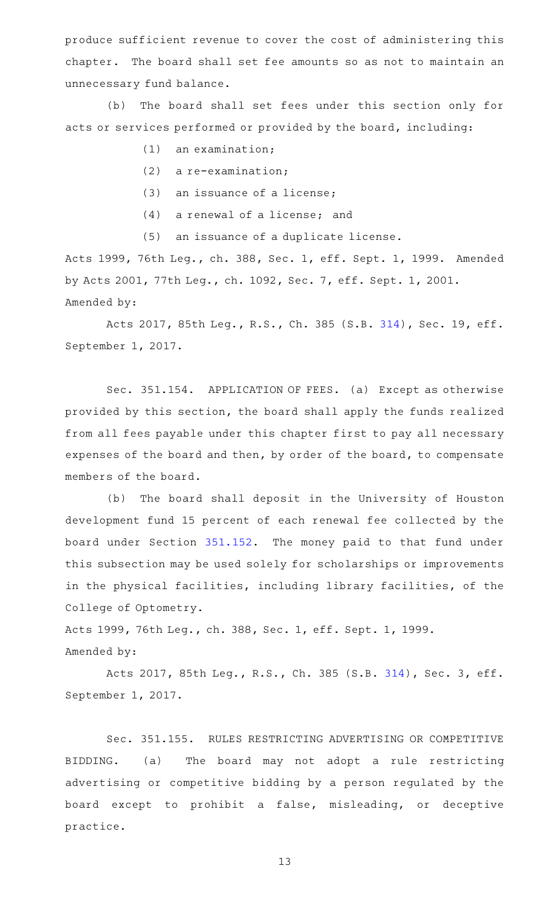produce sufficient revenue to cover the cost of administering this chapter. The board shall set fee amounts so as not to maintain an unnecessary fund balance.

(b) The board shall set fees under this section only for acts or services performed or provided by the board, including:

(1) an examination;

(2) a re-examination;

(3) an issuance of a license;

(4) a renewal of a license; and

(5) an issuance of a duplicate license.

Acts 1999, 76th Leg., ch. 388, Sec. 1, eff. Sept. 1, 1999. Amended by Acts 2001, 77th Leg., ch. 1092, Sec. 7, eff. Sept. 1, 2001.
Amended by:

Acts 2017, 85th Leg., R.S., Ch. 385 (S.B. 314), Sec. 19, eff. September 1, 2017.

Sec. 351.154. APPLICATION OF FEES. (a) Except as otherwise provided by this section, the board shall apply the funds realized from all fees payable under this chapter first to pay all necessary expenses of the board and then, by order of the board, to compensate members of the board.

(b) The board shall deposit in the University of Houston development fund 15 percent of each renewal fee collected by the board under Section 351.152. The money paid to that fund under this subsection may be used solely for scholarships or improvements in the physical facilities, including library facilities, of the College of Optometry.

Acts 1999, 76th Leg., ch. 388, Sec. 1, eff. Sept. 1, 1999.
Amended by:

Acts 2017, 85th Leg., R.S., Ch. 385 (S.B. 314), Sec. 3, eff. September 1, 2017.

Sec. 351.155. RULES RESTRICTING ADVERTISING OR COMPETITIVE BIDDING. (a) The board may not adopt a rule restricting advertising or competitive bidding by a person regulated by the board except to prohibit a false, misleading, or deceptive practice.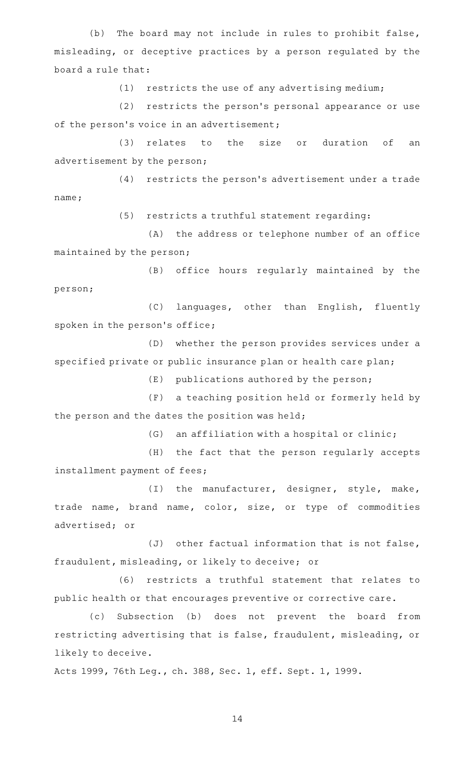(b) The board may not include in rules to prohibit false, misleading, or deceptive practices by a person regulated by the board a rule that:

(1) restricts the use of any advertising medium;

(2) restricts the person's personal appearance or use of the person's voice in an advertisement;

(3) relates to the size or duration of an advertisement by the person;

(4) restricts the person's advertisement under a trade name;

(5) restricts a truthful statement regarding:

(A) the address or telephone number of an office maintained by the person;

(B) office hours regularly maintained by the person;

(C) languages, other than English, fluently spoken in the person's office;

(D) whether the person provides services under a specified private or public insurance plan or health care plan;

(E) publications authored by the person;

(F) a teaching position held or formerly held by the person and the dates the position was held;

(G) an affiliation with a hospital or clinic;

(H) the fact that the person regularly accepts installment payment of fees;

(I) the manufacturer, designer, style, make, trade name, brand name, color, size, or type of commodities advertised; or

(J) other factual information that is not false, fraudulent, misleading, or likely to deceive; or

(6) restricts a truthful statement that relates to public health or that encourages preventive or corrective care.

(c) Subsection (b) does not prevent the board from restricting advertising that is false, fraudulent, misleading, or likely to deceive.

Acts 1999, 76th Leg., ch. 388, Sec. 1, eff. Sept. 1, 1999.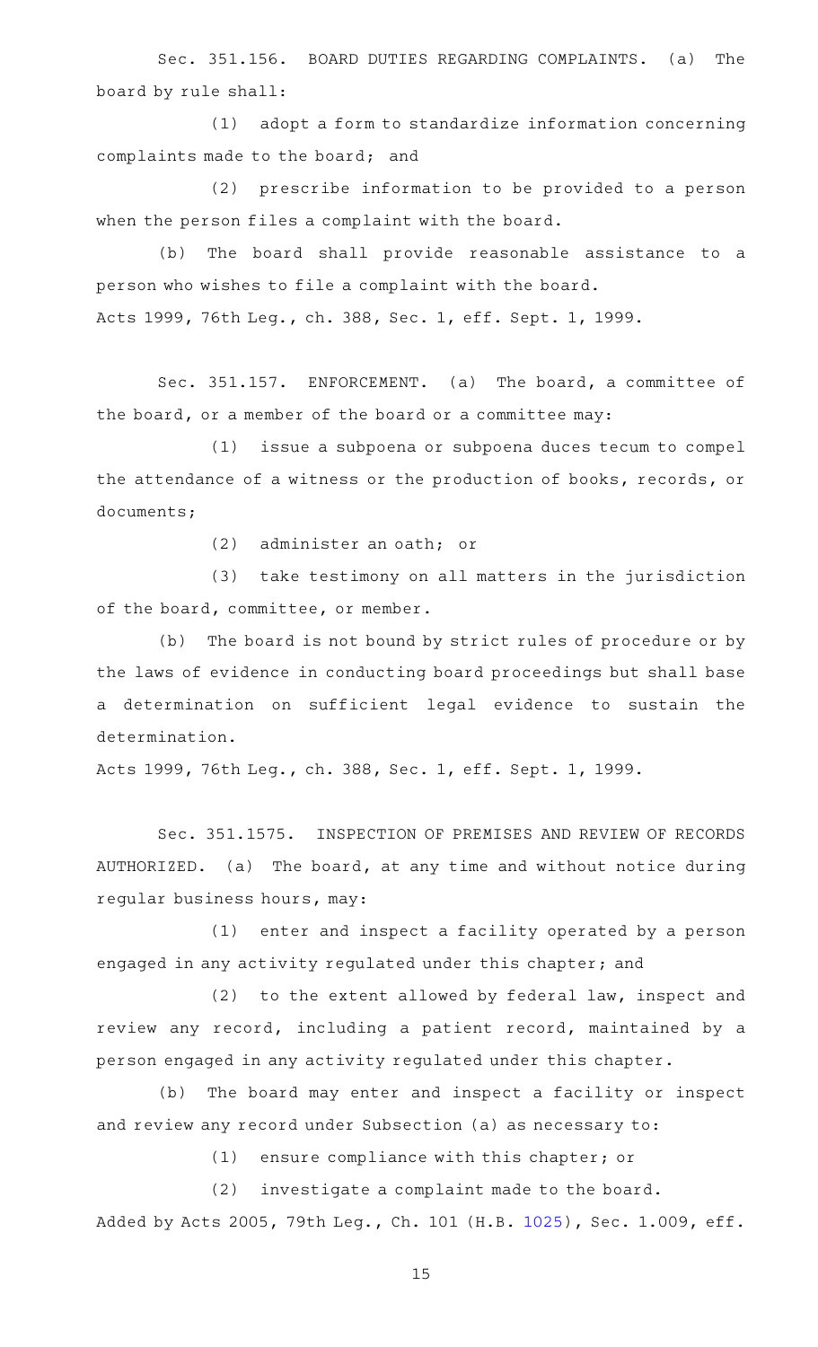Sec. 351.156. BOARD DUTIES REGARDING COMPLAINTS. (a) The board by rule shall:

(1) adopt a form to standardize information concerning complaints made to the board; and

(2) prescribe information to be provided to a person when the person files a complaint with the board.

(b) The board shall provide reasonable assistance to a person who wishes to file a complaint with the board.

Acts 1999, 76th Leg., ch. 388, Sec. 1, eff. Sept. 1, 1999.

Sec. 351.157. ENFORCEMENT. (a) The board, a committee of the board, or a member of the board or a committee may:

(1) issue a subpoena or subpoena duces tecum to compel the attendance of a witness or the production of books, records, or documents;

(2) administer an oath; or

(3) take testimony on all matters in the jurisdiction of the board, committee, or member.

(b) The board is not bound by strict rules of procedure or by the laws of evidence in conducting board proceedings but shall base a determination on sufficient legal evidence to sustain the determination.

Acts 1999, 76th Leg., ch. 388, Sec. 1, eff. Sept. 1, 1999.

Sec. 351.1575. INSPECTION OF PREMISES AND REVIEW OF RECORDS AUTHORIZED. (a) The board, at any time and without notice during regular business hours, may:

(1) enter and inspect a facility operated by a person engaged in any activity regulated under this chapter; and

(2) to the extent allowed by federal law, inspect and review any record, including a patient record, maintained by a person engaged in any activity regulated under this chapter.

(b) The board may enter and inspect a facility or inspect and review any record under Subsection (a) as necessary to:

(1) ensure compliance with this chapter; or

(2) investigate a complaint made to the board.

Added by Acts 2005, 79th Leg., Ch. 101 (H.B. 1025), Sec. 1.009, eff.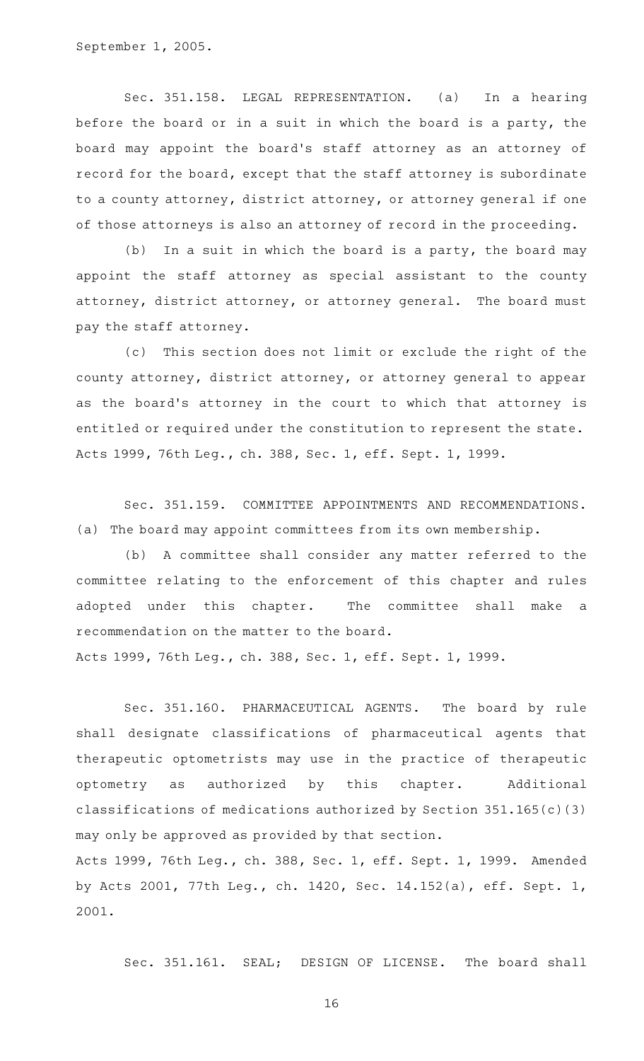September 1, 2005.

Sec. 351.158. LEGAL REPRESENTATION. (a) In a hearing before the board or in a suit in which the board is a party, the board may appoint the board's staff attorney as an attorney of record for the board, except that the staff attorney is subordinate to a county attorney, district attorney, or attorney general if one of those attorneys is also an attorney of record in the proceeding.

(b) In a suit in which the board is a party, the board may appoint the staff attorney as special assistant to the county attorney, district attorney, or attorney general. The board must pay the staff attorney.

(c) This section does not limit or exclude the right of the county attorney, district attorney, or attorney general to appear as the board's attorney in the court to which that attorney is entitled or required under the constitution to represent the state.
Acts 1999, 76th Leg., ch. 388, Sec. 1, eff. Sept. 1, 1999.

Sec. 351.159. COMMITTEE APPOINTMENTS AND RECOMMENDATIONS. (a) The board may appoint committees from its own membership.

(b) A committee shall consider any matter referred to the committee relating to the enforcement of this chapter and rules adopted under this chapter. The committee shall make a recommendation on the matter to the board.
Acts 1999, 76th Leg., ch. 388, Sec. 1, eff. Sept. 1, 1999.

Sec. 351.160. PHARMACEUTICAL AGENTS. The board by rule shall designate classifications of pharmaceutical agents that therapeutic optometrists may use in the practice of therapeutic optometry as authorized by this chapter. Additional classifications of medications authorized by Section 351.165(c)(3) may only be approved as provided by that section.
Acts 1999, 76th Leg., ch. 388, Sec. 1, eff. Sept. 1, 1999. Amended by Acts 2001, 77th Leg., ch. 1420, Sec. 14.152(a), eff. Sept. 1, 2001.

Sec. 351.161. SEAL; DESIGN OF LICENSE. The board shall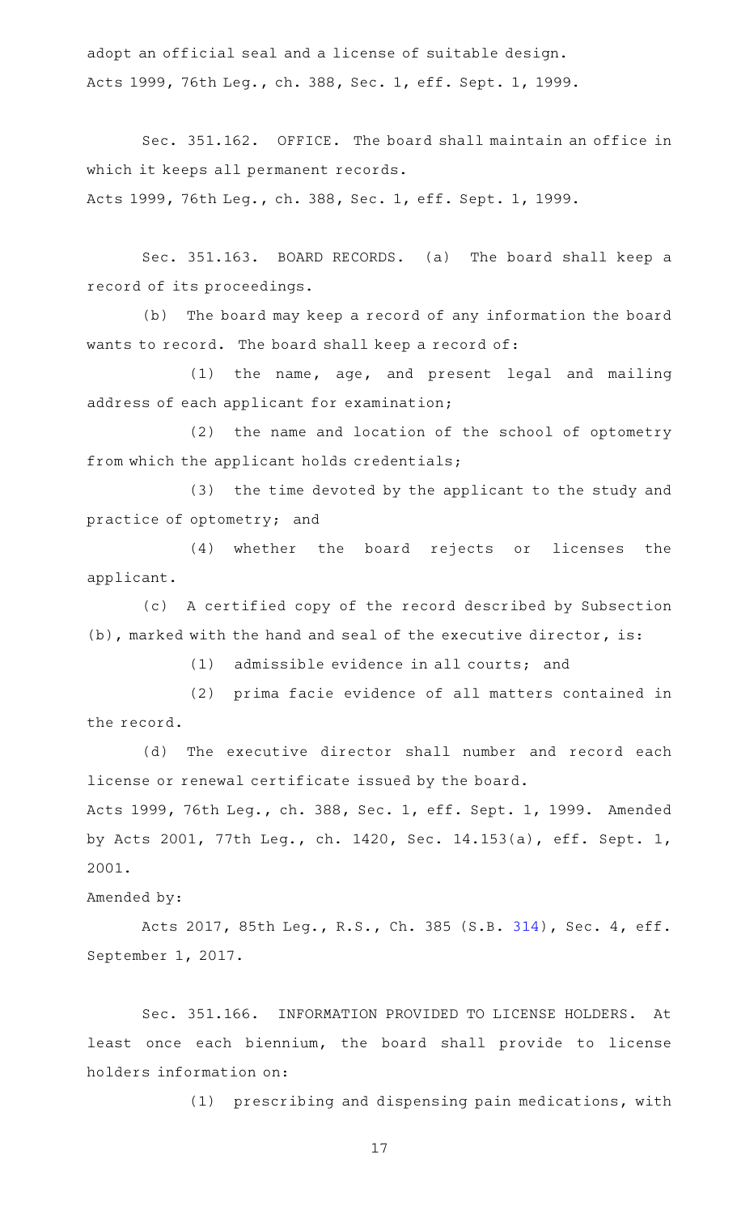adopt an official seal and a license of suitable design.

Acts 1999, 76th Leg., ch. 388, Sec. 1, eff. Sept. 1, 1999.

Sec. 351.162. OFFICE. The board shall maintain an office in which it keeps all permanent records.

Acts 1999, 76th Leg., ch. 388, Sec. 1, eff. Sept. 1, 1999.

Sec. 351.163. BOARD RECORDS. (a) The board shall keep a record of its proceedings.

(b) The board may keep a record of any information the board wants to record. The board shall keep a record of:

(1) the name, age, and present legal and mailing address of each applicant for examination;

(2) the name and location of the school of optometry from which the applicant holds credentials;

(3) the time devoted by the applicant to the study and practice of optometry; and

(4) whether the board rejects or licenses the applicant.

(c) A certified copy of the record described by Subsection (b), marked with the hand and seal of the executive director, is:

(1) admissible evidence in all courts; and

(2) prima facie evidence of all matters contained in the record.

(d) The executive director shall number and record each license or renewal certificate issued by the board.

Acts 1999, 76th Leg., ch. 388, Sec. 1, eff. Sept. 1, 1999. Amended by Acts 2001, 77th Leg., ch. 1420, Sec. 14.153(a), eff. Sept. 1, 2001.

Amended by:

Acts 2017, 85th Leg., R.S., Ch. 385 (S.B. 314), Sec. 4, eff. September 1, 2017.

Sec. 351.166. INFORMATION PROVIDED TO LICENSE HOLDERS. At least once each biennium, the board shall provide to license holders information on:

(1) prescribing and dispensing pain medications, with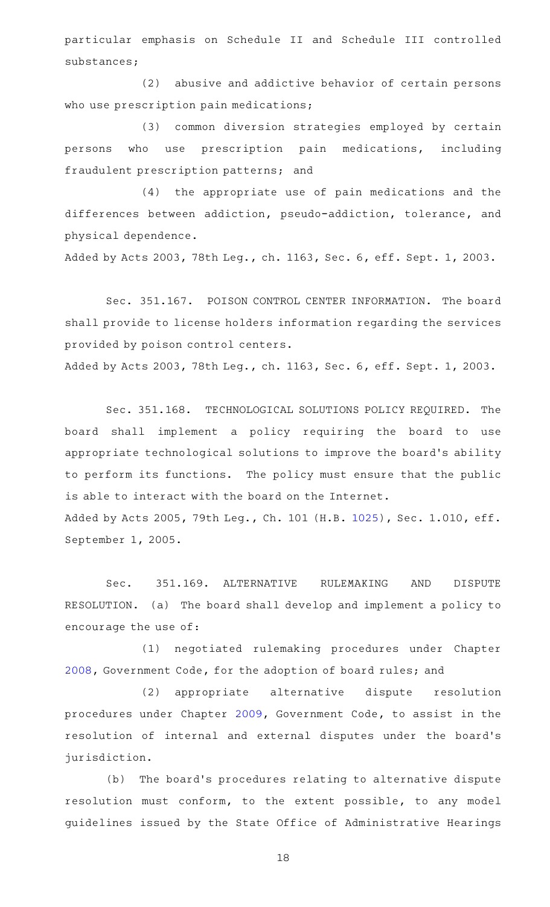particular emphasis on Schedule II and Schedule III controlled substances;

(2) abusive and addictive behavior of certain persons who use prescription pain medications;

(3) common diversion strategies employed by certain persons who use prescription pain medications, including fraudulent prescription patterns; and

(4) the appropriate use of pain medications and the differences between addiction, pseudo-addiction, tolerance, and physical dependence.

Added by Acts 2003, 78th Leg., ch. 1163, Sec. 6, eff. Sept. 1, 2003.

Sec. 351.167. POISON CONTROL CENTER INFORMATION. The board shall provide to license holders information regarding the services provided by poison control centers.

Added by Acts 2003, 78th Leg., ch. 1163, Sec. 6, eff. Sept. 1, 2003.

Sec. 351.168. TECHNOLOGICAL SOLUTIONS POLICY REQUIRED. The board shall implement a policy requiring the board to use appropriate technological solutions to improve the board's ability to perform its functions. The policy must ensure that the public is able to interact with the board on the Internet.

Added by Acts 2005, 79th Leg., Ch. 101 (H.B. 1025), Sec. 1.010, eff. September 1, 2005.

Sec. 351.169. ALTERNATIVE RULEMAKING AND DISPUTE RESOLUTION. (a) The board shall develop and implement a policy to encourage the use of:

(1) negotiated rulemaking procedures under Chapter 2008, Government Code, for the adoption of board rules; and

(2) appropriate alternative dispute resolution procedures under Chapter 2009, Government Code, to assist in the resolution of internal and external disputes under the board's jurisdiction.

(b) The board's procedures relating to alternative dispute resolution must conform, to the extent possible, to any model guidelines issued by the State Office of Administrative Hearings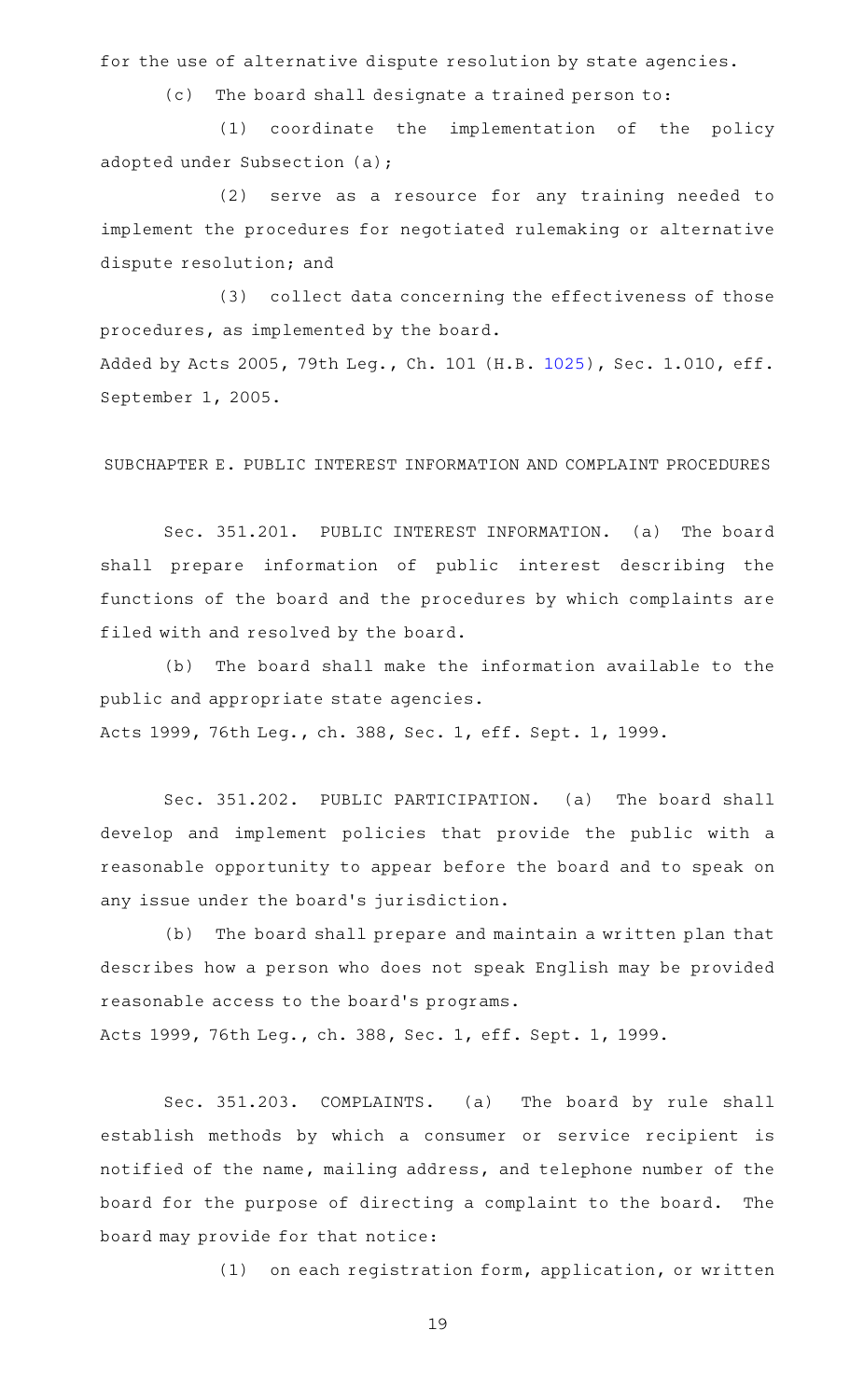for the use of alternative dispute resolution by state agencies.

(c) The board shall designate a trained person to:

(1) coordinate the implementation of the policy adopted under Subsection (a);

(2) serve as a resource for any training needed to implement the procedures for negotiated rulemaking or alternative dispute resolution; and

(3) collect data concerning the effectiveness of those procedures, as implemented by the board.

Added by Acts 2005, 79th Leg., Ch. 101 (H.B. 1025), Sec. 1.010, eff. September 1, 2005.

SUBCHAPTER E. PUBLIC INTEREST INFORMATION AND COMPLAINT PROCEDURES

Sec. 351.201. PUBLIC INTEREST INFORMATION. (a) The board shall prepare information of public interest describing the functions of the board and the procedures by which complaints are filed with and resolved by the board.

(b) The board shall make the information available to the public and appropriate state agencies.

Acts 1999, 76th Leg., ch. 388, Sec. 1, eff. Sept. 1, 1999.

Sec. 351.202. PUBLIC PARTICIPATION. (a) The board shall develop and implement policies that provide the public with a reasonable opportunity to appear before the board and to speak on any issue under the board's jurisdiction.

(b) The board shall prepare and maintain a written plan that describes how a person who does not speak English may be provided reasonable access to the board's programs.

Acts 1999, 76th Leg., ch. 388, Sec. 1, eff. Sept. 1, 1999.

Sec. 351.203. COMPLAINTS. (a) The board by rule shall establish methods by which a consumer or service recipient is notified of the name, mailing address, and telephone number of the board for the purpose of directing a complaint to the board. The board may provide for that notice:

(1) on each registration form, application, or written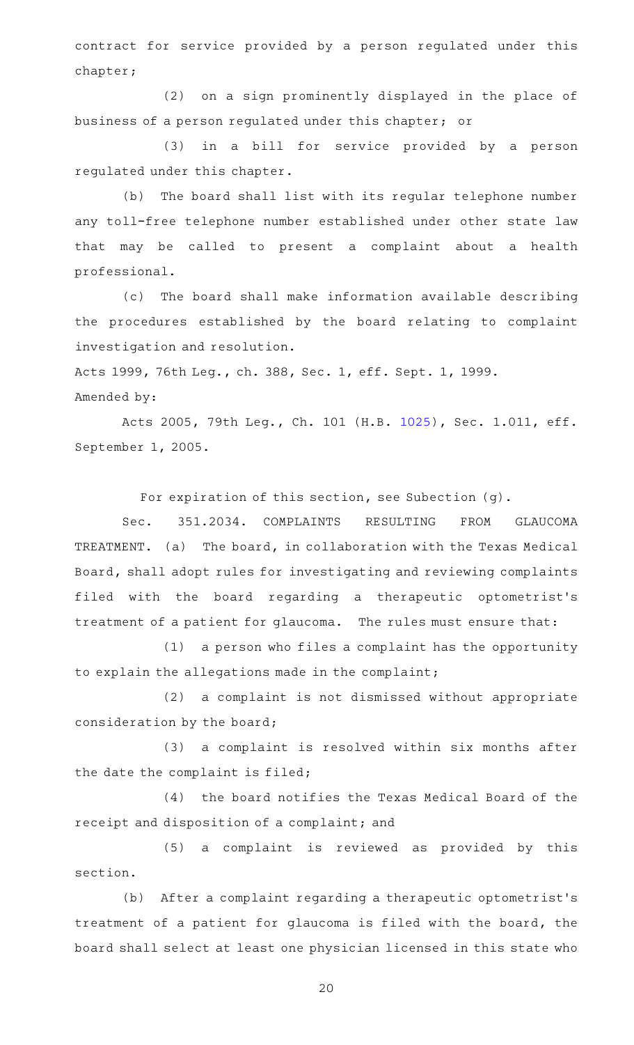contract for service provided by a person regulated under this chapter;

(2) on a sign prominently displayed in the place of business of a person regulated under this chapter; or

(3) in a bill for service provided by a person regulated under this chapter.

(b) The board shall list with its regular telephone number any toll-free telephone number established under other state law that may be called to present a complaint about a health professional.

(c) The board shall make information available describing the procedures established by the board relating to complaint investigation and resolution.

Acts 1999, 76th Leg., ch. 388, Sec. 1, eff. Sept. 1, 1999.

Amended by:

Acts 2005, 79th Leg., Ch. 101 (H.B. 1025), Sec. 1.011, eff. September 1, 2005.

For expiration of this section, see Subection (g).

Sec. 351.2034. COMPLAINTS RESULTING FROM GLAUCOMA TREATMENT. (a) The board, in collaboration with the Texas Medical Board, shall adopt rules for investigating and reviewing complaints filed with the board regarding a therapeutic optometrist's treatment of a patient for glaucoma. The rules must ensure that:

(1) a person who files a complaint has the opportunity to explain the allegations made in the complaint;

(2) a complaint is not dismissed without appropriate consideration by the board;

(3) a complaint is resolved within six months after the date the complaint is filed;

(4) the board notifies the Texas Medical Board of the receipt and disposition of a complaint; and

(5) a complaint is reviewed as provided by this section.

(b) After a complaint regarding a therapeutic optometrist's treatment of a patient for glaucoma is filed with the board, the board shall select at least one physician licensed in this state who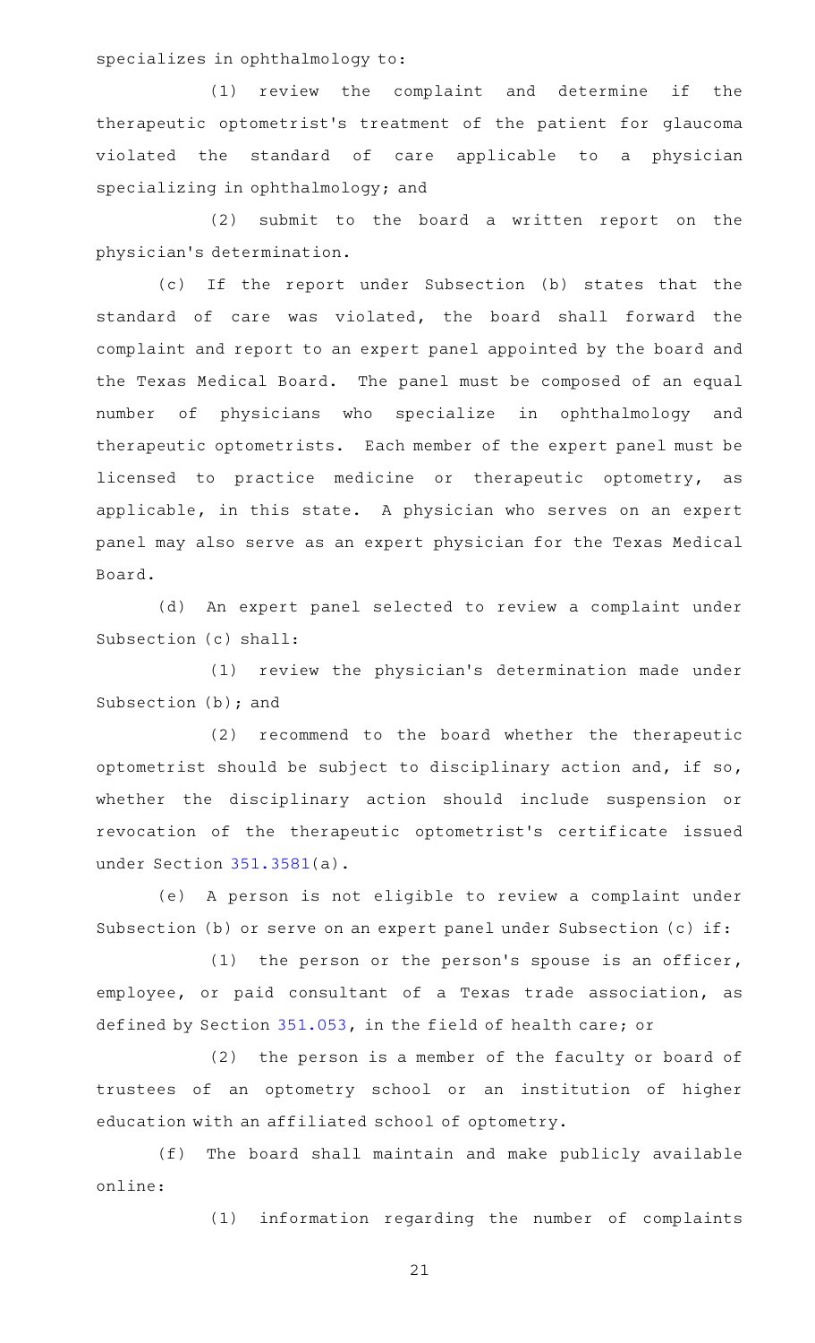specializes in ophthalmology to:

(1) review the complaint and determine if the therapeutic optometrist's treatment of the patient for glaucoma violated the standard of care applicable to a physician specializing in ophthalmology; and

(2) submit to the board a written report on the physician's determination.

(c) If the report under Subsection (b) states that the standard of care was violated, the board shall forward the complaint and report to an expert panel appointed by the board and the Texas Medical Board. The panel must be composed of an equal number of physicians who specialize in ophthalmology and therapeutic optometrists. Each member of the expert panel must be licensed to practice medicine or therapeutic optometry, as applicable, in this state. A physician who serves on an expert panel may also serve as an expert physician for the Texas Medical Board.

(d) An expert panel selected to review a complaint under Subsection (c) shall:

(1) review the physician's determination made under Subsection (b); and

(2) recommend to the board whether the therapeutic optometrist should be subject to disciplinary action and, if so, whether the disciplinary action should include suspension or revocation of the therapeutic optometrist's certificate issued under Section 351.3581(a).

(e) A person is not eligible to review a complaint under Subsection (b) or serve on an expert panel under Subsection (c) if:

(1) the person or the person's spouse is an officer, employee, or paid consultant of a Texas trade association, as defined by Section 351.053, in the field of health care; or

(2) the person is a member of the faculty or board of trustees of an optometry school or an institution of higher education with an affiliated school of optometry.

(f) The board shall maintain and make publicly available online:

(1) information regarding the number of complaints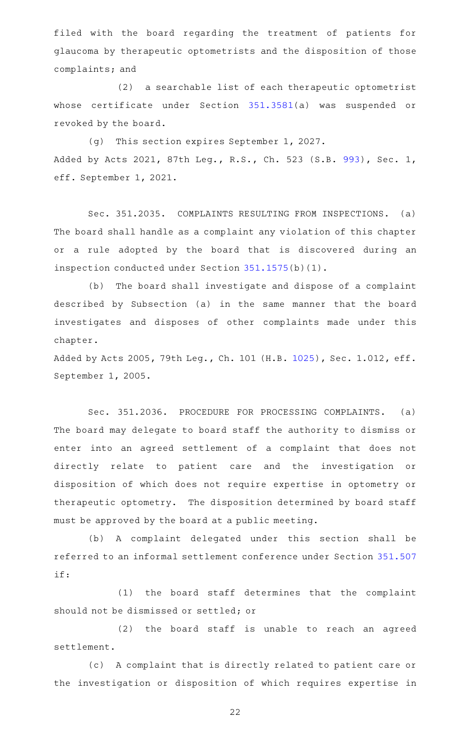filed with the board regarding the treatment of patients for glaucoma by therapeutic optometrists and the disposition of those complaints; and

(2) a searchable list of each therapeutic optometrist whose certificate under Section 351.3581(a) was suspended or revoked by the board.

(g) This section expires September 1, 2027.

Added by Acts 2021, 87th Leg., R.S., Ch. 523 (S.B. 993), Sec. 1, eff. September 1, 2021.

Sec. 351.2035. COMPLAINTS RESULTING FROM INSPECTIONS. (a) The board shall handle as a complaint any violation of this chapter or a rule adopted by the board that is discovered during an inspection conducted under Section 351.1575(b)(1).

(b) The board shall investigate and dispose of a complaint described by Subsection (a) in the same manner that the board investigates and disposes of other complaints made under this chapter.

Added by Acts 2005, 79th Leg., Ch. 101 (H.B. 1025), Sec. 1.012, eff. September 1, 2005.

Sec. 351.2036. PROCEDURE FOR PROCESSING COMPLAINTS. (a) The board may delegate to board staff the authority to dismiss or enter into an agreed settlement of a complaint that does not directly relate to patient care and the investigation or disposition of which does not require expertise in optometry or therapeutic optometry. The disposition determined by board staff must be approved by the board at a public meeting.

(b) A complaint delegated under this section shall be referred to an informal settlement conference under Section 351.507 if:

(1) the board staff determines that the complaint should not be dismissed or settled; or

(2) the board staff is unable to reach an agreed settlement.

(c) A complaint that is directly related to patient care or the investigation or disposition of which requires expertise in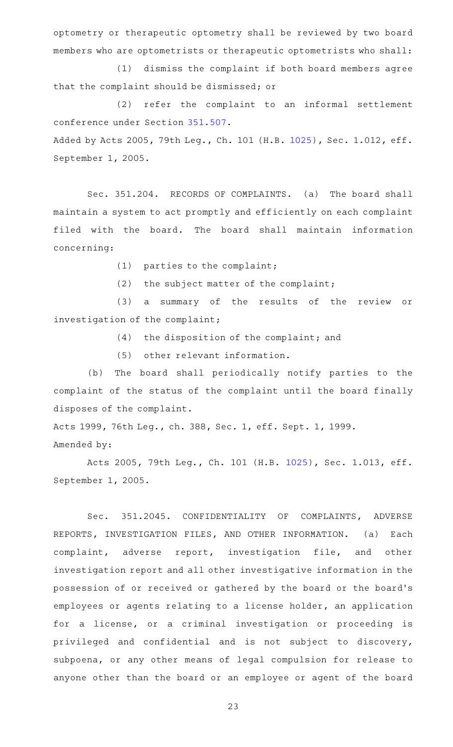optometry or therapeutic optometry shall be reviewed by two board members who are optometrists or therapeutic optometrists who shall:

(1) dismiss the complaint if both board members agree that the complaint should be dismissed; or

(2) refer the complaint to an informal settlement conference under Section 351.507.

Added by Acts 2005, 79th Leg., Ch. 101 (H.B. 1025), Sec. 1.012, eff. September 1, 2005.

Sec. 351.204. RECORDS OF COMPLAINTS. (a) The board shall maintain a system to act promptly and efficiently on each complaint filed with the board. The board shall maintain information concerning:

(1) parties to the complaint;

(2) the subject matter of the complaint;

(3) a summary of the results of the review or investigation of the complaint;

(4) the disposition of the complaint; and

(5) other relevant information.

(b) The board shall periodically notify parties to the complaint of the status of the complaint until the board finally disposes of the complaint.

Acts 1999, 76th Leg., ch. 388, Sec. 1, eff. Sept. 1, 1999.

Amended by:

Acts 2005, 79th Leg., Ch. 101 (H.B. 1025), Sec. 1.013, eff. September 1, 2005.

Sec. 351.2045. CONFIDENTIALITY OF COMPLAINTS, ADVERSE REPORTS, INVESTIGATION FILES, AND OTHER INFORMATION. (a) Each complaint, adverse report, investigation file, and other investigation report and all other investigative information in the possession of or received or gathered by the board or the board's employees or agents relating to a license holder, an application for a license, or a criminal investigation or proceeding is privileged and confidential and is not subject to discovery, subpoena, or any other means of legal compulsion for release to anyone other than the board or an employee or agent of the board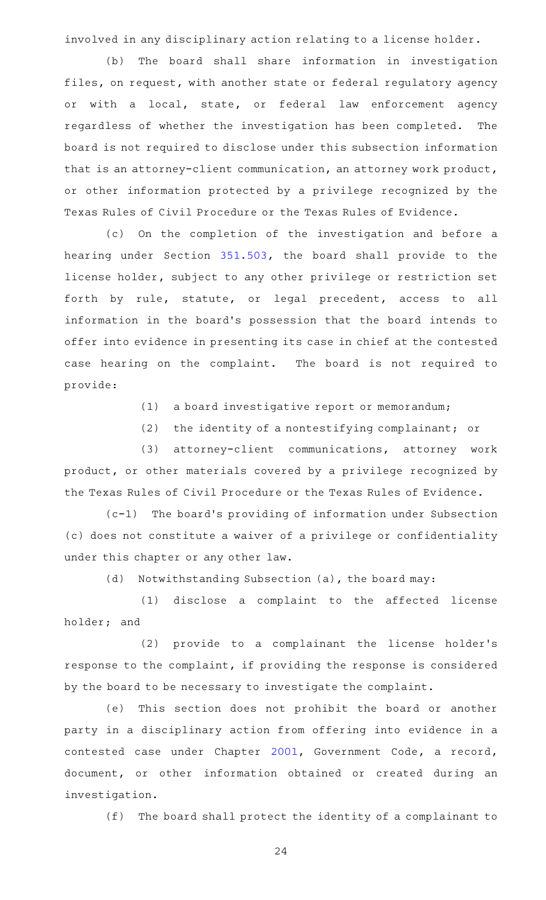involved in any disciplinary action relating to a license holder.

(b) The board shall share information in investigation files, on request, with another state or federal regulatory agency or with a local, state, or federal law enforcement agency regardless of whether the investigation has been completed. The board is not required to disclose under this subsection information that is an attorney-client communication, an attorney work product, or other information protected by a privilege recognized by the Texas Rules of Civil Procedure or the Texas Rules of Evidence.

(c) On the completion of the investigation and before a hearing under Section 351.503, the board shall provide to the license holder, subject to any other privilege or restriction set forth by rule, statute, or legal precedent, access to all information in the board's possession that the board intends to offer into evidence in presenting its case in chief at the contested case hearing on the complaint. The board is not required to provide:

(1) a board investigative report or memorandum;

(2) the identity of a nontestifying complainant; or

(3) attorney-client communications, attorney work product, or other materials covered by a privilege recognized by the Texas Rules of Civil Procedure or the Texas Rules of Evidence.

(c-1) The board's providing of information under Subsection (c) does not constitute a waiver of a privilege or confidentiality under this chapter or any other law.

(d) Notwithstanding Subsection (a), the board may:

(1) disclose a complaint to the affected license holder; and

(2) provide to a complainant the license holder's response to the complaint, if providing the response is considered by the board to be necessary to investigate the complaint.

(e) This section does not prohibit the board or another party in a disciplinary action from offering into evidence in a contested case under Chapter 2001, Government Code, a record, document, or other information obtained or created during an investigation.

(f) The board shall protect the identity of a complainant to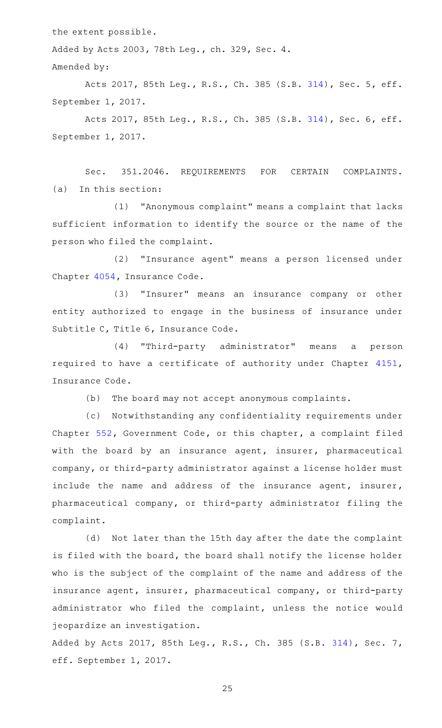the extent possible.

Added by Acts 2003, 78th Leg., ch. 329, Sec. 4.

Amended by:

Acts 2017, 85th Leg., R.S., Ch. 385 (S.B. 314), Sec. 5, eff. September 1, 2017.

Acts 2017, 85th Leg., R.S., Ch. 385 (S.B. 314), Sec. 6, eff. September 1, 2017.

Sec. 351.2046. REQUIREMENTS FOR CERTAIN COMPLAINTS. (a) In this section:

(1) "Anonymous complaint" means a complaint that lacks sufficient information to identify the source or the name of the person who filed the complaint.

(2) "Insurance agent" means a person licensed under Chapter 4054, Insurance Code.

(3) "Insurer" means an insurance company or other entity authorized to engage in the business of insurance under Subtitle C, Title 6, Insurance Code.

(4) "Third-party administrator" means a person required to have a certificate of authority under Chapter 4151, Insurance Code.

(b) The board may not accept anonymous complaints.

(c) Notwithstanding any confidentiality requirements under Chapter 552, Government Code, or this chapter, a complaint filed with the board by an insurance agent, insurer, pharmaceutical company, or third-party administrator against a license holder must include the name and address of the insurance agent, insurer, pharmaceutical company, or third-party administrator filing the complaint.

(d) Not later than the 15th day after the date the complaint is filed with the board, the board shall notify the license holder who is the subject of the complaint of the name and address of the insurance agent, insurer, pharmaceutical company, or third-party administrator who filed the complaint, unless the notice would jeopardize an investigation.

Added by Acts 2017, 85th Leg., R.S., Ch. 385 (S.B. 314), Sec. 7, eff. September 1, 2017.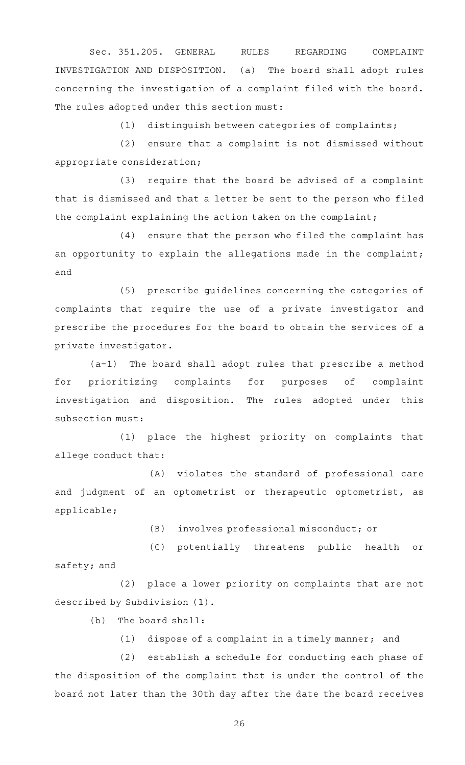Sec. 351.205. GENERAL RULES REGARDING COMPLAINT INVESTIGATION AND DISPOSITION. (a) The board shall adopt rules concerning the investigation of a complaint filed with the board. The rules adopted under this section must:

(1) distinguish between categories of complaints;

(2) ensure that a complaint is not dismissed without appropriate consideration;

(3) require that the board be advised of a complaint that is dismissed and that a letter be sent to the person who filed the complaint explaining the action taken on the complaint;

(4) ensure that the person who filed the complaint has an opportunity to explain the allegations made in the complaint; and

(5) prescribe guidelines concerning the categories of complaints that require the use of a private investigator and prescribe the procedures for the board to obtain the services of a private investigator.

(a-1) The board shall adopt rules that prescribe a method for prioritizing complaints for purposes of complaint investigation and disposition. The rules adopted under this subsection must:

(1) place the highest priority on complaints that allege conduct that:

(A) violates the standard of professional care and judgment of an optometrist or therapeutic optometrist, as applicable;

(B) involves professional misconduct; or

(C) potentially threatens public health or safety; and

(2) place a lower priority on complaints that are not described by Subdivision (1).

(b) The board shall:

(1) dispose of a complaint in a timely manner; and

(2) establish a schedule for conducting each phase of the disposition of the complaint that is under the control of the board not later than the 30th day after the date the board receives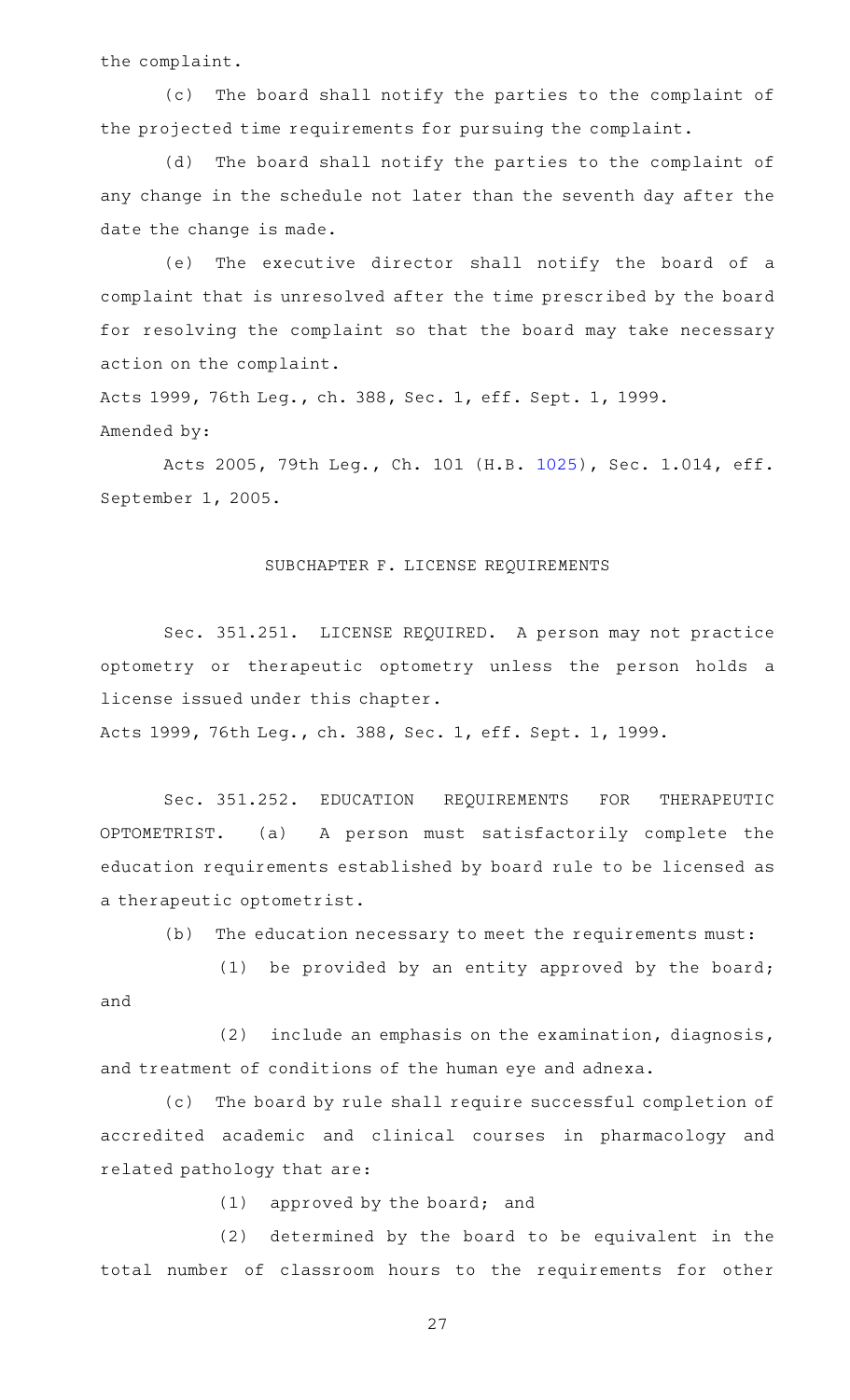the complaint.

(c) The board shall notify the parties to the complaint of the projected time requirements for pursuing the complaint.

(d) The board shall notify the parties to the complaint of any change in the schedule not later than the seventh day after the date the change is made.

(e) The executive director shall notify the board of a complaint that is unresolved after the time prescribed by the board for resolving the complaint so that the board may take necessary action on the complaint.

Acts 1999, 76th Leg., ch. 388, Sec. 1, eff. Sept. 1, 1999.
Amended by:

Acts 2005, 79th Leg., Ch. 101 (H.B. 1025), Sec. 1.014, eff. September 1, 2005.

## SUBCHAPTER F. LICENSE REQUIREMENTS

Sec. 351.251. LICENSE REQUIRED. A person may not practice optometry or therapeutic optometry unless the person holds a license issued under this chapter.

Acts 1999, 76th Leg., ch. 388, Sec. 1, eff. Sept. 1, 1999.

Sec. 351.252. EDUCATION REQUIREMENTS FOR THERAPEUTIC OPTOMETRIST. (a) A person must satisfactorily complete the education requirements established by board rule to be licensed as a therapeutic optometrist.

(b) The education necessary to meet the requirements must:

(1) be provided by an entity approved by the board; and

(2) include an emphasis on the examination, diagnosis, and treatment of conditions of the human eye and adnexa.

(c) The board by rule shall require successful completion of accredited academic and clinical courses in pharmacology and related pathology that are:

(1) approved by the board; and

(2) determined by the board to be equivalent in the total number of classroom hours to the requirements for other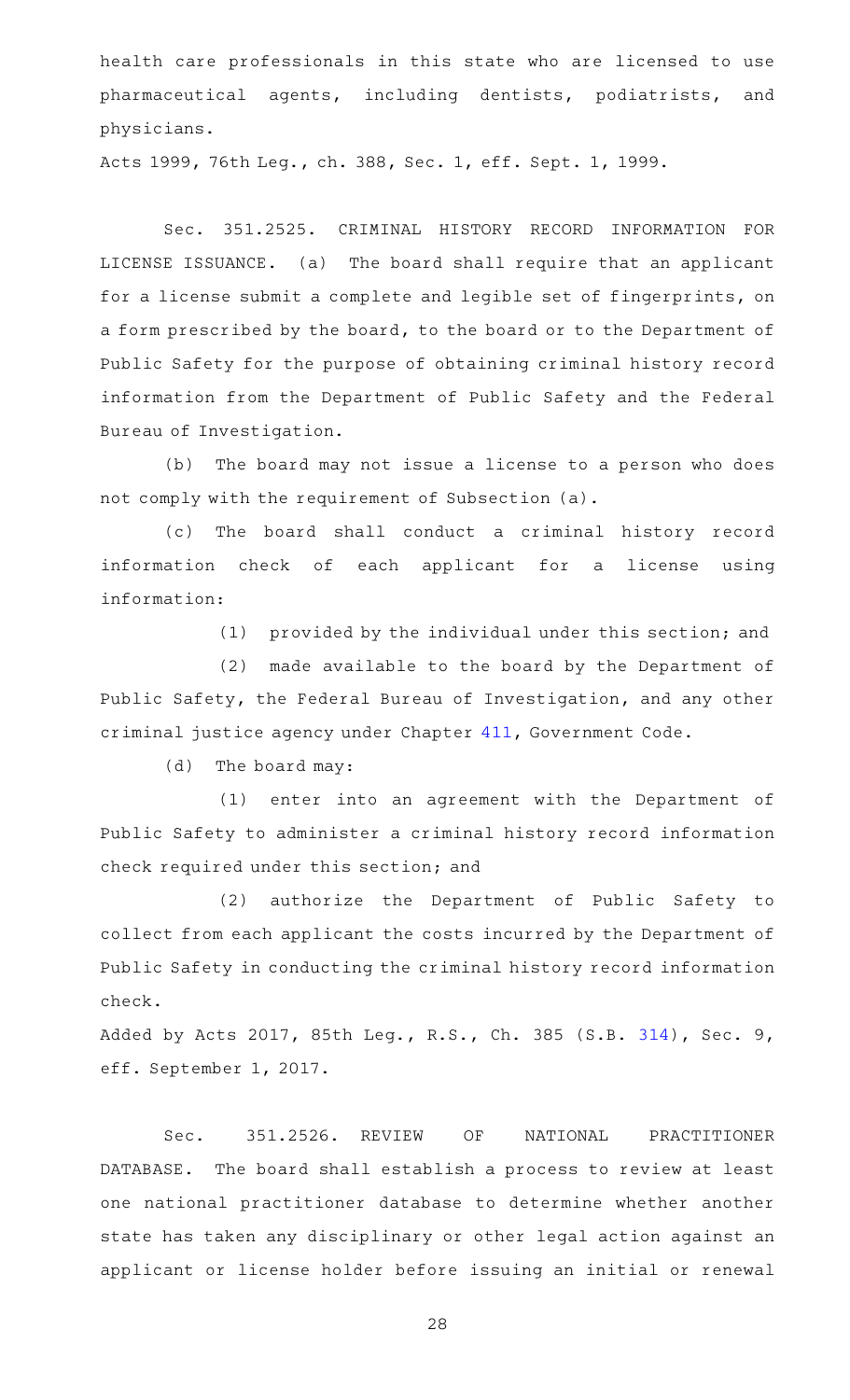health care professionals in this state who are licensed to use pharmaceutical agents, including dentists, podiatrists, and physicians.

Acts 1999, 76th Leg., ch. 388, Sec. 1, eff. Sept. 1, 1999.

Sec. 351.2525. CRIMINAL HISTORY RECORD INFORMATION FOR LICENSE ISSUANCE. (a) The board shall require that an applicant for a license submit a complete and legible set of fingerprints, on a form prescribed by the board, to the board or to the Department of Public Safety for the purpose of obtaining criminal history record information from the Department of Public Safety and the Federal Bureau of Investigation.

(b) The board may not issue a license to a person who does not comply with the requirement of Subsection (a).

(c) The board shall conduct a criminal history record information check of each applicant for a license using information:

(1) provided by the individual under this section; and

(2) made available to the board by the Department of Public Safety, the Federal Bureau of Investigation, and any other criminal justice agency under Chapter 411, Government Code.

(d) The board may:

(1) enter into an agreement with the Department of Public Safety to administer a criminal history record information check required under this section; and

(2) authorize the Department of Public Safety to collect from each applicant the costs incurred by the Department of Public Safety in conducting the criminal history record information check.

Added by Acts 2017, 85th Leg., R.S., Ch. 385 (S.B. 314), Sec. 9, eff. September 1, 2017.

Sec. 351.2526. REVIEW OF NATIONAL PRACTITIONER DATABASE. The board shall establish a process to review at least one national practitioner database to determine whether another state has taken any disciplinary or other legal action against an applicant or license holder before issuing an initial or renewal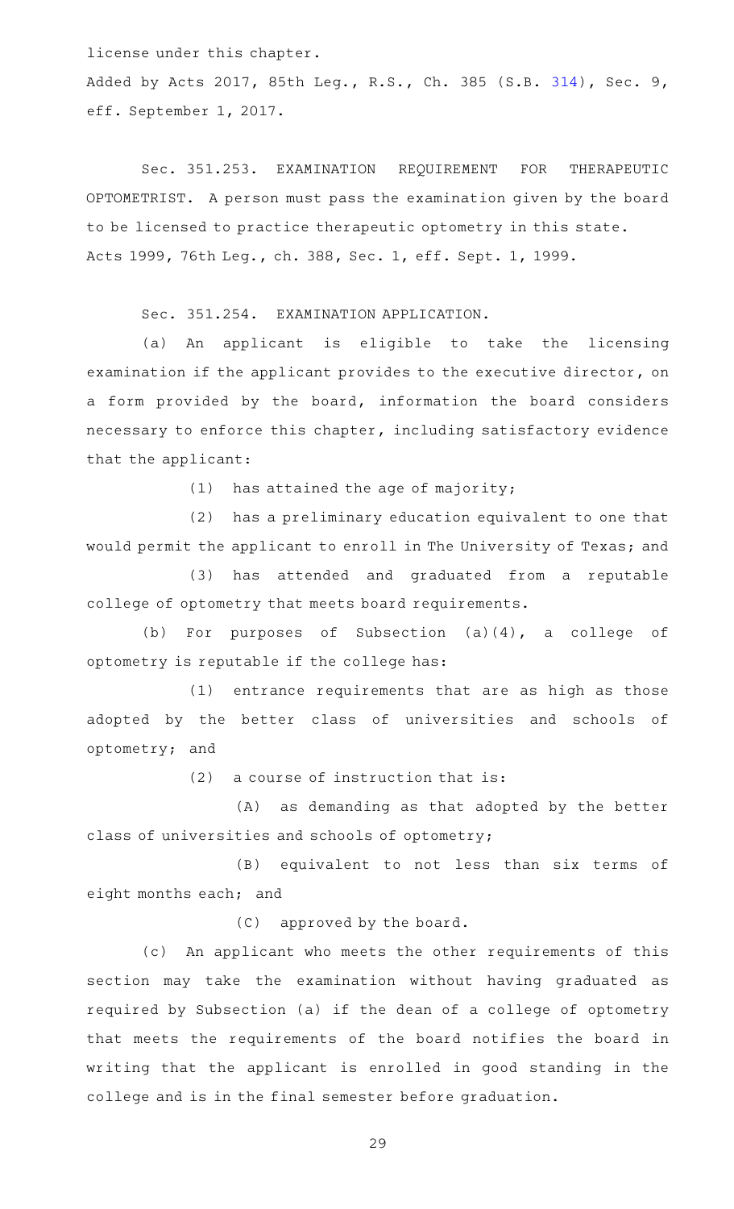license under this chapter.

Added by Acts 2017, 85th Leg., R.S., Ch. 385 (S.B. 314), Sec. 9, eff. September 1, 2017.

Sec. 351.253. EXAMINATION REQUIREMENT FOR THERAPEUTIC OPTOMETRIST. A person must pass the examination given by the board to be licensed to practice therapeutic optometry in this state.

Acts 1999, 76th Leg., ch. 388, Sec. 1, eff. Sept. 1, 1999.

Sec. 351.254. EXAMINATION APPLICATION.

(a) An applicant is eligible to take the licensing examination if the applicant provides to the executive director, on a form provided by the board, information the board considers necessary to enforce this chapter, including satisfactory evidence that the applicant:

(1) has attained the age of majority;

(2) has a preliminary education equivalent to one that would permit the applicant to enroll in The University of Texas; and

(3) has attended and graduated from a reputable college of optometry that meets board requirements.

(b) For purposes of Subsection (a)(4), a college of optometry is reputable if the college has:

(1) entrance requirements that are as high as those adopted by the better class of universities and schools of optometry; and

(2) a course of instruction that is:

(A) as demanding as that adopted by the better class of universities and schools of optometry;

(B) equivalent to not less than six terms of eight months each; and

(C) approved by the board.

(c) An applicant who meets the other requirements of this section may take the examination without having graduated as required by Subsection (a) if the dean of a college of optometry that meets the requirements of the board notifies the board in writing that the applicant is enrolled in good standing in the college and is in the final semester before graduation.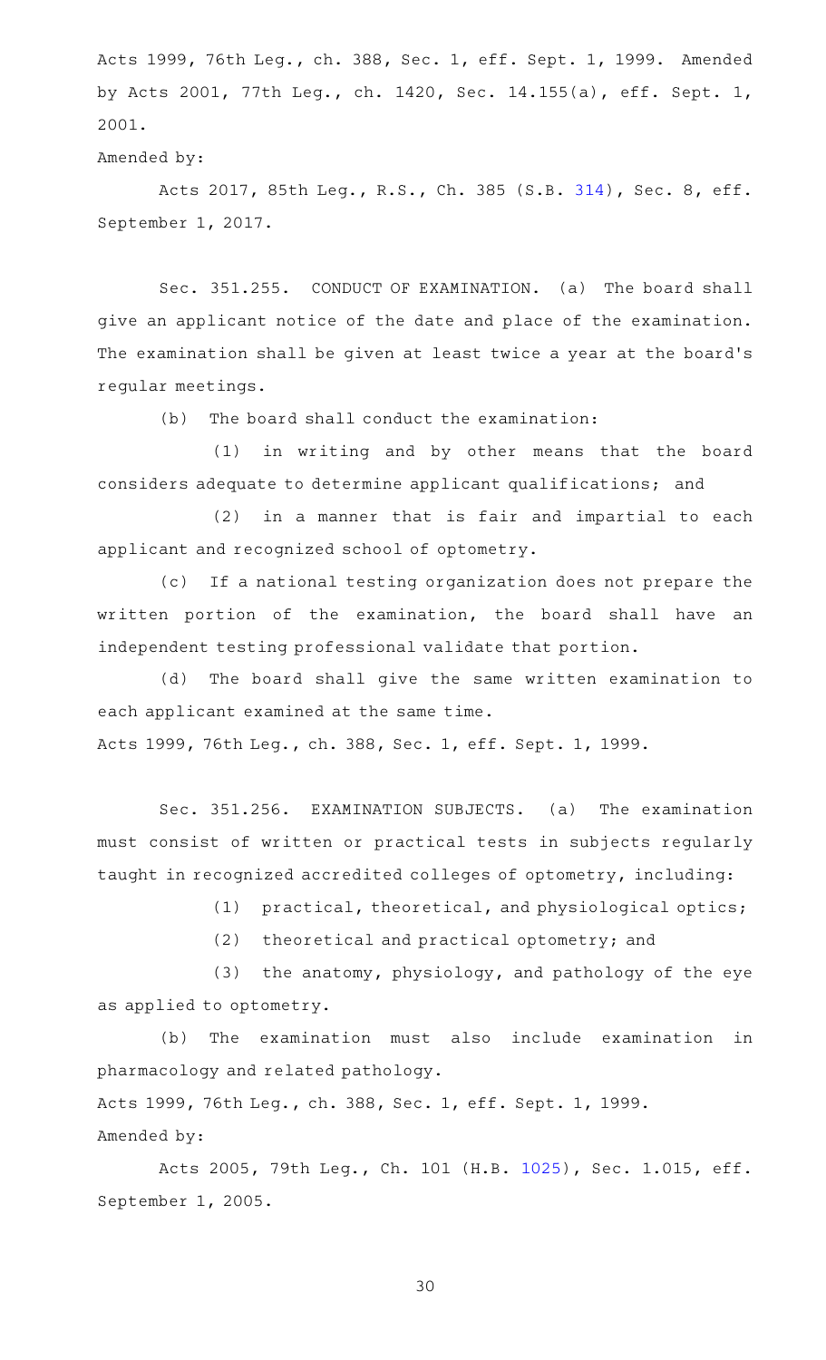Acts 1999, 76th Leg., ch. 388, Sec. 1, eff. Sept. 1, 1999. Amended by Acts 2001, 77th Leg., ch. 1420, Sec. 14.155(a), eff. Sept. 1, 2001.

Amended by:

Acts 2017, 85th Leg., R.S., Ch. 385 (S.B. 314), Sec. 8, eff. September 1, 2017.

Sec. 351.255. CONDUCT OF EXAMINATION. (a) The board shall give an applicant notice of the date and place of the examination. The examination shall be given at least twice a year at the board's regular meetings.

(b) The board shall conduct the examination:

(1) in writing and by other means that the board considers adequate to determine applicant qualifications; and

(2) in a manner that is fair and impartial to each applicant and recognized school of optometry.

(c) If a national testing organization does not prepare the written portion of the examination, the board shall have an independent testing professional validate that portion.

(d) The board shall give the same written examination to each applicant examined at the same time.

Acts 1999, 76th Leg., ch. 388, Sec. 1, eff. Sept. 1, 1999.

Sec. 351.256. EXAMINATION SUBJECTS. (a) The examination must consist of written or practical tests in subjects regularly taught in recognized accredited colleges of optometry, including:

(1) practical, theoretical, and physiological optics;

(2) theoretical and practical optometry; and

(3) the anatomy, physiology, and pathology of the eye as applied to optometry.

(b) The examination must also include examination in pharmacology and related pathology.

Acts 1999, 76th Leg., ch. 388, Sec. 1, eff. Sept. 1, 1999.

Amended by:

Acts 2005, 79th Leg., Ch. 101 (H.B. 1025), Sec. 1.015, eff. September 1, 2005.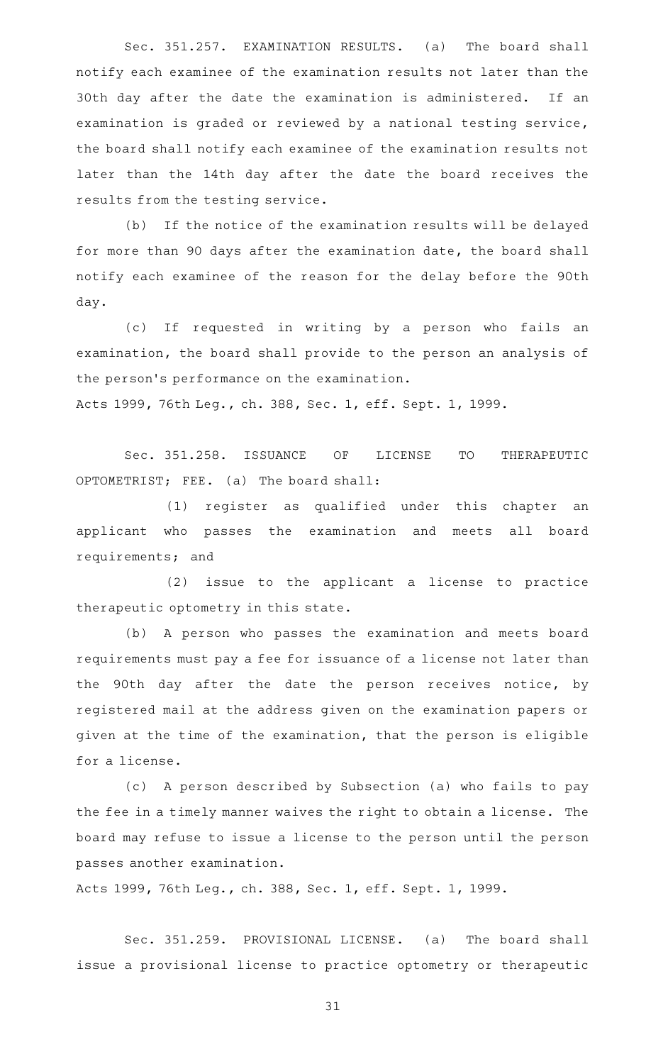Sec. 351.257. EXAMINATION RESULTS. (a) The board shall notify each examinee of the examination results not later than the 30th day after the date the examination is administered. If an examination is graded or reviewed by a national testing service, the board shall notify each examinee of the examination results not later than the 14th day after the date the board receives the results from the testing service.

(b) If the notice of the examination results will be delayed for more than 90 days after the examination date, the board shall notify each examinee of the reason for the delay before the 90th day.

(c) If requested in writing by a person who fails an examination, the board shall provide to the person an analysis of the person's performance on the examination.

Acts 1999, 76th Leg., ch. 388, Sec. 1, eff. Sept. 1, 1999.

Sec. 351.258. ISSUANCE OF LICENSE TO THERAPEUTIC OPTOMETRIST; FEE. (a) The board shall:

(1) register as qualified under this chapter an applicant who passes the examination and meets all board requirements; and

(2) issue to the applicant a license to practice therapeutic optometry in this state.

(b) A person who passes the examination and meets board requirements must pay a fee for issuance of a license not later than the 90th day after the date the person receives notice, by registered mail at the address given on the examination papers or given at the time of the examination, that the person is eligible for a license.

(c) A person described by Subsection (a) who fails to pay the fee in a timely manner waives the right to obtain a license. The board may refuse to issue a license to the person until the person passes another examination.

Acts 1999, 76th Leg., ch. 388, Sec. 1, eff. Sept. 1, 1999.

Sec. 351.259. PROVISIONAL LICENSE. (a) The board shall issue a provisional license to practice optometry or therapeutic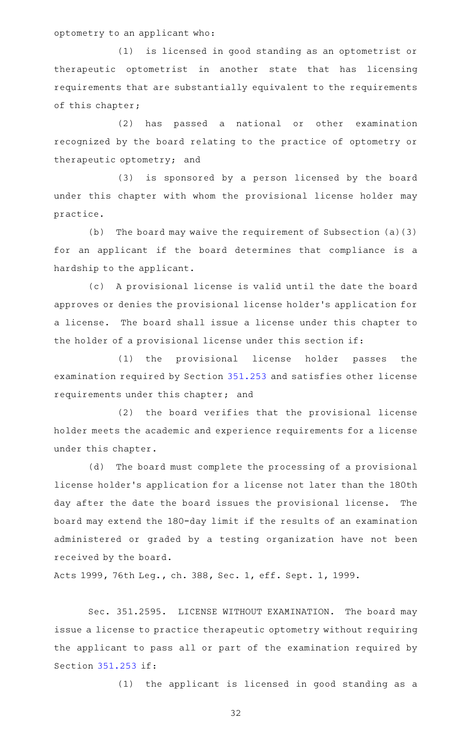optometry to an applicant who:

(1) is licensed in good standing as an optometrist or therapeutic optometrist in another state that has licensing requirements that are substantially equivalent to the requirements of this chapter;

(2) has passed a national or other examination recognized by the board relating to the practice of optometry or therapeutic optometry; and

(3) is sponsored by a person licensed by the board under this chapter with whom the provisional license holder may practice.

(b) The board may waive the requirement of Subsection (a)(3) for an applicant if the board determines that compliance is a hardship to the applicant.

(c) A provisional license is valid until the date the board approves or denies the provisional license holder's application for a license. The board shall issue a license under this chapter to the holder of a provisional license under this section if:

(1) the provisional license holder passes the examination required by Section 351.253 and satisfies other license requirements under this chapter; and

(2) the board verifies that the provisional license holder meets the academic and experience requirements for a license under this chapter.

(d) The board must complete the processing of a provisional license holder's application for a license not later than the 180th day after the date the board issues the provisional license. The board may extend the 180-day limit if the results of an examination administered or graded by a testing organization have not been received by the board.

Acts 1999, 76th Leg., ch. 388, Sec. 1, eff. Sept. 1, 1999.

Sec. 351.2595. LICENSE WITHOUT EXAMINATION. The board may issue a license to practice therapeutic optometry without requiring the applicant to pass all or part of the examination required by Section 351.253 if:

(1) the applicant is licensed in good standing as a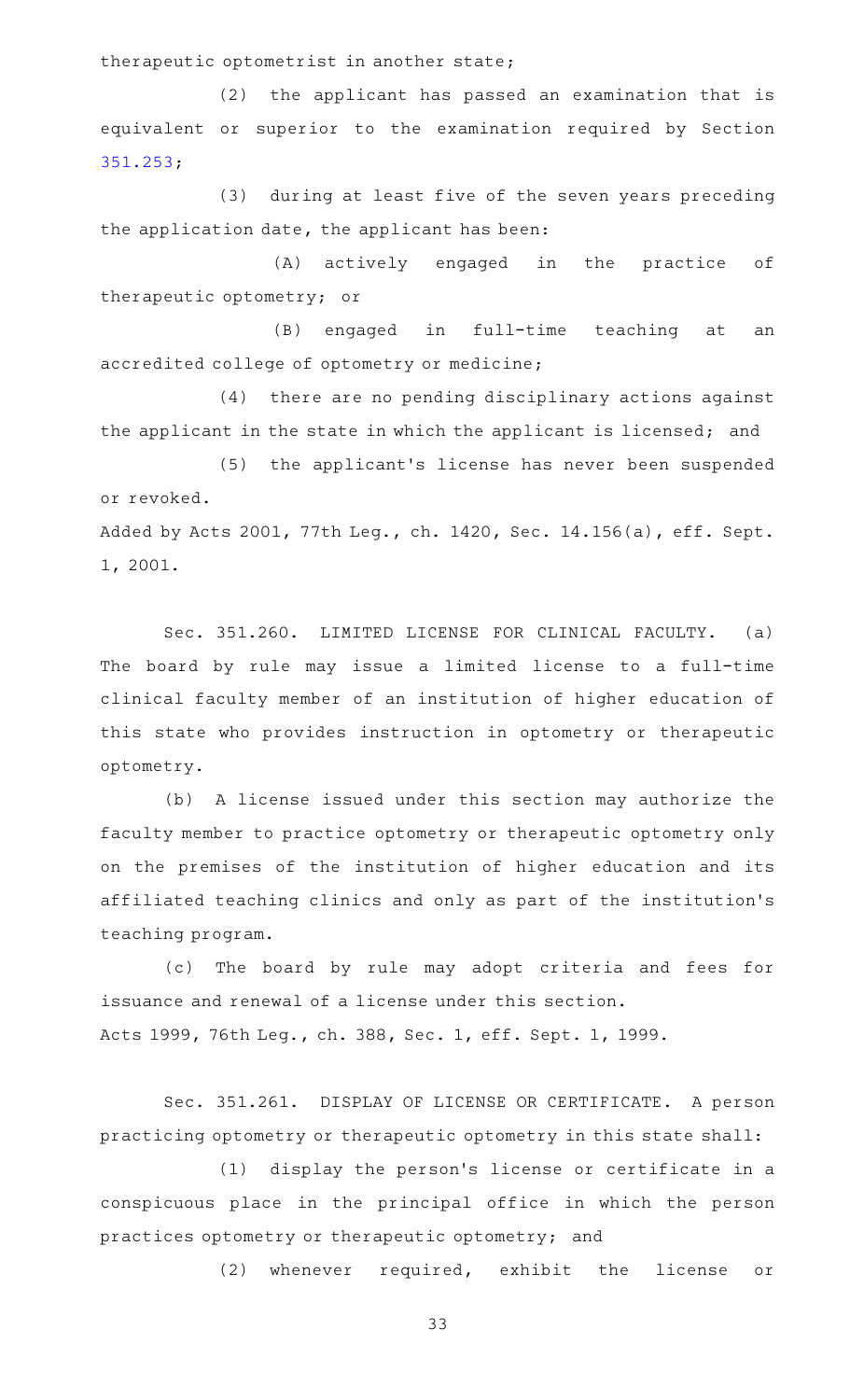therapeutic optometrist in another state;

(2) the applicant has passed an examination that is equivalent or superior to the examination required by Section 351.253;

(3) during at least five of the seven years preceding the application date, the applicant has been:

(A) actively engaged in the practice of therapeutic optometry; or

(B) engaged in full-time teaching at an accredited college of optometry or medicine;

(4) there are no pending disciplinary actions against the applicant in the state in which the applicant is licensed; and

(5) the applicant's license has never been suspended or revoked.

Added by Acts 2001, 77th Leg., ch. 1420, Sec. 14.156(a), eff. Sept. 1, 2001.

Sec. 351.260. LIMITED LICENSE FOR CLINICAL FACULTY. (a) The board by rule may issue a limited license to a full-time clinical faculty member of an institution of higher education of this state who provides instruction in optometry or therapeutic optometry.

(b) A license issued under this section may authorize the faculty member to practice optometry or therapeutic optometry only on the premises of the institution of higher education and its affiliated teaching clinics and only as part of the institution's teaching program.

(c) The board by rule may adopt criteria and fees for issuance and renewal of a license under this section.

Acts 1999, 76th Leg., ch. 388, Sec. 1, eff. Sept. 1, 1999.

Sec. 351.261. DISPLAY OF LICENSE OR CERTIFICATE. A person practicing optometry or therapeutic optometry in this state shall:

(1) display the person's license or certificate in a conspicuous place in the principal office in which the person practices optometry or therapeutic optometry; and

(2) whenever required, exhibit the license or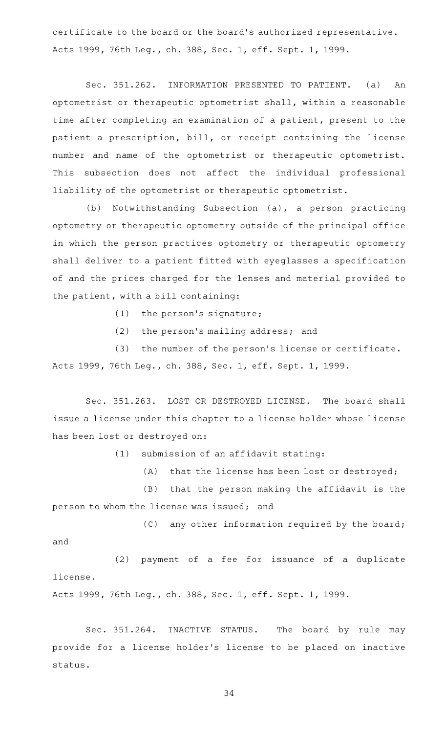certificate to the board or the board's authorized representative.
Acts 1999, 76th Leg., ch. 388, Sec. 1, eff. Sept. 1, 1999.

Sec. 351.262. INFORMATION PRESENTED TO PATIENT. (a) An optometrist or therapeutic optometrist shall, within a reasonable time after completing an examination of a patient, present to the patient a prescription, bill, or receipt containing the license number and name of the optometrist or therapeutic optometrist. This subsection does not affect the individual professional liability of the optometrist or therapeutic optometrist.

(b) Notwithstanding Subsection (a), a person practicing optometry or therapeutic optometry outside of the principal office in which the person practices optometry or therapeutic optometry shall deliver to a patient fitted with eyeglasses a specification of and the prices charged for the lenses and material provided to the patient, with a bill containing:

(1) the person's signature;

(2) the person's mailing address; and

(3) the number of the person's license or certificate.

Acts 1999, 76th Leg., ch. 388, Sec. 1, eff. Sept. 1, 1999.

Sec. 351.263. LOST OR DESTROYED LICENSE. The board shall issue a license under this chapter to a license holder whose license has been lost or destroyed on:

(1) submission of an affidavit stating:

(A) that the license has been lost or destroyed;

(B) that the person making the affidavit is the person to whom the license was issued; and

(C) any other information required by the board; and

(2) payment of a fee for issuance of a duplicate license.

Acts 1999, 76th Leg., ch. 388, Sec. 1, eff. Sept. 1, 1999.

Sec. 351.264. INACTIVE STATUS. The board by rule may provide for a license holder's license to be placed on inactive status.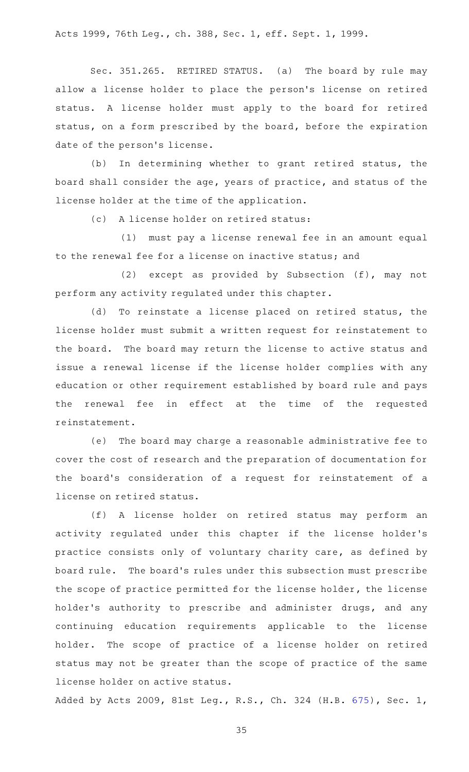Acts 1999, 76th Leg., ch. 388, Sec. 1, eff. Sept. 1, 1999.

Sec. 351.265. RETIRED STATUS. (a) The board by rule may allow a license holder to place the person's license on retired status. A license holder must apply to the board for retired status, on a form prescribed by the board, before the expiration date of the person's license.

(b) In determining whether to grant retired status, the board shall consider the age, years of practice, and status of the license holder at the time of the application.

(c) A license holder on retired status:

(1) must pay a license renewal fee in an amount equal to the renewal fee for a license on inactive status; and

(2) except as provided by Subsection (f), may not perform any activity regulated under this chapter.

(d) To reinstate a license placed on retired status, the license holder must submit a written request for reinstatement to the board. The board may return the license to active status and issue a renewal license if the license holder complies with any education or other requirement established by board rule and pays the renewal fee in effect at the time of the requested reinstatement.

(e) The board may charge a reasonable administrative fee to cover the cost of research and the preparation of documentation for the board's consideration of a request for reinstatement of a license on retired status.

(f) A license holder on retired status may perform an activity regulated under this chapter if the license holder's practice consists only of voluntary charity care, as defined by board rule. The board's rules under this subsection must prescribe the scope of practice permitted for the license holder, the license holder's authority to prescribe and administer drugs, and any continuing education requirements applicable to the license holder. The scope of practice of a license holder on retired status may not be greater than the scope of practice of the same license holder on active status.

Added by Acts 2009, 81st Leg., R.S., Ch. 324 (H.B. 675), Sec. 1,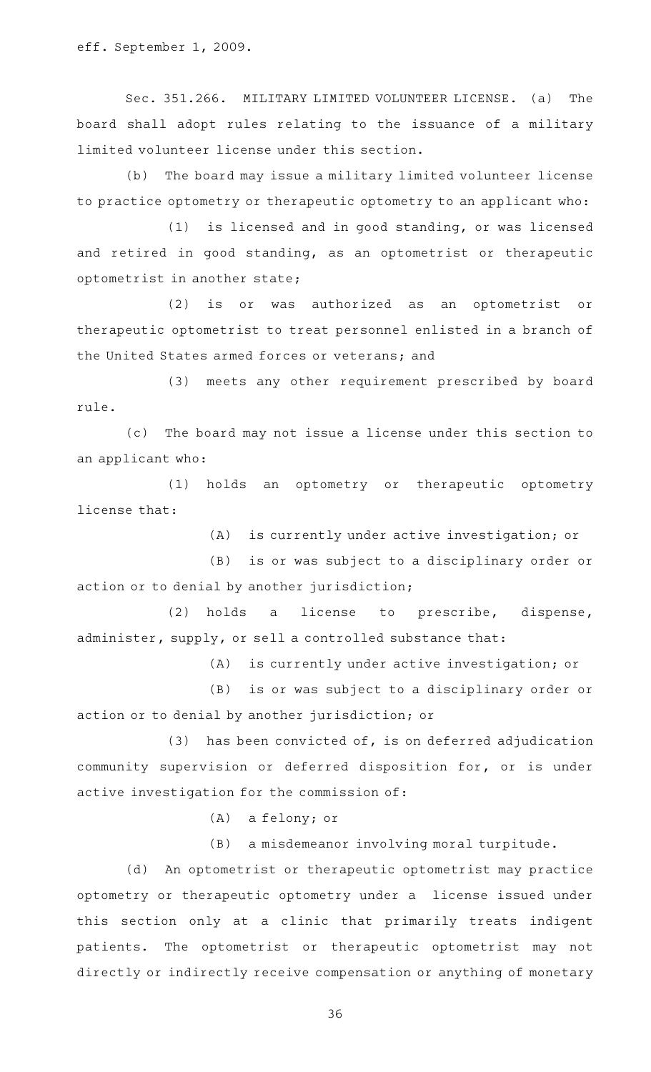eff. September 1, 2009.

Sec. 351.266. MILITARY LIMITED VOLUNTEER LICENSE. (a) The board shall adopt rules relating to the issuance of a military limited volunteer license under this section.

(b) The board may issue a military limited volunteer license to practice optometry or therapeutic optometry to an applicant who:

(1) is licensed and in good standing, or was licensed and retired in good standing, as an optometrist or therapeutic optometrist in another state;

(2) is or was authorized as an optometrist or therapeutic optometrist to treat personnel enlisted in a branch of the United States armed forces or veterans; and

(3) meets any other requirement prescribed by board rule.

(c) The board may not issue a license under this section to an applicant who:

(1) holds an optometry or therapeutic optometry license that:

(A) is currently under active investigation; or

(B) is or was subject to a disciplinary order or action or to denial by another jurisdiction;

(2) holds a license to prescribe, dispense, administer, supply, or sell a controlled substance that:

(A) is currently under active investigation; or

(B) is or was subject to a disciplinary order or action or to denial by another jurisdiction; or

(3) has been convicted of, is on deferred adjudication community supervision or deferred disposition for, or is under active investigation for the commission of:

(A) a felony; or

(B) a misdemeanor involving moral turpitude.

(d) An optometrist or therapeutic optometrist may practice optometry or therapeutic optometry under a license issued under this section only at a clinic that primarily treats indigent patients. The optometrist or therapeutic optometrist may not directly or indirectly receive compensation or anything of monetary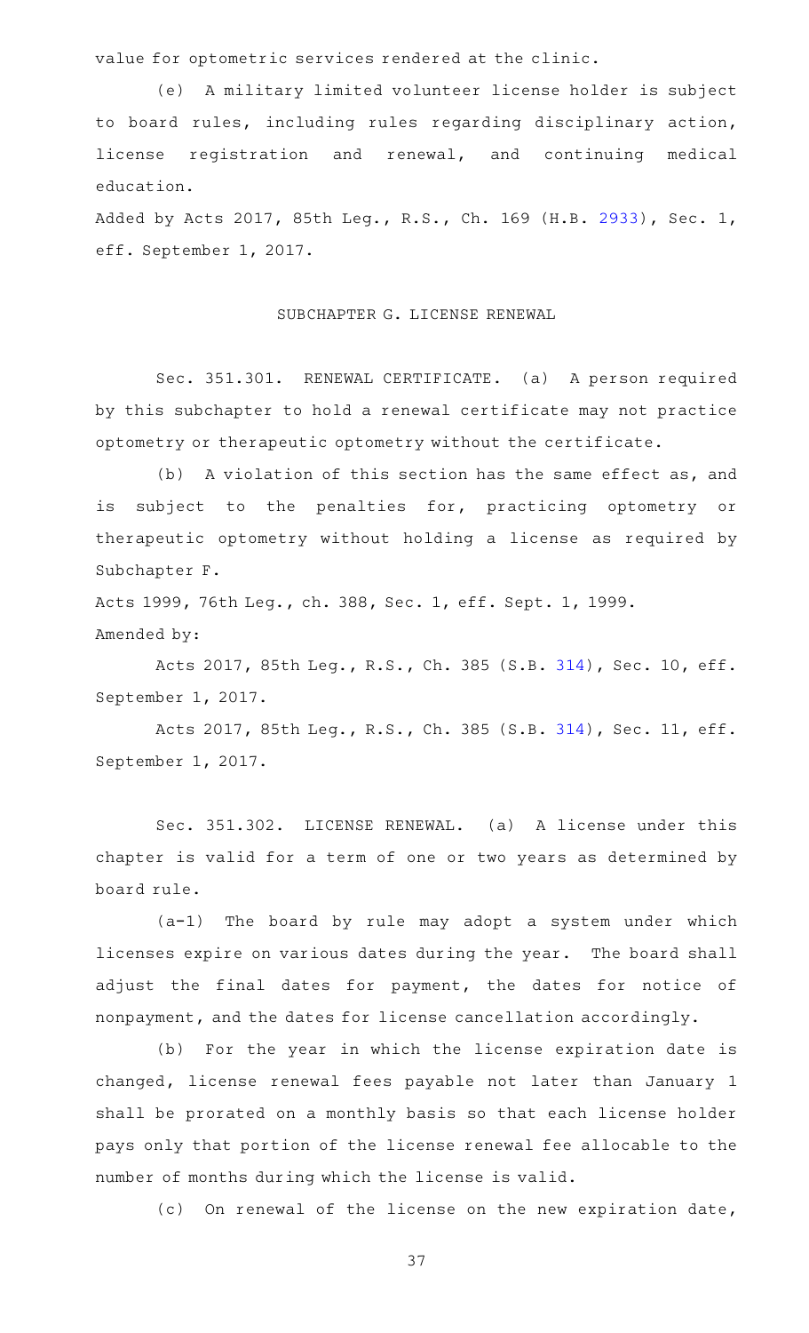value for optometric services rendered at the clinic.

(e) A military limited volunteer license holder is subject to board rules, including rules regarding disciplinary action, license registration and renewal, and continuing medical education.

Added by Acts 2017, 85th Leg., R.S., Ch. 169 (H.B. 2933), Sec. 1, eff. September 1, 2017.

## SUBCHAPTER G. LICENSE RENEWAL

Sec. 351.301. RENEWAL CERTIFICATE. (a) A person required by this subchapter to hold a renewal certificate may not practice optometry or therapeutic optometry without the certificate.

(b) A violation of this section has the same effect as, and is subject to the penalties for, practicing optometry or therapeutic optometry without holding a license as required by Subchapter F.

Acts 1999, 76th Leg., ch. 388, Sec. 1, eff. Sept. 1, 1999.

Amended by:

Acts 2017, 85th Leg., R.S., Ch. 385 (S.B. 314), Sec. 10, eff. September 1, 2017.

Acts 2017, 85th Leg., R.S., Ch. 385 (S.B. 314), Sec. 11, eff. September 1, 2017.

Sec. 351.302. LICENSE RENEWAL. (a) A license under this chapter is valid for a term of one or two years as determined by board rule.

(a-1) The board by rule may adopt a system under which licenses expire on various dates during the year. The board shall adjust the final dates for payment, the dates for notice of nonpayment, and the dates for license cancellation accordingly.

(b) For the year in which the license expiration date is changed, license renewal fees payable not later than January 1 shall be prorated on a monthly basis so that each license holder pays only that portion of the license renewal fee allocable to the number of months during which the license is valid.

(c) On renewal of the license on the new expiration date,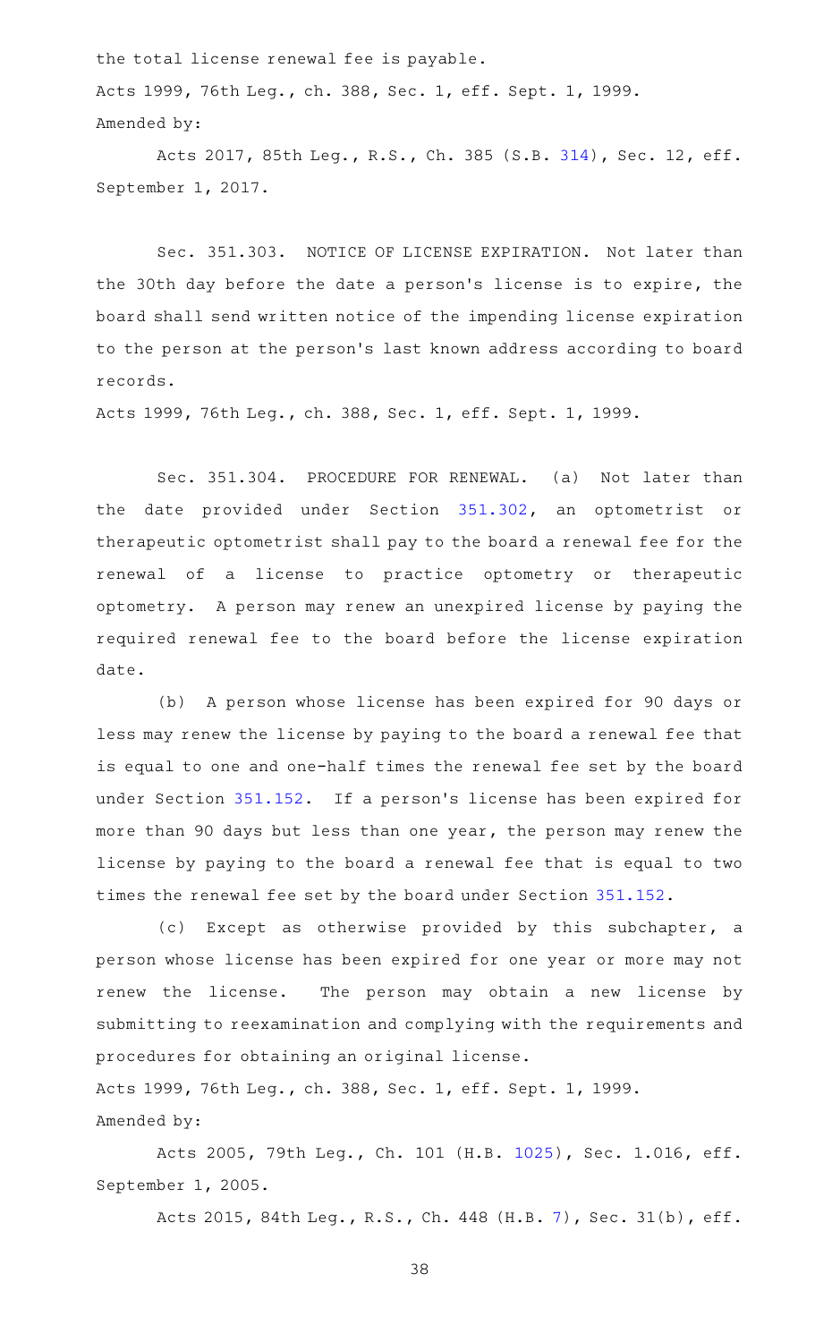the total license renewal fee is payable.

Acts 1999, 76th Leg., ch. 388, Sec. 1, eff. Sept. 1, 1999.

Amended by:

Acts 2017, 85th Leg., R.S., Ch. 385 (S.B. 314), Sec. 12, eff. September 1, 2017.

Sec. 351.303. NOTICE OF LICENSE EXPIRATION. Not later than the 30th day before the date a person's license is to expire, the board shall send written notice of the impending license expiration to the person at the person's last known address according to board records.

Acts 1999, 76th Leg., ch. 388, Sec. 1, eff. Sept. 1, 1999.

Sec. 351.304. PROCEDURE FOR RENEWAL. (a) Not later than the date provided under Section 351.302, an optometrist or therapeutic optometrist shall pay to the board a renewal fee for the renewal of a license to practice optometry or therapeutic optometry. A person may renew an unexpired license by paying the required renewal fee to the board before the license expiration date.

(b) A person whose license has been expired for 90 days or less may renew the license by paying to the board a renewal fee that is equal to one and one-half times the renewal fee set by the board under Section 351.152. If a person's license has been expired for more than 90 days but less than one year, the person may renew the license by paying to the board a renewal fee that is equal to two times the renewal fee set by the board under Section 351.152.

(c) Except as otherwise provided by this subchapter, a person whose license has been expired for one year or more may not renew the license. The person may obtain a new license by submitting to reexamination and complying with the requirements and procedures for obtaining an original license.

Acts 1999, 76th Leg., ch. 388, Sec. 1, eff. Sept. 1, 1999.

Amended by:

Acts 2005, 79th Leg., Ch. 101 (H.B. 1025), Sec. 1.016, eff. September 1, 2005.

Acts 2015, 84th Leg., R.S., Ch. 448 (H.B. 7), Sec. 31(b), eff.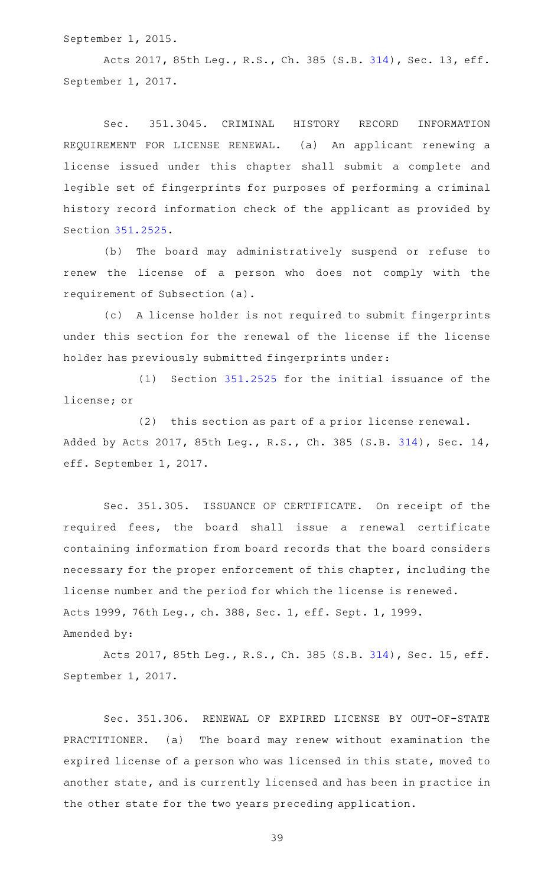September 1, 2015.

Acts 2017, 85th Leg., R.S., Ch. 385 (S.B. 314), Sec. 13, eff. September 1, 2017.

Sec. 351.3045. CRIMINAL HISTORY RECORD INFORMATION REQUIREMENT FOR LICENSE RENEWAL. (a) An applicant renewing a license issued under this chapter shall submit a complete and legible set of fingerprints for purposes of performing a criminal history record information check of the applicant as provided by Section 351.2525.

(b) The board may administratively suspend or refuse to renew the license of a person who does not comply with the requirement of Subsection (a).

(c) A license holder is not required to submit fingerprints under this section for the renewal of the license if the license holder has previously submitted fingerprints under:

(1) Section 351.2525 for the initial issuance of the license; or

(2) this section as part of a prior license renewal.

Added by Acts 2017, 85th Leg., R.S., Ch. 385 (S.B. 314), Sec. 14, eff. September 1, 2017.

Sec. 351.305. ISSUANCE OF CERTIFICATE. On receipt of the required fees, the board shall issue a renewal certificate containing information from board records that the board considers necessary for the proper enforcement of this chapter, including the license number and the period for which the license is renewed.

Acts 1999, 76th Leg., ch. 388, Sec. 1, eff. Sept. 1, 1999.

Amended by:

Acts 2017, 85th Leg., R.S., Ch. 385 (S.B. 314), Sec. 15, eff. September 1, 2017.

Sec. 351.306. RENEWAL OF EXPIRED LICENSE BY OUT-OF-STATE PRACTITIONER. (a) The board may renew without examination the expired license of a person who was licensed in this state, moved to another state, and is currently licensed and has been in practice in the other state for the two years preceding application.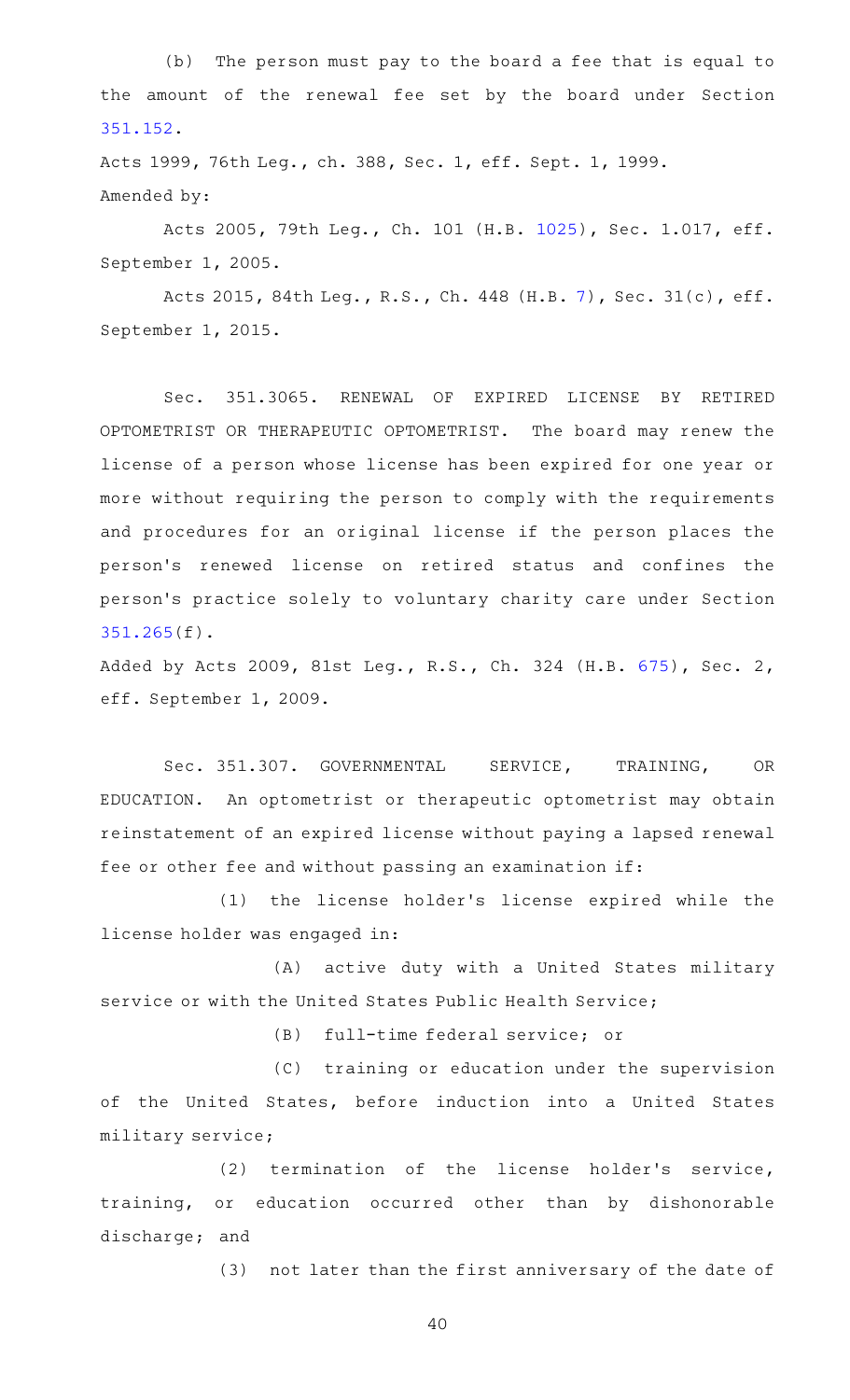(b) The person must pay to the board a fee that is equal to the amount of the renewal fee set by the board under Section 351.152.

Acts 1999, 76th Leg., ch. 388, Sec. 1, eff. Sept. 1, 1999.
Amended by:

Acts 2005, 79th Leg., Ch. 101 (H.B. 1025), Sec. 1.017, eff. September 1, 2005.

Acts 2015, 84th Leg., R.S., Ch. 448 (H.B. 7), Sec. 31(c), eff. September 1, 2015.

Sec. 351.3065. RENEWAL OF EXPIRED LICENSE BY RETIRED OPTOMETRIST OR THERAPEUTIC OPTOMETRIST. The board may renew the license of a person whose license has been expired for one year or more without requiring the person to comply with the requirements and procedures for an original license if the person places the person's renewed license on retired status and confines the person's practice solely to voluntary charity care under Section 351.265(f).

Added by Acts 2009, 81st Leg., R.S., Ch. 324 (H.B. 675), Sec. 2, eff. September 1, 2009.

Sec. 351.307. GOVERNMENTAL SERVICE, TRAINING, OR EDUCATION. An optometrist or therapeutic optometrist may obtain reinstatement of an expired license without paying a lapsed renewal fee or other fee and without passing an examination if:

(1) the license holder's license expired while the license holder was engaged in:

(A) active duty with a United States military service or with the United States Public Health Service;

(B) full-time federal service; or

(C) training or education under the supervision of the United States, before induction into a United States military service;

(2) termination of the license holder's service, training, or education occurred other than by dishonorable discharge; and

(3) not later than the first anniversary of the date of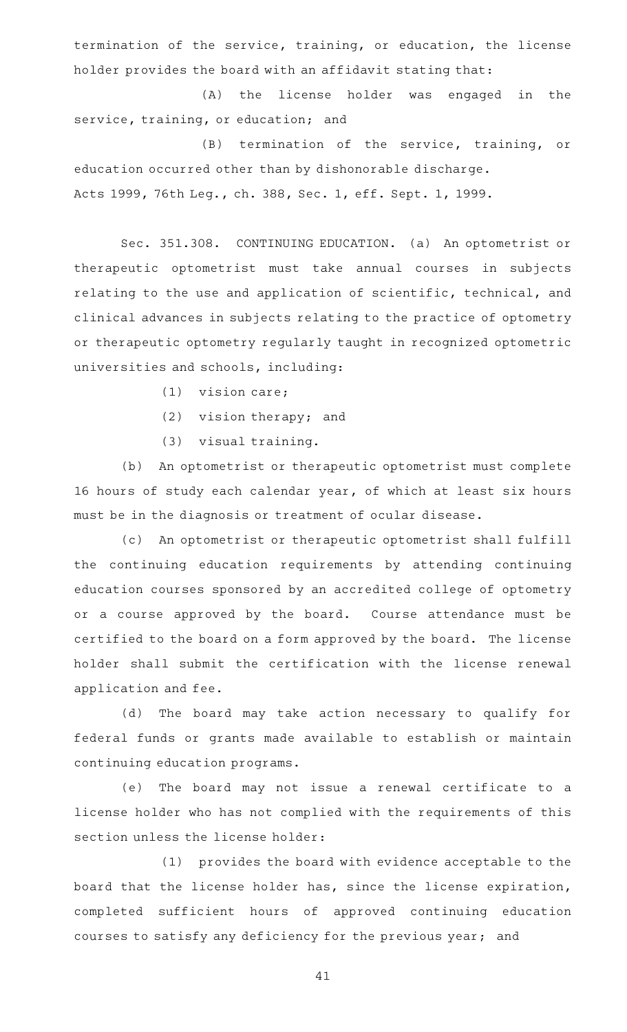termination of the service, training, or education, the license holder provides the board with an affidavit stating that:

(A) the license holder was engaged in the service, training, or education; and

(B) termination of the service, training, or education occurred other than by dishonorable discharge.

Acts 1999, 76th Leg., ch. 388, Sec. 1, eff. Sept. 1, 1999.

Sec. 351.308. CONTINUING EDUCATION. (a) An optometrist or therapeutic optometrist must take annual courses in subjects relating to the use and application of scientific, technical, and clinical advances in subjects relating to the practice of optometry or therapeutic optometry regularly taught in recognized optometric universities and schools, including:

(1) vision care;

(2) vision therapy; and

(3) visual training.

(b) An optometrist or therapeutic optometrist must complete 16 hours of study each calendar year, of which at least six hours must be in the diagnosis or treatment of ocular disease.

(c) An optometrist or therapeutic optometrist shall fulfill the continuing education requirements by attending continuing education courses sponsored by an accredited college of optometry or a course approved by the board. Course attendance must be certified to the board on a form approved by the board. The license holder shall submit the certification with the license renewal application and fee.

(d) The board may take action necessary to qualify for federal funds or grants made available to establish or maintain continuing education programs.

(e) The board may not issue a renewal certificate to a license holder who has not complied with the requirements of this section unless the license holder:

(1) provides the board with evidence acceptable to the board that the license holder has, since the license expiration, completed sufficient hours of approved continuing education courses to satisfy any deficiency for the previous year; and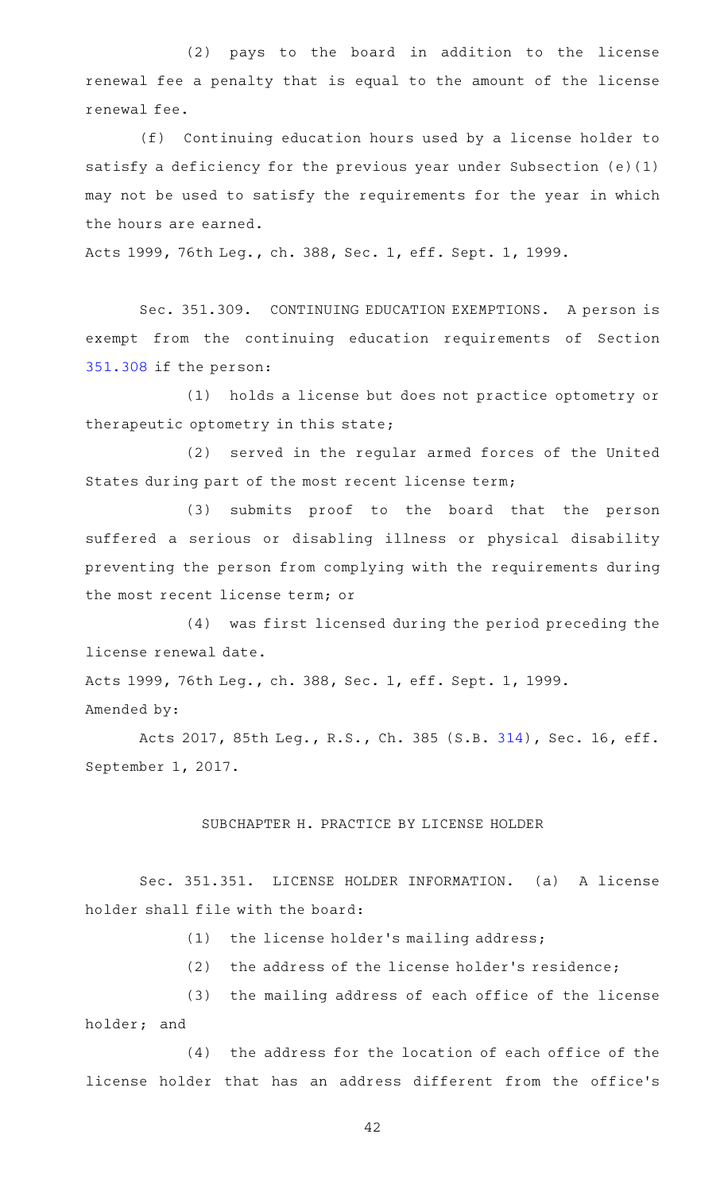(2) pays to the board in addition to the license renewal fee a penalty that is equal to the amount of the license renewal fee.

(f) Continuing education hours used by a license holder to satisfy a deficiency for the previous year under Subsection (e)(1) may not be used to satisfy the requirements for the year in which the hours are earned.

Acts 1999, 76th Leg., ch. 388, Sec. 1, eff. Sept. 1, 1999.

Sec. 351.309. CONTINUING EDUCATION EXEMPTIONS. A person is exempt from the continuing education requirements of Section 351.308 if the person:

(1) holds a license but does not practice optometry or therapeutic optometry in this state;

(2) served in the regular armed forces of the United States during part of the most recent license term;

(3) submits proof to the board that the person suffered a serious or disabling illness or physical disability preventing the person from complying with the requirements during the most recent license term; or

(4) was first licensed during the period preceding the license renewal date.

Acts 1999, 76th Leg., ch. 388, Sec. 1, eff. Sept. 1, 1999.

Amended by:

Acts 2017, 85th Leg., R.S., Ch. 385 (S.B. 314), Sec. 16, eff. September 1, 2017.

## SUBCHAPTER H. PRACTICE BY LICENSE HOLDER

Sec. 351.351. LICENSE HOLDER INFORMATION. (a) A license holder shall file with the board:

(1) the license holder's mailing address;

(2) the address of the license holder's residence;

(3) the mailing address of each office of the license holder; and

(4) the address for the location of each office of the license holder that has an address different from the office's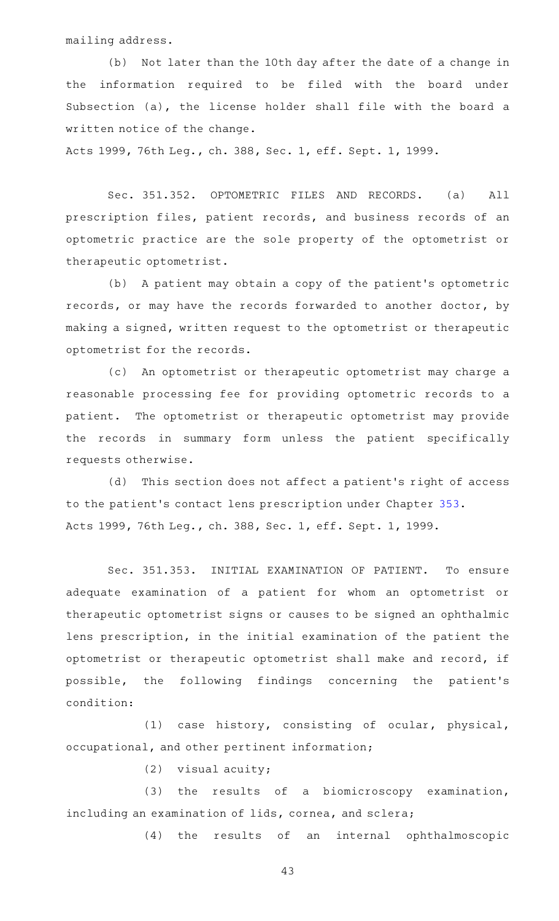mailing address.

(b) Not later than the 10th day after the date of a change in the information required to be filed with the board under Subsection (a), the license holder shall file with the board a written notice of the change.

Acts 1999, 76th Leg., ch. 388, Sec. 1, eff. Sept. 1, 1999.

Sec. 351.352. OPTOMETRIC FILES AND RECORDS. (a) All prescription files, patient records, and business records of an optometric practice are the sole property of the optometrist or therapeutic optometrist.

(b) A patient may obtain a copy of the patient's optometric records, or may have the records forwarded to another doctor, by making a signed, written request to the optometrist or therapeutic optometrist for the records.

(c) An optometrist or therapeutic optometrist may charge a reasonable processing fee for providing optometric records to a patient. The optometrist or therapeutic optometrist may provide the records in summary form unless the patient specifically requests otherwise.

(d) This section does not affect a patient's right of access to the patient's contact lens prescription under Chapter 353.

Acts 1999, 76th Leg., ch. 388, Sec. 1, eff. Sept. 1, 1999.

Sec. 351.353. INITIAL EXAMINATION OF PATIENT. To ensure adequate examination of a patient for whom an optometrist or therapeutic optometrist signs or causes to be signed an ophthalmic lens prescription, in the initial examination of the patient the optometrist or therapeutic optometrist shall make and record, if possible, the following findings concerning the patient's condition:

(1) case history, consisting of ocular, physical, occupational, and other pertinent information;

(2) visual acuity;

(3) the results of a biomicroscopy examination, including an examination of lids, cornea, and sclera;

(4) the results of an internal ophthalmoscopic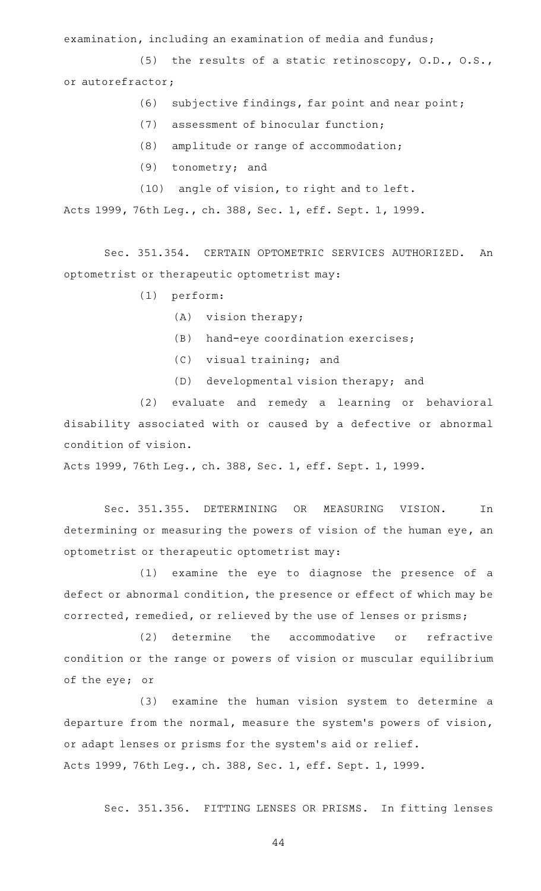examination, including an examination of media and fundus;

(5) the results of a static retinoscopy, O.D., O.S., or autorefractor;

(6) subjective findings, far point and near point;

(7) assessment of binocular function;

(8) amplitude or range of accommodation;

(9) tonometry; and

(10) angle of vision, to right and to left.

Acts 1999, 76th Leg., ch. 388, Sec. 1, eff. Sept. 1, 1999.

Sec. 351.354. CERTAIN OPTOMETRIC SERVICES AUTHORIZED. An optometrist or therapeutic optometrist may:

(1) perform:

(A) vision therapy;

(B) hand-eye coordination exercises;

(C) visual training; and

(D) developmental vision therapy; and

(2) evaluate and remedy a learning or behavioral disability associated with or caused by a defective or abnormal condition of vision.

Acts 1999, 76th Leg., ch. 388, Sec. 1, eff. Sept. 1, 1999.

Sec. 351.355. DETERMINING OR MEASURING VISION. In determining or measuring the powers of vision of the human eye, an optometrist or therapeutic optometrist may:

(1) examine the eye to diagnose the presence of a defect or abnormal condition, the presence or effect of which may be corrected, remedied, or relieved by the use of lenses or prisms;

(2) determine the accommodative or refractive condition or the range or powers of vision or muscular equilibrium of the eye; or

(3) examine the human vision system to determine a departure from the normal, measure the system's powers of vision, or adapt lenses or prisms for the system's aid or relief.

Acts 1999, 76th Leg., ch. 388, Sec. 1, eff. Sept. 1, 1999.

Sec. 351.356. FITTING LENSES OR PRISMS. In fitting lenses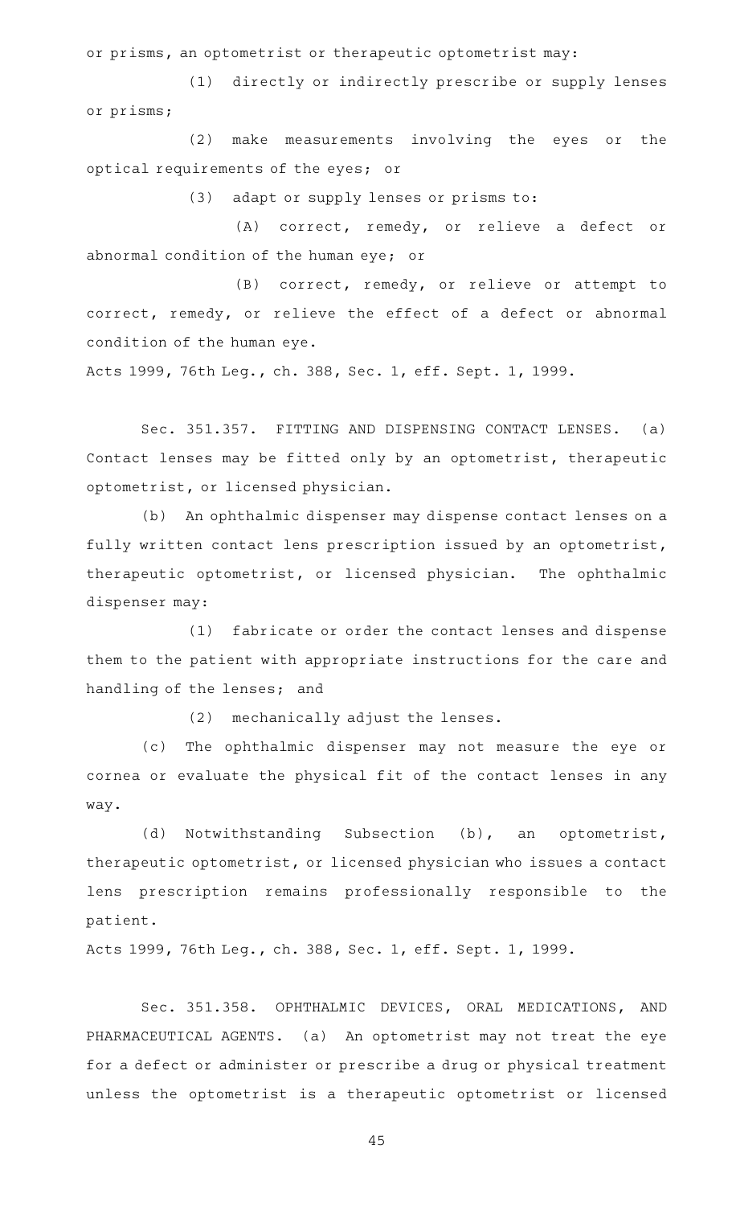or prisms, an optometrist or therapeutic optometrist may:

(1) directly or indirectly prescribe or supply lenses or prisms;

(2) make measurements involving the eyes or the optical requirements of the eyes; or

(3) adapt or supply lenses or prisms to:

(A) correct, remedy, or relieve a defect or abnormal condition of the human eye; or

(B) correct, remedy, or relieve or attempt to correct, remedy, or relieve the effect of a defect or abnormal condition of the human eye.

Acts 1999, 76th Leg., ch. 388, Sec. 1, eff. Sept. 1, 1999.

Sec. 351.357. FITTING AND DISPENSING CONTACT LENSES. (a) Contact lenses may be fitted only by an optometrist, therapeutic optometrist, or licensed physician.

(b) An ophthalmic dispenser may dispense contact lenses on a fully written contact lens prescription issued by an optometrist, therapeutic optometrist, or licensed physician. The ophthalmic dispenser may:

(1) fabricate or order the contact lenses and dispense them to the patient with appropriate instructions for the care and handling of the lenses; and

(2) mechanically adjust the lenses.

(c) The ophthalmic dispenser may not measure the eye or cornea or evaluate the physical fit of the contact lenses in any way.

(d) Notwithstanding Subsection (b), an optometrist, therapeutic optometrist, or licensed physician who issues a contact lens prescription remains professionally responsible to the patient.

Acts 1999, 76th Leg., ch. 388, Sec. 1, eff. Sept. 1, 1999.

Sec. 351.358. OPHTHALMIC DEVICES, ORAL MEDICATIONS, AND PHARMACEUTICAL AGENTS. (a) An optometrist may not treat the eye for a defect or administer or prescribe a drug or physical treatment unless the optometrist is a therapeutic optometrist or licensed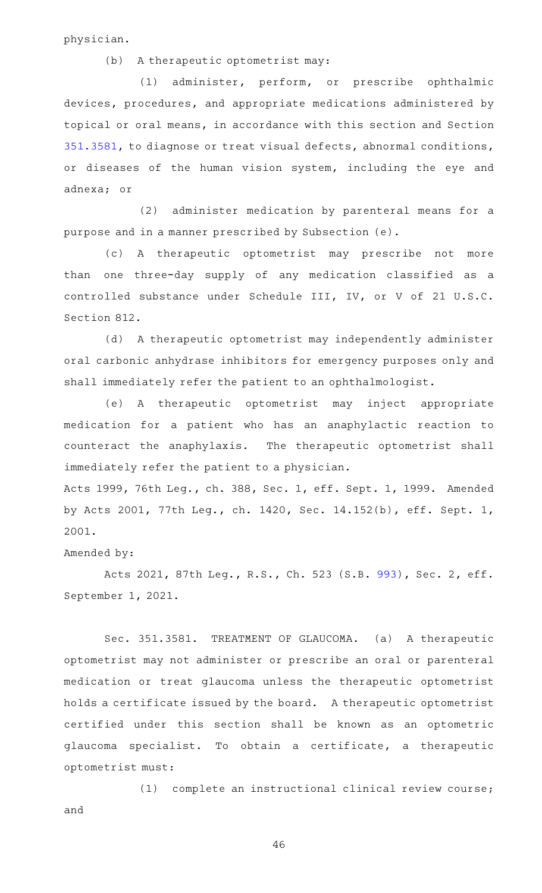physician.

(b) A therapeutic optometrist may:

(1) administer, perform, or prescribe ophthalmic devices, procedures, and appropriate medications administered by topical or oral means, in accordance with this section and Section 351.3581, to diagnose or treat visual defects, abnormal conditions, or diseases of the human vision system, including the eye and adnexa; or

(2) administer medication by parenteral means for a purpose and in a manner prescribed by Subsection (e).

(c) A therapeutic optometrist may prescribe not more than one three-day supply of any medication classified as a controlled substance under Schedule III, IV, or V of 21 U.S.C. Section 812.

(d) A therapeutic optometrist may independently administer oral carbonic anhydrase inhibitors for emergency purposes only and shall immediately refer the patient to an ophthalmologist.

(e) A therapeutic optometrist may inject appropriate medication for a patient who has an anaphylactic reaction to counteract the anaphylaxis. The therapeutic optometrist shall immediately refer the patient to a physician.

Acts 1999, 76th Leg., ch. 388, Sec. 1, eff. Sept. 1, 1999. Amended by Acts 2001, 77th Leg., ch. 1420, Sec. 14.152(b), eff. Sept. 1, 2001.

Amended by:

Acts 2021, 87th Leg., R.S., Ch. 523 (S.B. 993), Sec. 2, eff. September 1, 2021.

Sec. 351.3581. TREATMENT OF GLAUCOMA. (a) A therapeutic optometrist may not administer or prescribe an oral or parenteral medication or treat glaucoma unless the therapeutic optometrist holds a certificate issued by the board. A therapeutic optometrist certified under this section shall be known as an optometric glaucoma specialist. To obtain a certificate, a therapeutic optometrist must:

(1) complete an instructional clinical review course; and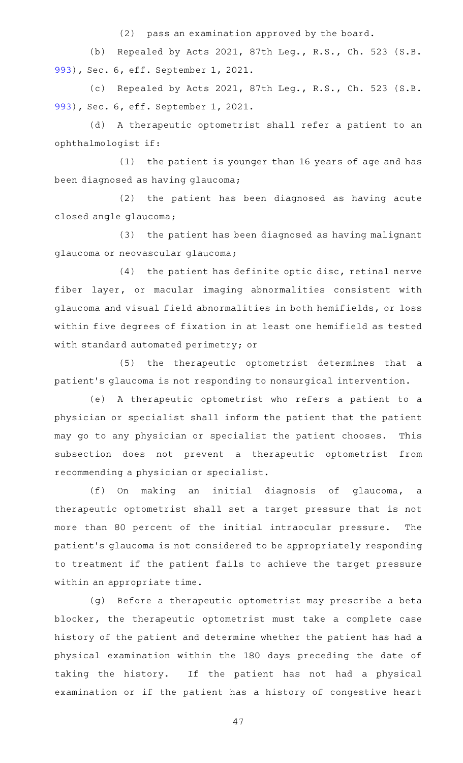(2) pass an examination approved by the board.

(b) Repealed by Acts 2021, 87th Leg., R.S., Ch. 523 (S.B. 993), Sec. 6, eff. September 1, 2021.

(c) Repealed by Acts 2021, 87th Leg., R.S., Ch. 523 (S.B. 993), Sec. 6, eff. September 1, 2021.

(d) A therapeutic optometrist shall refer a patient to an ophthalmologist if:

(1) the patient is younger than 16 years of age and has been diagnosed as having glaucoma;

(2) the patient has been diagnosed as having acute closed angle glaucoma;

(3) the patient has been diagnosed as having malignant glaucoma or neovascular glaucoma;

(4) the patient has definite optic disc, retinal nerve fiber layer, or macular imaging abnormalities consistent with glaucoma and visual field abnormalities in both hemifields, or loss within five degrees of fixation in at least one hemifield as tested with standard automated perimetry; or

(5) the therapeutic optometrist determines that a patient's glaucoma is not responding to nonsurgical intervention.

(e) A therapeutic optometrist who refers a patient to a physician or specialist shall inform the patient that the patient may go to any physician or specialist the patient chooses. This subsection does not prevent a therapeutic optometrist from recommending a physician or specialist.

(f) On making an initial diagnosis of glaucoma, a therapeutic optometrist shall set a target pressure that is not more than 80 percent of the initial intraocular pressure. The patient's glaucoma is not considered to be appropriately responding to treatment if the patient fails to achieve the target pressure within an appropriate time.

(g) Before a therapeutic optometrist may prescribe a beta blocker, the therapeutic optometrist must take a complete case history of the patient and determine whether the patient has had a physical examination within the 180 days preceding the date of taking the history. If the patient has not had a physical examination or if the patient has a history of congestive heart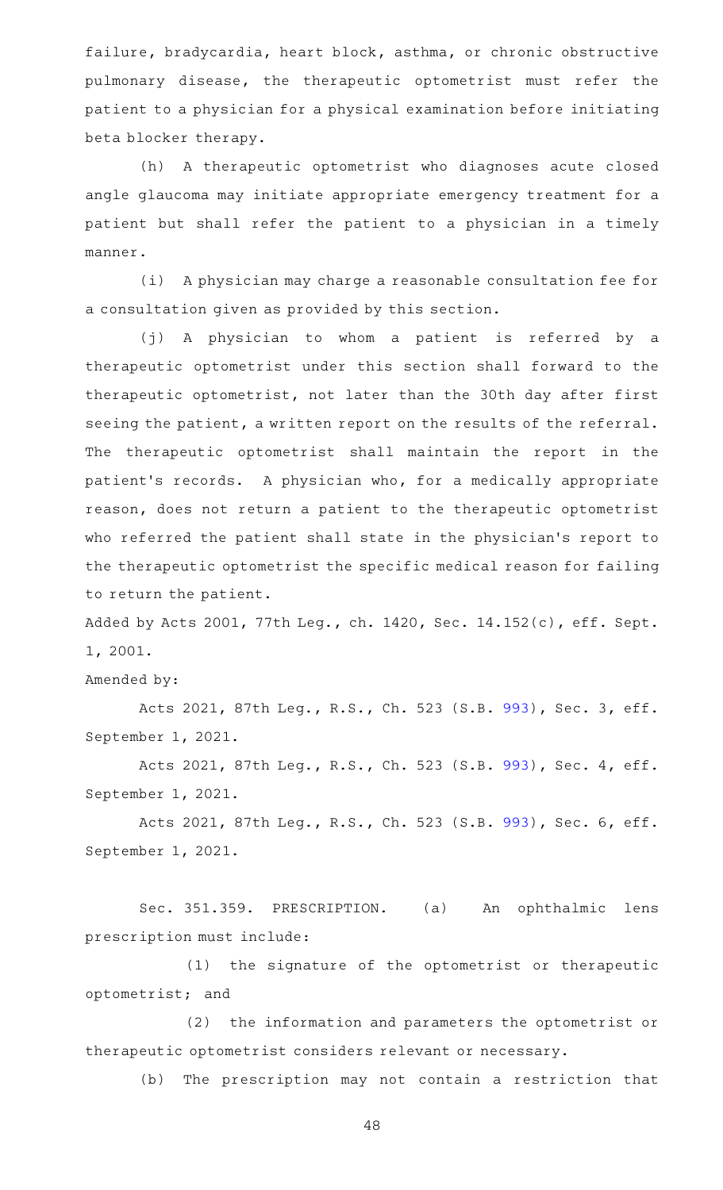failure, bradycardia, heart block, asthma, or chronic obstructive pulmonary disease, the therapeutic optometrist must refer the patient to a physician for a physical examination before initiating beta blocker therapy.

(h) A therapeutic optometrist who diagnoses acute closed angle glaucoma may initiate appropriate emergency treatment for a patient but shall refer the patient to a physician in a timely manner.

(i) A physician may charge a reasonable consultation fee for a consultation given as provided by this section.

(j) A physician to whom a patient is referred by a therapeutic optometrist under this section shall forward to the therapeutic optometrist, not later than the 30th day after first seeing the patient, a written report on the results of the referral. The therapeutic optometrist shall maintain the report in the patient's records. A physician who, for a medically appropriate reason, does not return a patient to the therapeutic optometrist who referred the patient shall state in the physician's report to the therapeutic optometrist the specific medical reason for failing to return the patient.

Added by Acts 2001, 77th Leg., ch. 1420, Sec. 14.152(c), eff. Sept. 1, 2001.

Amended by:

Acts 2021, 87th Leg., R.S., Ch. 523 (S.B. 993), Sec. 3, eff. September 1, 2021.

Acts 2021, 87th Leg., R.S., Ch. 523 (S.B. 993), Sec. 4, eff. September 1, 2021.

Acts 2021, 87th Leg., R.S., Ch. 523 (S.B. 993), Sec. 6, eff. September 1, 2021.

Sec. 351.359. PRESCRIPTION. (a) An ophthalmic lens prescription must include:

(1) the signature of the optometrist or therapeutic optometrist; and

(2) the information and parameters the optometrist or therapeutic optometrist considers relevant or necessary.

(b) The prescription may not contain a restriction that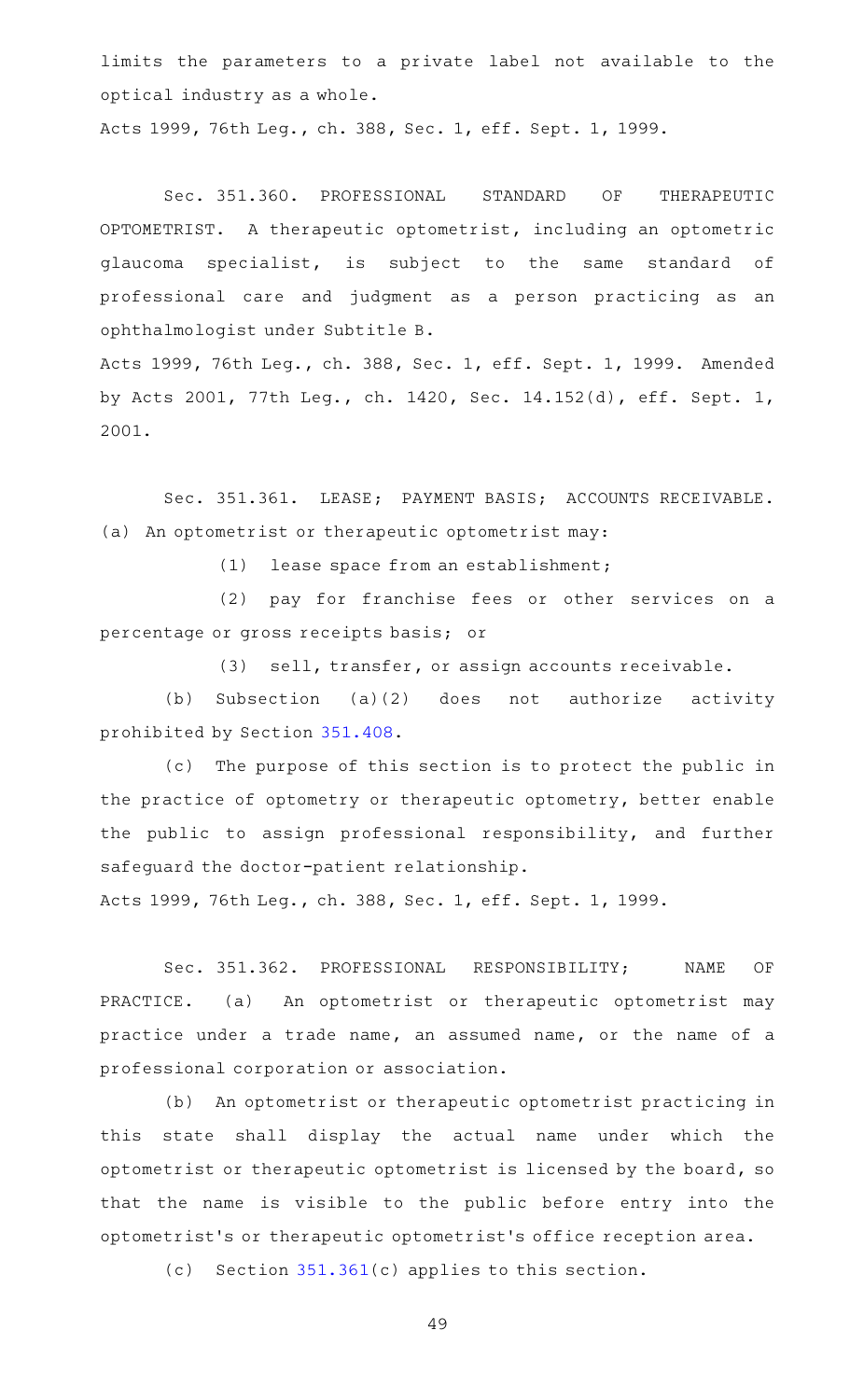limits the parameters to a private label not available to the optical industry as a whole.

Acts 1999, 76th Leg., ch. 388, Sec. 1, eff. Sept. 1, 1999.

Sec. 351.360. PROFESSIONAL STANDARD OF THERAPEUTIC OPTOMETRIST. A therapeutic optometrist, including an optometric glaucoma specialist, is subject to the same standard of professional care and judgment as a person practicing as an ophthalmologist under Subtitle B.

Acts 1999, 76th Leg., ch. 388, Sec. 1, eff. Sept. 1, 1999. Amended by Acts 2001, 77th Leg., ch. 1420, Sec. 14.152(d), eff. Sept. 1, 2001.

Sec. 351.361. LEASE; PAYMENT BASIS; ACCOUNTS RECEIVABLE. (a) An optometrist or therapeutic optometrist may:

(1) lease space from an establishment;

(2) pay for franchise fees or other services on a percentage or gross receipts basis; or

(3) sell, transfer, or assign accounts receivable.

(b) Subsection (a)(2) does not authorize activity prohibited by Section 351.408.

(c) The purpose of this section is to protect the public in the practice of optometry or therapeutic optometry, better enable the public to assign professional responsibility, and further safeguard the doctor-patient relationship.

Acts 1999, 76th Leg., ch. 388, Sec. 1, eff. Sept. 1, 1999.

Sec. 351.362. PROFESSIONAL RESPONSIBILITY; NAME OF PRACTICE. (a) An optometrist or therapeutic optometrist may practice under a trade name, an assumed name, or the name of a professional corporation or association.

(b) An optometrist or therapeutic optometrist practicing in this state shall display the actual name under which the optometrist or therapeutic optometrist is licensed by the board, so that the name is visible to the public before entry into the optometrist's or therapeutic optometrist's office reception area.

(c) Section 351.361(c) applies to this section.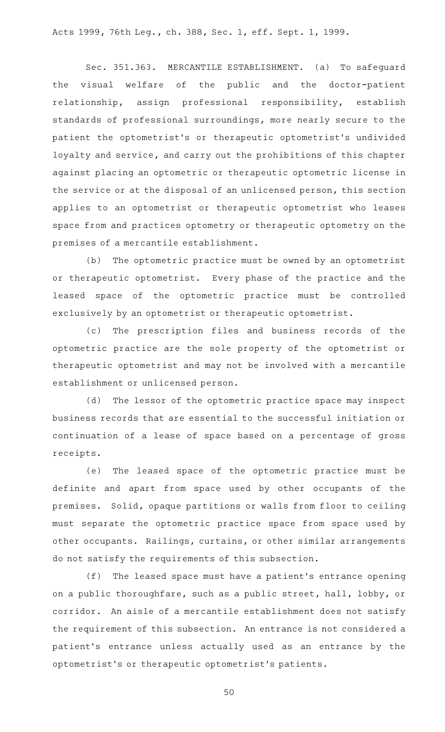Acts 1999, 76th Leg., ch. 388, Sec. 1, eff. Sept. 1, 1999.

Sec. 351.363. MERCANTILE ESTABLISHMENT. (a) To safeguard the visual welfare of the public and the doctor-patient relationship, assign professional responsibility, establish standards of professional surroundings, more nearly secure to the patient the optometrist's or therapeutic optometrist's undivided loyalty and service, and carry out the prohibitions of this chapter against placing an optometric or therapeutic optometric license in the service or at the disposal of an unlicensed person, this section applies to an optometrist or therapeutic optometrist who leases space from and practices optometry or therapeutic optometry on the premises of a mercantile establishment.

(b) The optometric practice must be owned by an optometrist or therapeutic optometrist. Every phase of the practice and the leased space of the optometric practice must be controlled exclusively by an optometrist or therapeutic optometrist.

(c) The prescription files and business records of the optometric practice are the sole property of the optometrist or therapeutic optometrist and may not be involved with a mercantile establishment or unlicensed person.

(d) The lessor of the optometric practice space may inspect business records that are essential to the successful initiation or continuation of a lease of space based on a percentage of gross receipts.

(e) The leased space of the optometric practice must be definite and apart from space used by other occupants of the premises. Solid, opaque partitions or walls from floor to ceiling must separate the optometric practice space from space used by other occupants. Railings, curtains, or other similar arrangements do not satisfy the requirements of this subsection.

(f) The leased space must have a patient's entrance opening on a public thoroughfare, such as a public street, hall, lobby, or corridor. An aisle of a mercantile establishment does not satisfy the requirement of this subsection. An entrance is not considered a patient's entrance unless actually used as an entrance by the optometrist's or therapeutic optometrist's patients.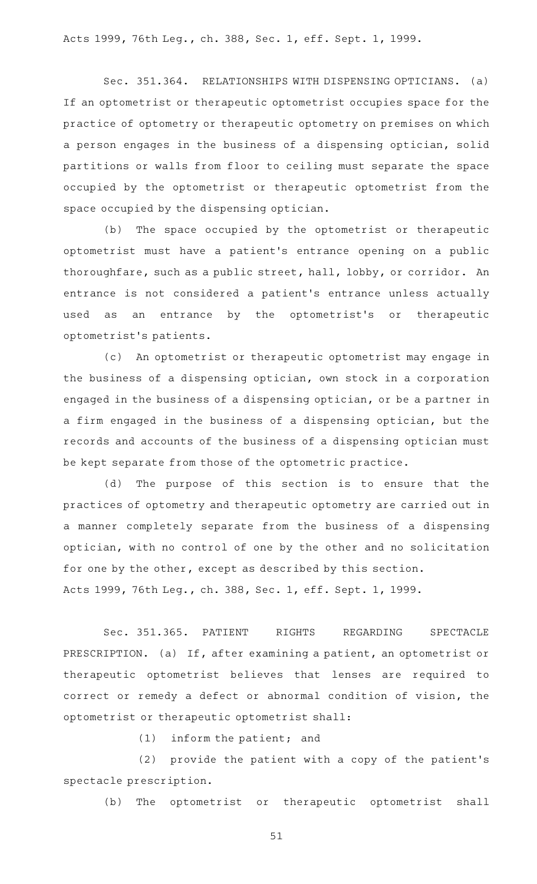Acts 1999, 76th Leg., ch. 388, Sec. 1, eff. Sept. 1, 1999.

Sec. 351.364. RELATIONSHIPS WITH DISPENSING OPTICIANS. (a) If an optometrist or therapeutic optometrist occupies space for the practice of optometry or therapeutic optometry on premises on which a person engages in the business of a dispensing optician, solid partitions or walls from floor to ceiling must separate the space occupied by the optometrist or therapeutic optometrist from the space occupied by the dispensing optician.

(b) The space occupied by the optometrist or therapeutic optometrist must have a patient's entrance opening on a public thoroughfare, such as a public street, hall, lobby, or corridor. An entrance is not considered a patient's entrance unless actually used as an entrance by the optometrist's or therapeutic optometrist's patients.

(c) An optometrist or therapeutic optometrist may engage in the business of a dispensing optician, own stock in a corporation engaged in the business of a dispensing optician, or be a partner in a firm engaged in the business of a dispensing optician, but the records and accounts of the business of a dispensing optician must be kept separate from those of the optometric practice.

(d) The purpose of this section is to ensure that the practices of optometry and therapeutic optometry are carried out in a manner completely separate from the business of a dispensing optician, with no control of one by the other and no solicitation for one by the other, except as described by this section.

Acts 1999, 76th Leg., ch. 388, Sec. 1, eff. Sept. 1, 1999.

Sec. 351.365. PATIENT RIGHTS REGARDING SPECTACLE PRESCRIPTION. (a) If, after examining a patient, an optometrist or therapeutic optometrist believes that lenses are required to correct or remedy a defect or abnormal condition of vision, the optometrist or therapeutic optometrist shall:

(1) inform the patient; and

(2) provide the patient with a copy of the patient's spectacle prescription.

(b) The optometrist or therapeutic optometrist shall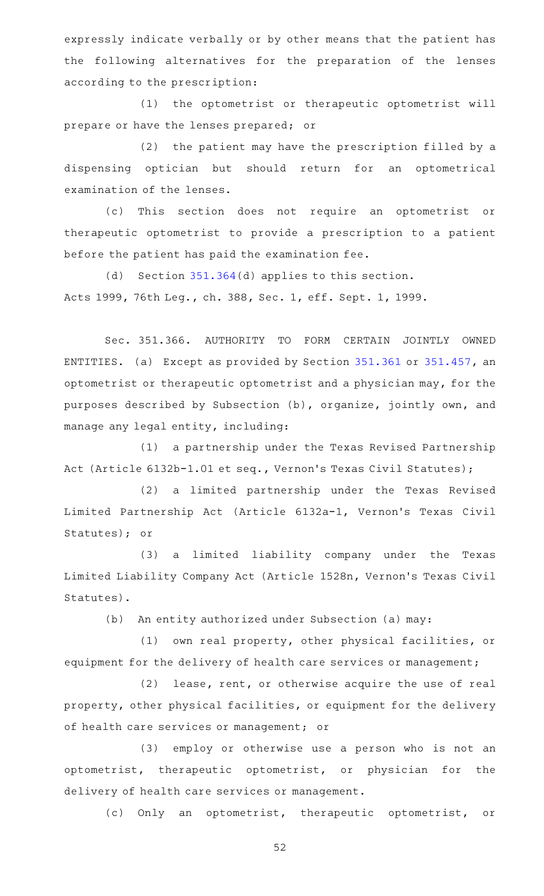expressly indicate verbally or by other means that the patient has the following alternatives for the preparation of the lenses according to the prescription:

(1) the optometrist or therapeutic optometrist will prepare or have the lenses prepared; or

(2) the patient may have the prescription filled by a dispensing optician but should return for an optometrical examination of the lenses.

(c) This section does not require an optometrist or therapeutic optometrist to provide a prescription to a patient before the patient has paid the examination fee.

(d) Section 351.364(d) applies to this section.

Acts 1999, 76th Leg., ch. 388, Sec. 1, eff. Sept. 1, 1999.

Sec. 351.366. AUTHORITY TO FORM CERTAIN JOINTLY OWNED ENTITIES. (a) Except as provided by Section 351.361 or 351.457, an optometrist or therapeutic optometrist and a physician may, for the purposes described by Subsection (b), organize, jointly own, and manage any legal entity, including:

(1) a partnership under the Texas Revised Partnership Act (Article 6132b-1.01 et seq., Vernon's Texas Civil Statutes);

(2) a limited partnership under the Texas Revised Limited Partnership Act (Article 6132a-1, Vernon's Texas Civil Statutes); or

(3) a limited liability company under the Texas Limited Liability Company Act (Article 1528n, Vernon's Texas Civil Statutes).

(b) An entity authorized under Subsection (a) may:

(1) own real property, other physical facilities, or equipment for the delivery of health care services or management;

(2) lease, rent, or otherwise acquire the use of real property, other physical facilities, or equipment for the delivery of health care services or management; or

(3) employ or otherwise use a person who is not an optometrist, therapeutic optometrist, or physician for the delivery of health care services or management.

(c) Only an optometrist, therapeutic optometrist, or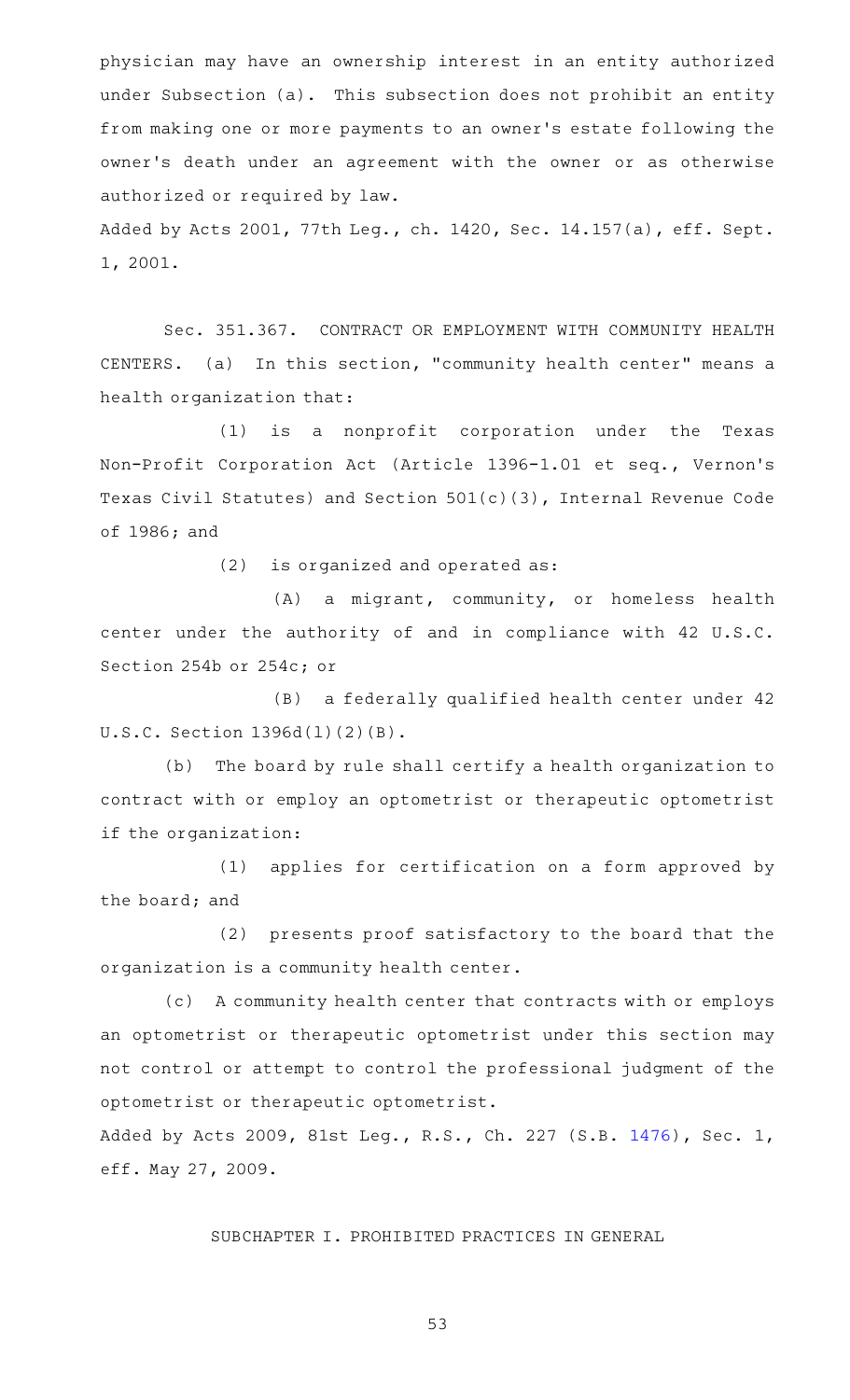physician may have an ownership interest in an entity authorized under Subsection (a). This subsection does not prohibit an entity from making one or more payments to an owner's estate following the owner's death under an agreement with the owner or as otherwise authorized or required by law.

Added by Acts 2001, 77th Leg., ch. 1420, Sec. 14.157(a), eff. Sept. 1, 2001.

Sec. 351.367. CONTRACT OR EMPLOYMENT WITH COMMUNITY HEALTH CENTERS. (a) In this section, "community health center" means a health organization that:

(1) is a nonprofit corporation under the Texas Non-Profit Corporation Act (Article 1396-1.01 et seq., Vernon's Texas Civil Statutes) and Section 501(c)(3), Internal Revenue Code of 1986; and

(2) is organized and operated as:

(A) a migrant, community, or homeless health center under the authority of and in compliance with 42 U.S.C. Section 254b or 254c; or

(B) a federally qualified health center under 42 U.S.C. Section 1396d(l)(2)(B).

(b) The board by rule shall certify a health organization to contract with or employ an optometrist or therapeutic optometrist if the organization:

(1) applies for certification on a form approved by the board; and

(2) presents proof satisfactory to the board that the organization is a community health center.

(c) A community health center that contracts with or employs an optometrist or therapeutic optometrist under this section may not control or attempt to control the professional judgment of the optometrist or therapeutic optometrist.

Added by Acts 2009, 81st Leg., R.S., Ch. 227 (S.B. 1476), Sec. 1, eff. May 27, 2009.

SUBCHAPTER I. PROHIBITED PRACTICES IN GENERAL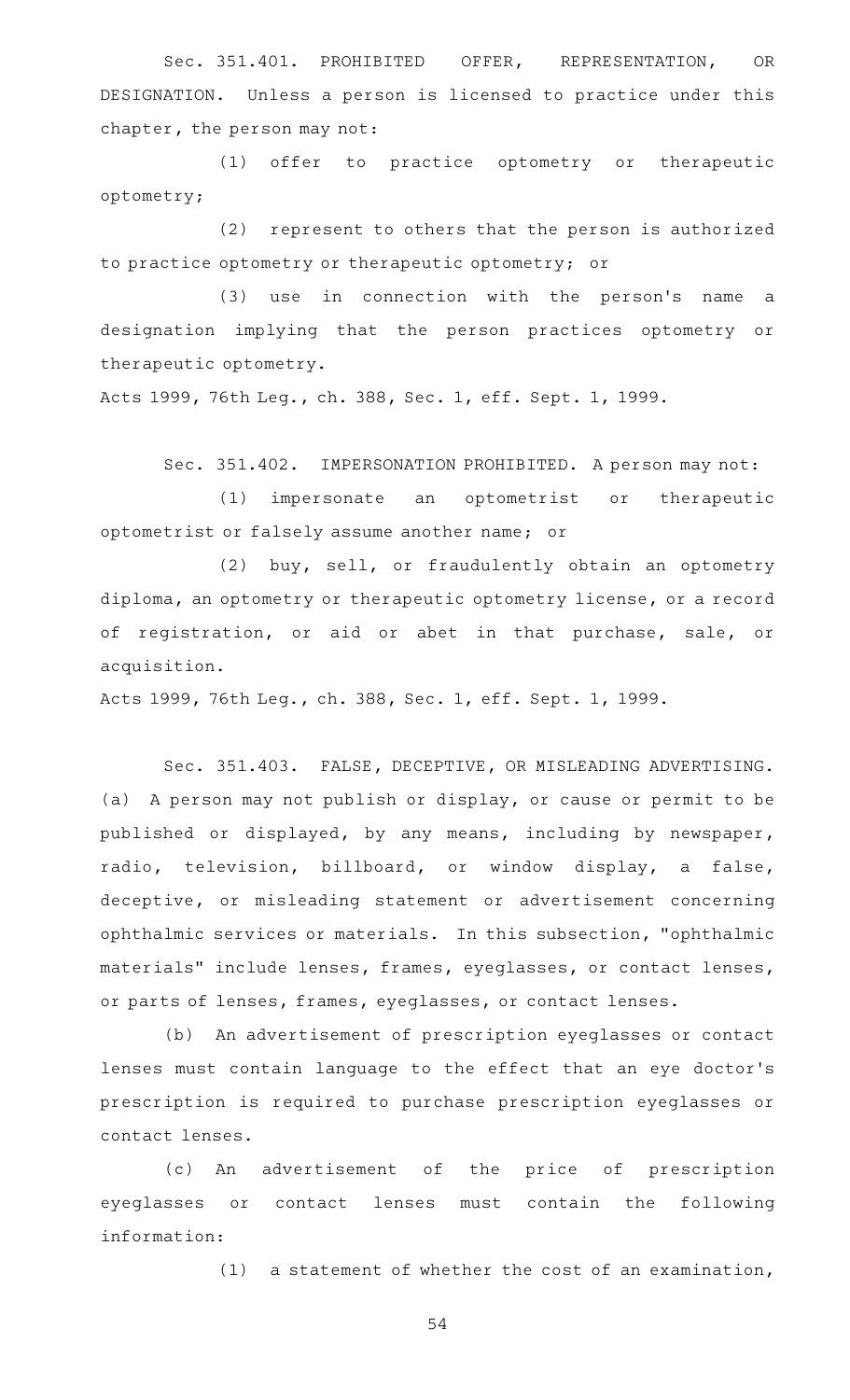Sec. 351.401. PROHIBITED OFFER, REPRESENTATION, OR DESIGNATION. Unless a person is licensed to practice under this chapter, the person may not:

(1) offer to practice optometry or therapeutic optometry;

(2) represent to others that the person is authorized to practice optometry or therapeutic optometry; or

(3) use in connection with the person's name a designation implying that the person practices optometry or therapeutic optometry.

Acts 1999, 76th Leg., ch. 388, Sec. 1, eff. Sept. 1, 1999.

Sec. 351.402. IMPERSONATION PROHIBITED. A person may not:

(1) impersonate an optometrist or therapeutic optometrist or falsely assume another name; or

(2) buy, sell, or fraudulently obtain an optometry diploma, an optometry or therapeutic optometry license, or a record of registration, or aid or abet in that purchase, sale, or acquisition.

Acts 1999, 76th Leg., ch. 388, Sec. 1, eff. Sept. 1, 1999.

Sec. 351.403. FALSE, DECEPTIVE, OR MISLEADING ADVERTISING. (a) A person may not publish or display, or cause or permit to be published or displayed, by any means, including by newspaper, radio, television, billboard, or window display, a false, deceptive, or misleading statement or advertisement concerning ophthalmic services or materials. In this subsection, "ophthalmic materials" include lenses, frames, eyeglasses, or contact lenses, or parts of lenses, frames, eyeglasses, or contact lenses.

(b) An advertisement of prescription eyeglasses or contact lenses must contain language to the effect that an eye doctor's prescription is required to purchase prescription eyeglasses or contact lenses.

(c) An advertisement of the price of prescription eyeglasses or contact lenses must contain the following information:

(1) a statement of whether the cost of an examination,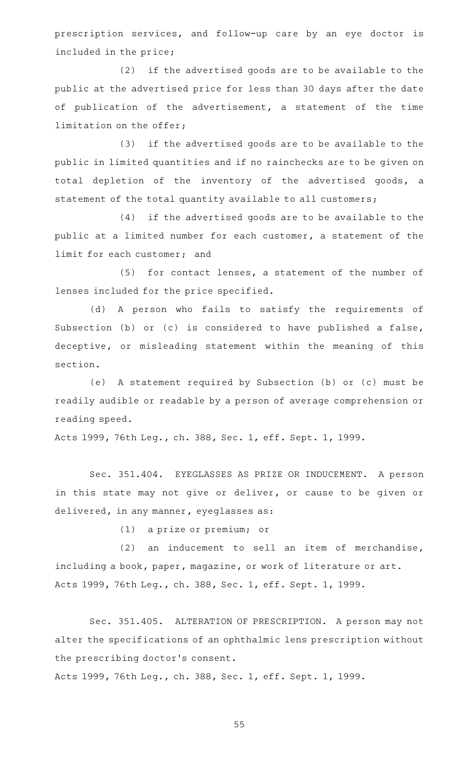prescription services, and follow-up care by an eye doctor is included in the price;

(2) if the advertised goods are to be available to the public at the advertised price for less than 30 days after the date of publication of the advertisement, a statement of the time limitation on the offer;

(3) if the advertised goods are to be available to the public in limited quantities and if no rainchecks are to be given on total depletion of the inventory of the advertised goods, a statement of the total quantity available to all customers;

(4) if the advertised goods are to be available to the public at a limited number for each customer, a statement of the limit for each customer; and

(5) for contact lenses, a statement of the number of lenses included for the price specified.

(d) A person who fails to satisfy the requirements of Subsection (b) or (c) is considered to have published a false, deceptive, or misleading statement within the meaning of this section.

(e) A statement required by Subsection (b) or (c) must be readily audible or readable by a person of average comprehension or reading speed.

Acts 1999, 76th Leg., ch. 388, Sec. 1, eff. Sept. 1, 1999.

Sec. 351.404. EYEGLASSES AS PRIZE OR INDUCEMENT. A person in this state may not give or deliver, or cause to be given or delivered, in any manner, eyeglasses as:

(1) a prize or premium; or

(2) an inducement to sell an item of merchandise, including a book, paper, magazine, or work of literature or art.

Acts 1999, 76th Leg., ch. 388, Sec. 1, eff. Sept. 1, 1999.

Sec. 351.405. ALTERATION OF PRESCRIPTION. A person may not alter the specifications of an ophthalmic lens prescription without the prescribing doctor's consent.

Acts 1999, 76th Leg., ch. 388, Sec. 1, eff. Sept. 1, 1999.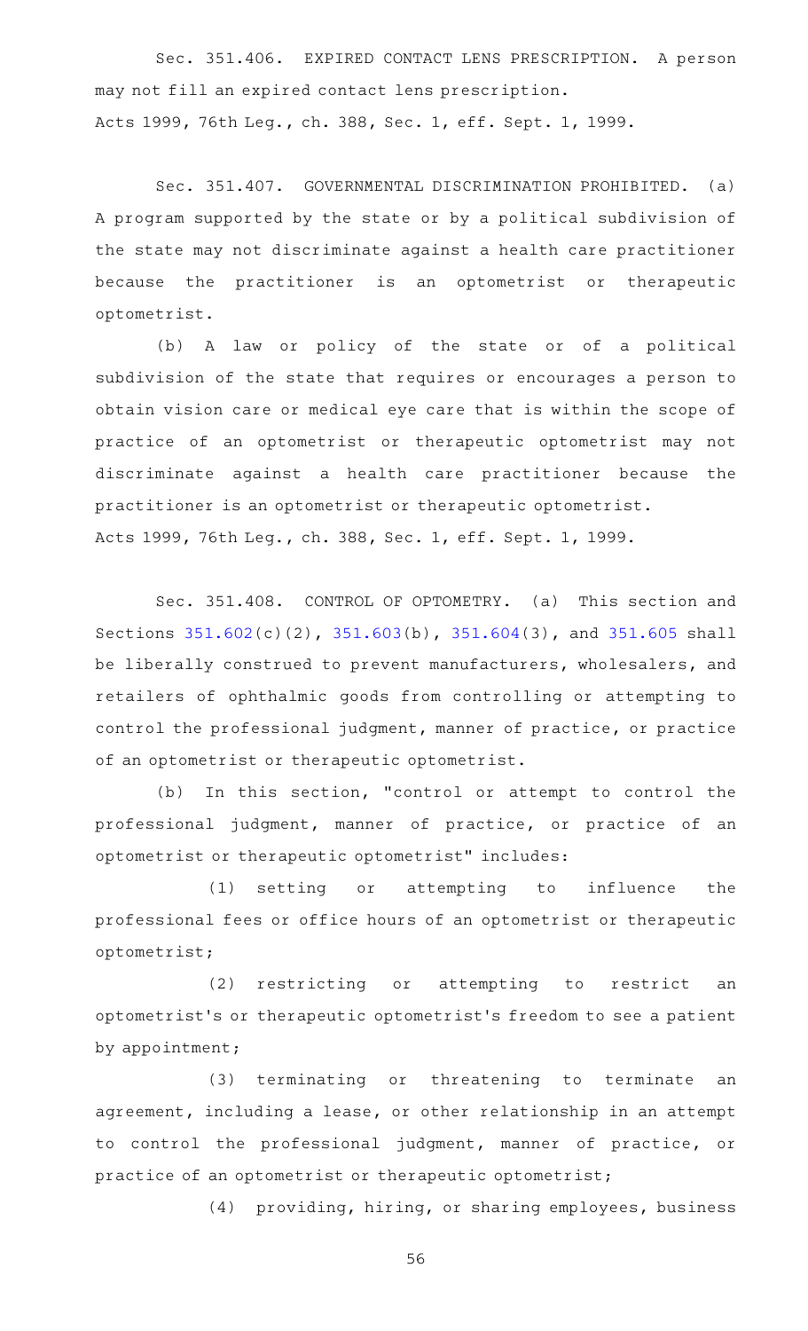Sec. 351.406. EXPIRED CONTACT LENS PRESCRIPTION. A person may not fill an expired contact lens prescription.

Acts 1999, 76th Leg., ch. 388, Sec. 1, eff. Sept. 1, 1999.

Sec. 351.407. GOVERNMENTAL DISCRIMINATION PROHIBITED. (a) A program supported by the state or by a political subdivision of the state may not discriminate against a health care practitioner because the practitioner is an optometrist or therapeutic optometrist.

(b) A law or policy of the state or of a political subdivision of the state that requires or encourages a person to obtain vision care or medical eye care that is within the scope of practice of an optometrist or therapeutic optometrist may not discriminate against a health care practitioner because the practitioner is an optometrist or therapeutic optometrist.

Acts 1999, 76th Leg., ch. 388, Sec. 1, eff. Sept. 1, 1999.

Sec. 351.408. CONTROL OF OPTOMETRY. (a) This section and Sections 351.602(c)(2), 351.603(b), 351.604(3), and 351.605 shall be liberally construed to prevent manufacturers, wholesalers, and retailers of ophthalmic goods from controlling or attempting to control the professional judgment, manner of practice, or practice of an optometrist or therapeutic optometrist.

(b) In this section, "control or attempt to control the professional judgment, manner of practice, or practice of an optometrist or therapeutic optometrist" includes:

(1) setting or attempting to influence the professional fees or office hours of an optometrist or therapeutic optometrist;

(2) restricting or attempting to restrict an optometrist's or therapeutic optometrist's freedom to see a patient by appointment;

(3) terminating or threatening to terminate an agreement, including a lease, or other relationship in an attempt to control the professional judgment, manner of practice, or practice of an optometrist or therapeutic optometrist;

(4) providing, hiring, or sharing employees, business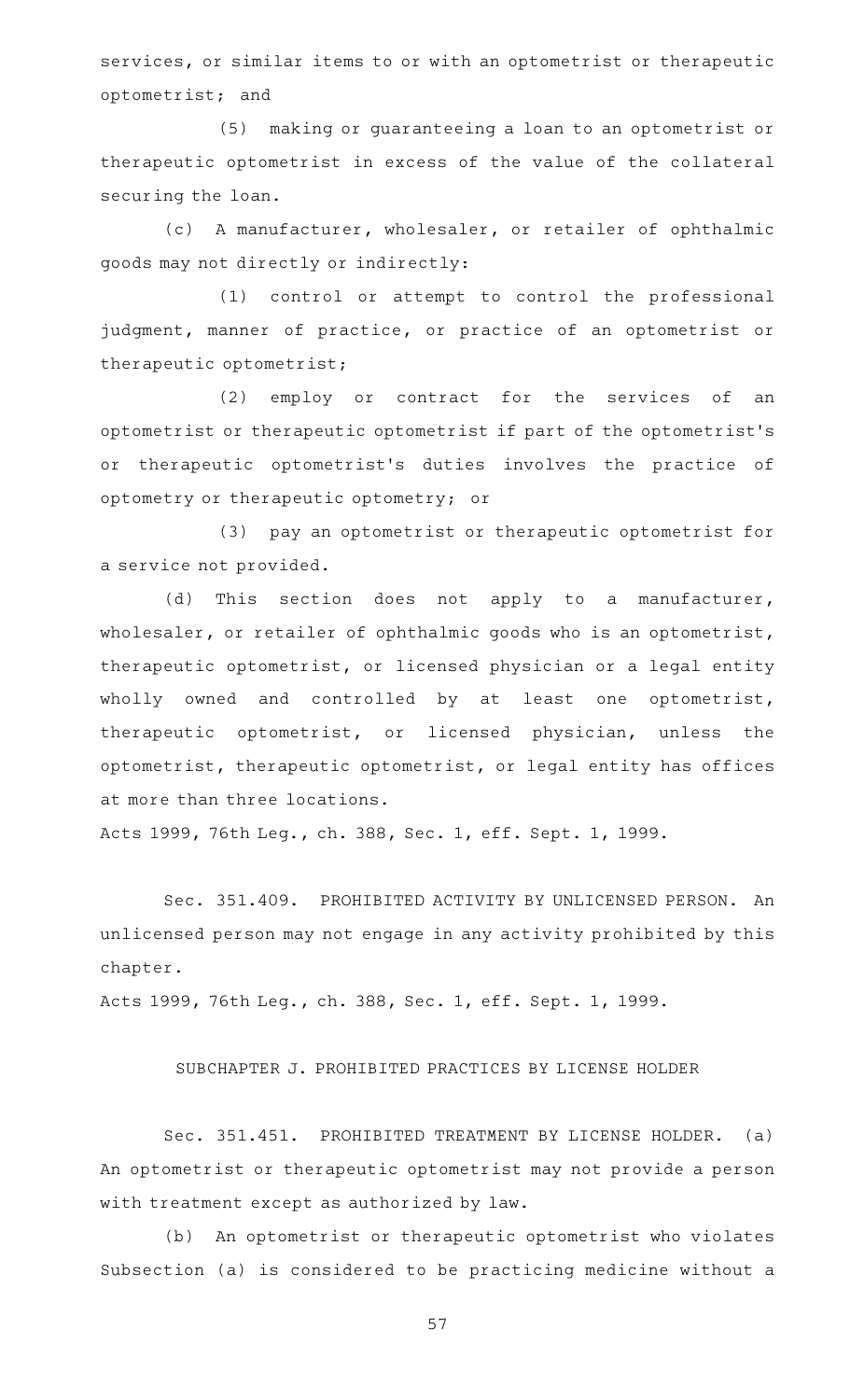services, or similar items to or with an optometrist or therapeutic optometrist; and

(5) making or guaranteeing a loan to an optometrist or therapeutic optometrist in excess of the value of the collateral securing the loan.

(c) A manufacturer, wholesaler, or retailer of ophthalmic goods may not directly or indirectly:

(1) control or attempt to control the professional judgment, manner of practice, or practice of an optometrist or therapeutic optometrist;

(2) employ or contract for the services of an optometrist or therapeutic optometrist if part of the optometrist's or therapeutic optometrist's duties involves the practice of optometry or therapeutic optometry; or

(3) pay an optometrist or therapeutic optometrist for a service not provided.

(d) This section does not apply to a manufacturer, wholesaler, or retailer of ophthalmic goods who is an optometrist, therapeutic optometrist, or licensed physician or a legal entity wholly owned and controlled by at least one optometrist, therapeutic optometrist, or licensed physician, unless the optometrist, therapeutic optometrist, or legal entity has offices at more than three locations.

Acts 1999, 76th Leg., ch. 388, Sec. 1, eff. Sept. 1, 1999.

Sec. 351.409. PROHIBITED ACTIVITY BY UNLICENSED PERSON. An unlicensed person may not engage in any activity prohibited by this chapter.

Acts 1999, 76th Leg., ch. 388, Sec. 1, eff. Sept. 1, 1999.

## SUBCHAPTER J. PROHIBITED PRACTICES BY LICENSE HOLDER

Sec. 351.451. PROHIBITED TREATMENT BY LICENSE HOLDER. (a) An optometrist or therapeutic optometrist may not provide a person with treatment except as authorized by law.

(b) An optometrist or therapeutic optometrist who violates Subsection (a) is considered to be practicing medicine without a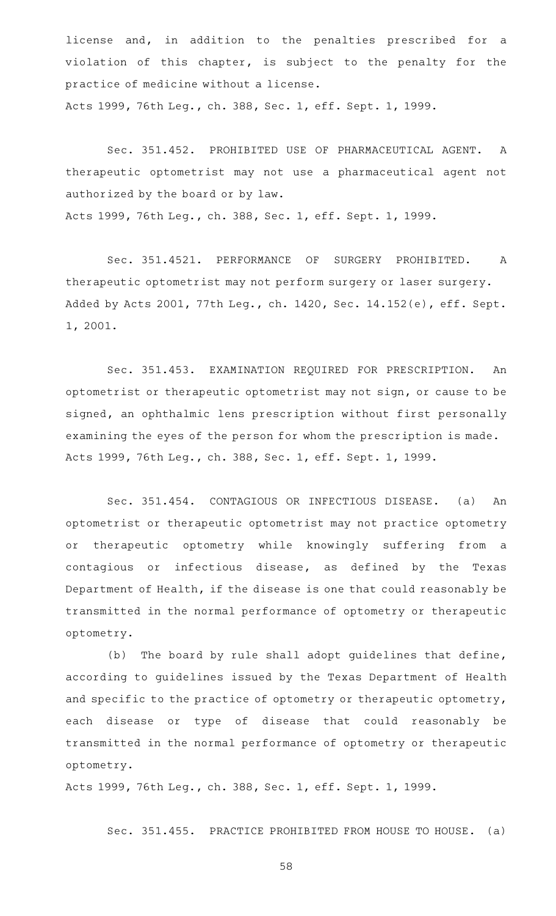license and, in addition to the penalties prescribed for a violation of this chapter, is subject to the penalty for the practice of medicine without a license.

Acts 1999, 76th Leg., ch. 388, Sec. 1, eff. Sept. 1, 1999.

Sec. 351.452. PROHIBITED USE OF PHARMACEUTICAL AGENT. A therapeutic optometrist may not use a pharmaceutical agent not authorized by the board or by law.

Acts 1999, 76th Leg., ch. 388, Sec. 1, eff. Sept. 1, 1999.

Sec. 351.4521. PERFORMANCE OF SURGERY PROHIBITED. A therapeutic optometrist may not perform surgery or laser surgery.

Added by Acts 2001, 77th Leg., ch. 1420, Sec. 14.152(e), eff. Sept. 1, 2001.

Sec. 351.453. EXAMINATION REQUIRED FOR PRESCRIPTION. An optometrist or therapeutic optometrist may not sign, or cause to be signed, an ophthalmic lens prescription without first personally examining the eyes of the person for whom the prescription is made.

Acts 1999, 76th Leg., ch. 388, Sec. 1, eff. Sept. 1, 1999.

Sec. 351.454. CONTAGIOUS OR INFECTIOUS DISEASE. (a) An optometrist or therapeutic optometrist may not practice optometry or therapeutic optometry while knowingly suffering from a contagious or infectious disease, as defined by the Texas Department of Health, if the disease is one that could reasonably be transmitted in the normal performance of optometry or therapeutic optometry.

(b) The board by rule shall adopt guidelines that define, according to guidelines issued by the Texas Department of Health and specific to the practice of optometry or therapeutic optometry, each disease or type of disease that could reasonably be transmitted in the normal performance of optometry or therapeutic optometry.

Acts 1999, 76th Leg., ch. 388, Sec. 1, eff. Sept. 1, 1999.

Sec. 351.455. PRACTICE PROHIBITED FROM HOUSE TO HOUSE. (a)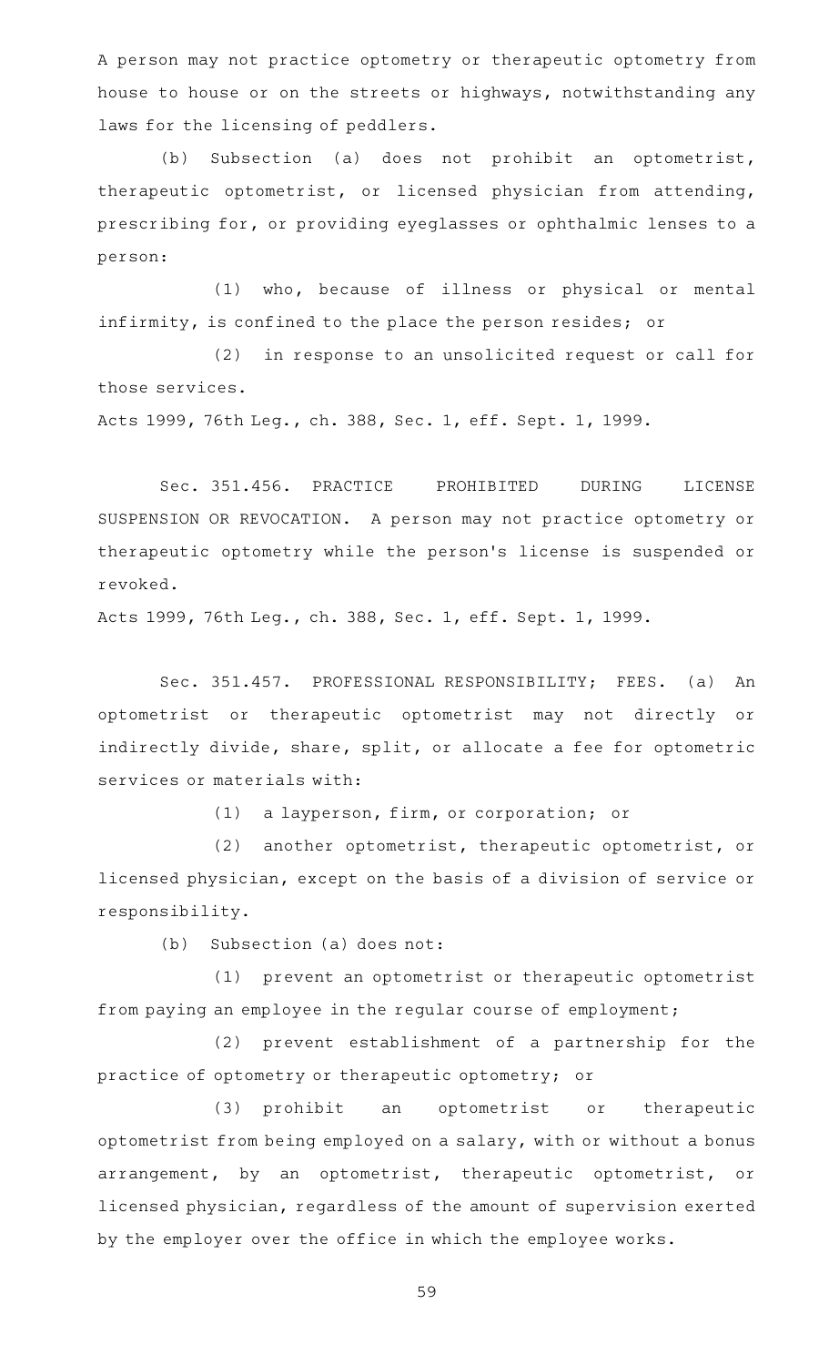A person may not practice optometry or therapeutic optometry from house to house or on the streets or highways, notwithstanding any laws for the licensing of peddlers.

(b) Subsection (a) does not prohibit an optometrist, therapeutic optometrist, or licensed physician from attending, prescribing for, or providing eyeglasses or ophthalmic lenses to a person:

(1) who, because of illness or physical or mental infirmity, is confined to the place the person resides; or

(2) in response to an unsolicited request or call for those services.

Acts 1999, 76th Leg., ch. 388, Sec. 1, eff. Sept. 1, 1999.

Sec. 351.456. PRACTICE PROHIBITED DURING LICENSE SUSPENSION OR REVOCATION. A person may not practice optometry or therapeutic optometry while the person's license is suspended or revoked.

Acts 1999, 76th Leg., ch. 388, Sec. 1, eff. Sept. 1, 1999.

Sec. 351.457. PROFESSIONAL RESPONSIBILITY; FEES. (a) An optometrist or therapeutic optometrist may not directly or indirectly divide, share, split, or allocate a fee for optometric services or materials with:

(1) a layperson, firm, or corporation; or

(2) another optometrist, therapeutic optometrist, or licensed physician, except on the basis of a division of service or responsibility.

(b) Subsection (a) does not:

(1) prevent an optometrist or therapeutic optometrist from paying an employee in the regular course of employment;

(2) prevent establishment of a partnership for the practice of optometry or therapeutic optometry; or

(3) prohibit an optometrist or therapeutic optometrist from being employed on a salary, with or without a bonus arrangement, by an optometrist, therapeutic optometrist, or licensed physician, regardless of the amount of supervision exerted by the employer over the office in which the employee works.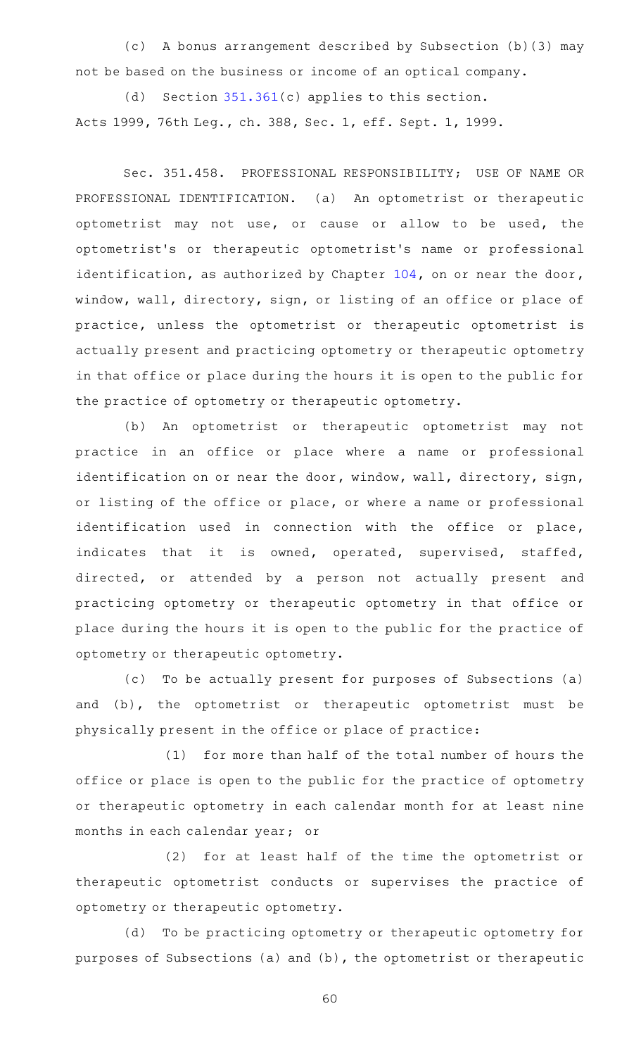(c) A bonus arrangement described by Subsection (b)(3) may not be based on the business or income of an optical company.

(d) Section 351.361(c) applies to this section.

Acts 1999, 76th Leg., ch. 388, Sec. 1, eff. Sept. 1, 1999.

Sec. 351.458. PROFESSIONAL RESPONSIBILITY; USE OF NAME OR PROFESSIONAL IDENTIFICATION. (a) An optometrist or therapeutic optometrist may not use, or cause or allow to be used, the optometrist's or therapeutic optometrist's name or professional identification, as authorized by Chapter 104, on or near the door, window, wall, directory, sign, or listing of an office or place of practice, unless the optometrist or therapeutic optometrist is actually present and practicing optometry or therapeutic optometry in that office or place during the hours it is open to the public for the practice of optometry or therapeutic optometry.

(b) An optometrist or therapeutic optometrist may not practice in an office or place where a name or professional identification on or near the door, window, wall, directory, sign, or listing of the office or place, or where a name or professional identification used in connection with the office or place, indicates that it is owned, operated, supervised, staffed, directed, or attended by a person not actually present and practicing optometry or therapeutic optometry in that office or place during the hours it is open to the public for the practice of optometry or therapeutic optometry.

(c) To be actually present for purposes of Subsections (a) and (b), the optometrist or therapeutic optometrist must be physically present in the office or place of practice:

(1) for more than half of the total number of hours the office or place is open to the public for the practice of optometry or therapeutic optometry in each calendar month for at least nine months in each calendar year; or

(2) for at least half of the time the optometrist or therapeutic optometrist conducts or supervises the practice of optometry or therapeutic optometry.

(d) To be practicing optometry or therapeutic optometry for purposes of Subsections (a) and (b), the optometrist or therapeutic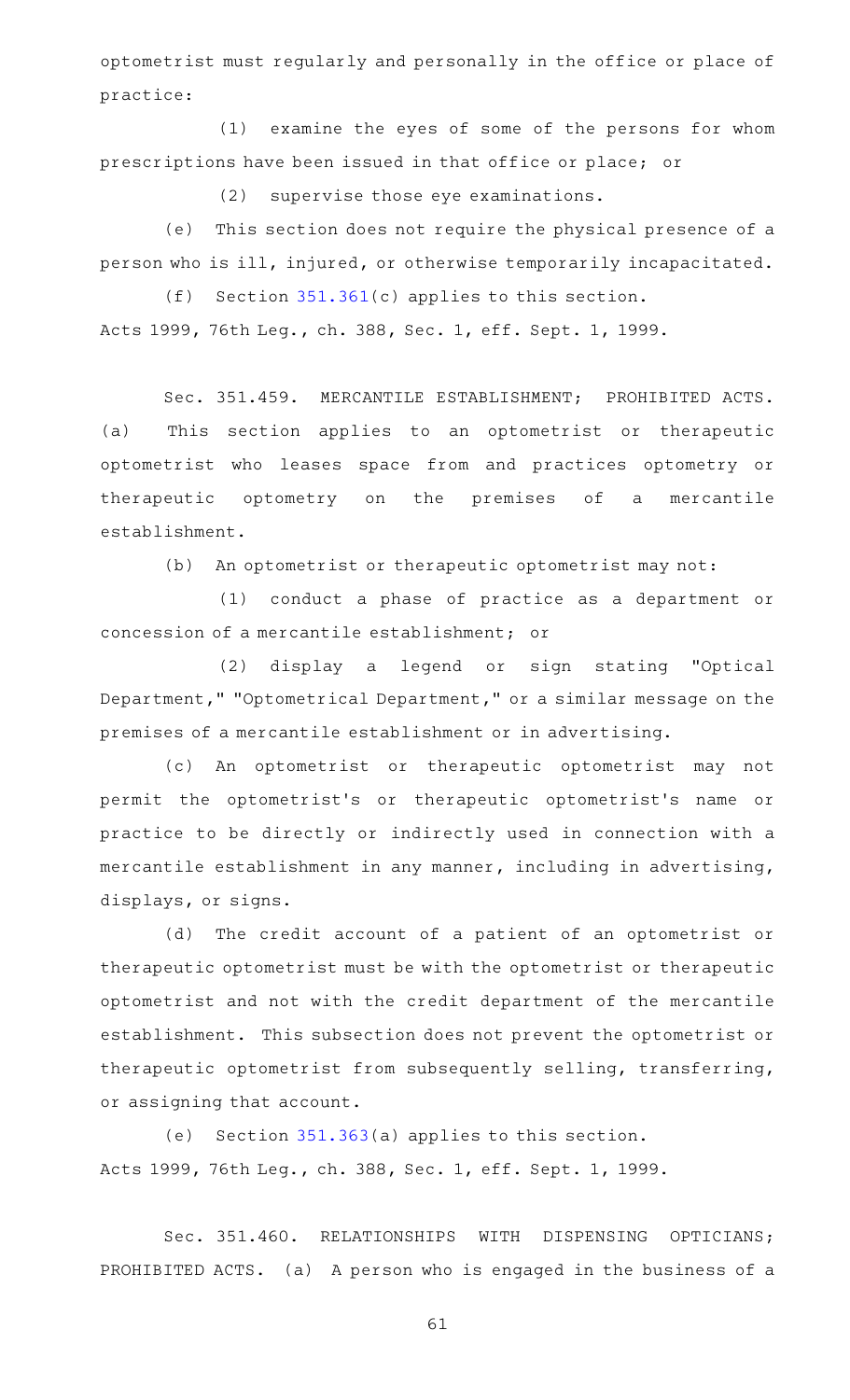optometrist must regularly and personally in the office or place of practice:

(1) examine the eyes of some of the persons for whom prescriptions have been issued in that office or place; or

(2) supervise those eye examinations.

(e) This section does not require the physical presence of a person who is ill, injured, or otherwise temporarily incapacitated.

(f) Section 351.361(c) applies to this section.

Acts 1999, 76th Leg., ch. 388, Sec. 1, eff. Sept. 1, 1999.

Sec. 351.459. MERCANTILE ESTABLISHMENT; PROHIBITED ACTS. (a) This section applies to an optometrist or therapeutic optometrist who leases space from and practices optometry or therapeutic optometry on the premises of a mercantile establishment.

(b) An optometrist or therapeutic optometrist may not:

(1) conduct a phase of practice as a department or concession of a mercantile establishment; or

(2) display a legend or sign stating "Optical Department," "Optometrical Department," or a similar message on the premises of a mercantile establishment or in advertising.

(c) An optometrist or therapeutic optometrist may not permit the optometrist's or therapeutic optometrist's name or practice to be directly or indirectly used in connection with a mercantile establishment in any manner, including in advertising, displays, or signs.

(d) The credit account of a patient of an optometrist or therapeutic optometrist must be with the optometrist or therapeutic optometrist and not with the credit department of the mercantile establishment. This subsection does not prevent the optometrist or therapeutic optometrist from subsequently selling, transferring, or assigning that account.

(e) Section 351.363(a) applies to this section.

Acts 1999, 76th Leg., ch. 388, Sec. 1, eff. Sept. 1, 1999.

Sec. 351.460. RELATIONSHIPS WITH DISPENSING OPTICIANS; PROHIBITED ACTS. (a) A person who is engaged in the business of a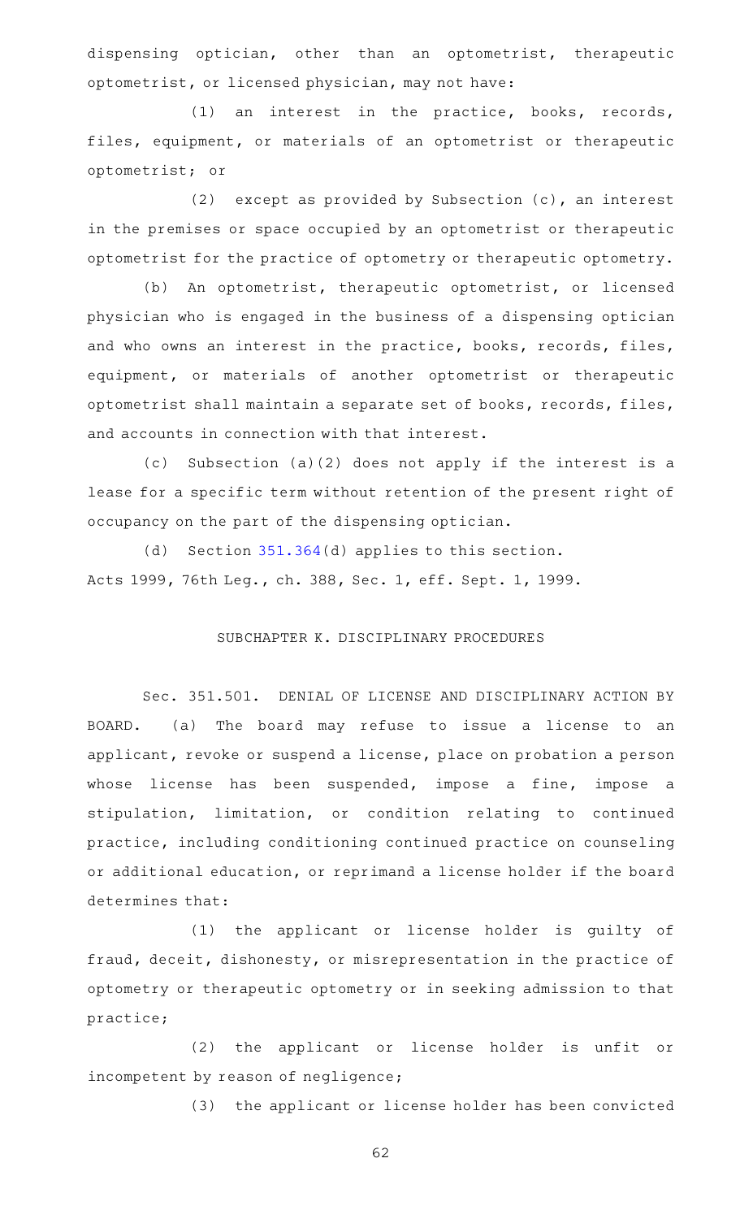dispensing optician, other than an optometrist, therapeutic optometrist, or licensed physician, may not have:

(1) an interest in the practice, books, records, files, equipment, or materials of an optometrist or therapeutic optometrist; or

(2) except as provided by Subsection (c), an interest in the premises or space occupied by an optometrist or therapeutic optometrist for the practice of optometry or therapeutic optometry.

(b) An optometrist, therapeutic optometrist, or licensed physician who is engaged in the business of a dispensing optician and who owns an interest in the practice, books, records, files, equipment, or materials of another optometrist or therapeutic optometrist shall maintain a separate set of books, records, files, and accounts in connection with that interest.

(c) Subsection (a)(2) does not apply if the interest is a lease for a specific term without retention of the present right of occupancy on the part of the dispensing optician.

(d) Section 351.364(d) applies to this section.

Acts 1999, 76th Leg., ch. 388, Sec. 1, eff. Sept. 1, 1999.

## SUBCHAPTER K. DISCIPLINARY PROCEDURES

Sec. 351.501. DENIAL OF LICENSE AND DISCIPLINARY ACTION BY BOARD. (a) The board may refuse to issue a license to an applicant, revoke or suspend a license, place on probation a person whose license has been suspended, impose a fine, impose a stipulation, limitation, or condition relating to continued practice, including conditioning continued practice on counseling or additional education, or reprimand a license holder if the board determines that:

(1) the applicant or license holder is guilty of fraud, deceit, dishonesty, or misrepresentation in the practice of optometry or therapeutic optometry or in seeking admission to that practice;

(2) the applicant or license holder is unfit or incompetent by reason of negligence;

(3) the applicant or license holder has been convicted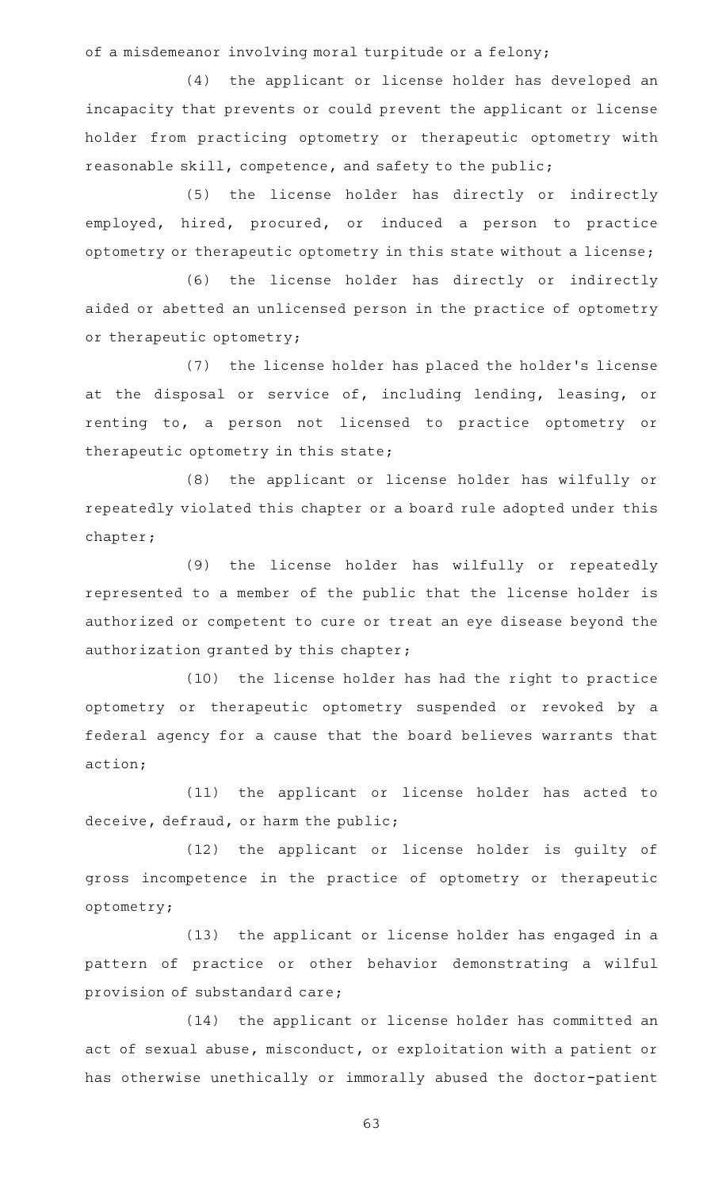of a misdemeanor involving moral turpitude or a felony;

(4) the applicant or license holder has developed an incapacity that prevents or could prevent the applicant or license holder from practicing optometry or therapeutic optometry with reasonable skill, competence, and safety to the public;

(5) the license holder has directly or indirectly employed, hired, procured, or induced a person to practice optometry or therapeutic optometry in this state without a license;

(6) the license holder has directly or indirectly aided or abetted an unlicensed person in the practice of optometry or therapeutic optometry;

(7) the license holder has placed the holder's license at the disposal or service of, including lending, leasing, or renting to, a person not licensed to practice optometry or therapeutic optometry in this state;

(8) the applicant or license holder has wilfully or repeatedly violated this chapter or a board rule adopted under this chapter;

(9) the license holder has wilfully or repeatedly represented to a member of the public that the license holder is authorized or competent to cure or treat an eye disease beyond the authorization granted by this chapter;

(10) the license holder has had the right to practice optometry or therapeutic optometry suspended or revoked by a federal agency for a cause that the board believes warrants that action;

(11) the applicant or license holder has acted to deceive, defraud, or harm the public;

(12) the applicant or license holder is guilty of gross incompetence in the practice of optometry or therapeutic optometry;

(13) the applicant or license holder has engaged in a pattern of practice or other behavior demonstrating a wilful provision of substandard care;

(14) the applicant or license holder has committed an act of sexual abuse, misconduct, or exploitation with a patient or has otherwise unethically or immorally abused the doctor-patient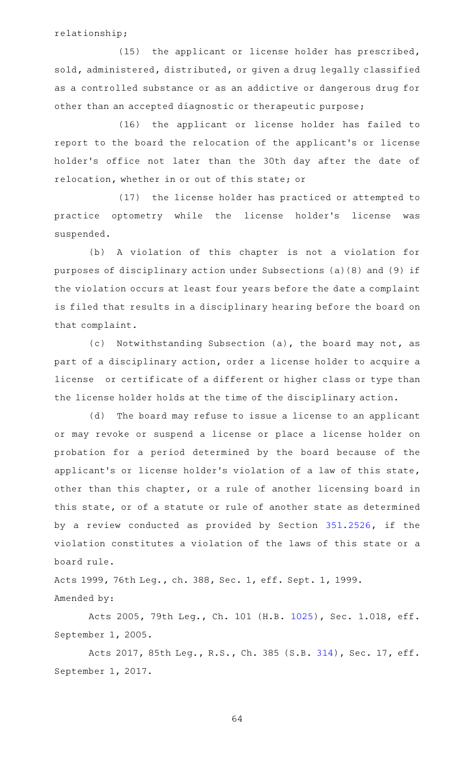relationship;

(15) the applicant or license holder has prescribed, sold, administered, distributed, or given a drug legally classified as a controlled substance or as an addictive or dangerous drug for other than an accepted diagnostic or therapeutic purpose;

(16) the applicant or license holder has failed to report to the board the relocation of the applicant's or license holder's office not later than the 30th day after the date of relocation, whether in or out of this state; or

(17) the license holder has practiced or attempted to practice optometry while the license holder's license was suspended.

(b) A violation of this chapter is not a violation for purposes of disciplinary action under Subsections (a)(8) and (9) if the violation occurs at least four years before the date a complaint is filed that results in a disciplinary hearing before the board on that complaint.

(c) Notwithstanding Subsection (a), the board may not, as part of a disciplinary action, order a license holder to acquire a license or certificate of a different or higher class or type than the license holder holds at the time of the disciplinary action.

(d) The board may refuse to issue a license to an applicant or may revoke or suspend a license or place a license holder on probation for a period determined by the board because of the applicant's or license holder's violation of a law of this state, other than this chapter, or a rule of another licensing board in this state, or of a statute or rule of another state as determined by a review conducted as provided by Section 351.2526, if the violation constitutes a violation of the laws of this state or a board rule.

Acts 1999, 76th Leg., ch. 388, Sec. 1, eff. Sept. 1, 1999.

Amended by:

Acts 2005, 79th Leg., Ch. 101 (H.B. 1025), Sec. 1.018, eff. September 1, 2005.

Acts 2017, 85th Leg., R.S., Ch. 385 (S.B. 314), Sec. 17, eff. September 1, 2017.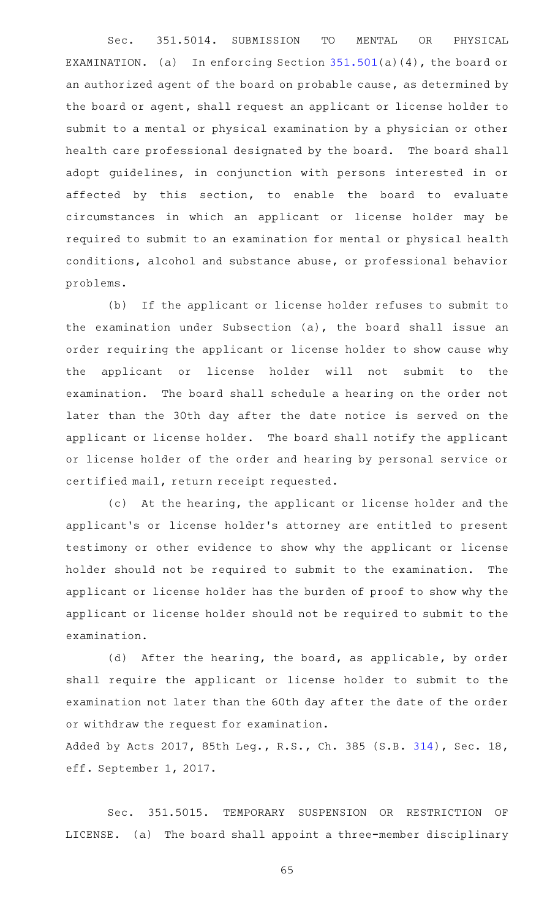Sec. 351.5014. SUBMISSION TO MENTAL OR PHYSICAL EXAMINATION. (a) In enforcing Section 351.501(a)(4), the board or an authorized agent of the board on probable cause, as determined by the board or agent, shall request an applicant or license holder to submit to a mental or physical examination by a physician or other health care professional designated by the board. The board shall adopt guidelines, in conjunction with persons interested in or affected by this section, to enable the board to evaluate circumstances in which an applicant or license holder may be required to submit to an examination for mental or physical health conditions, alcohol and substance abuse, or professional behavior problems.

(b) If the applicant or license holder refuses to submit to the examination under Subsection (a), the board shall issue an order requiring the applicant or license holder to show cause why the applicant or license holder will not submit to the examination. The board shall schedule a hearing on the order not later than the 30th day after the date notice is served on the applicant or license holder. The board shall notify the applicant or license holder of the order and hearing by personal service or certified mail, return receipt requested.

(c) At the hearing, the applicant or license holder and the applicant's or license holder's attorney are entitled to present testimony or other evidence to show why the applicant or license holder should not be required to submit to the examination. The applicant or license holder has the burden of proof to show why the applicant or license holder should not be required to submit to the examination.

(d) After the hearing, the board, as applicable, by order shall require the applicant or license holder to submit to the examination not later than the 60th day after the date of the order or withdraw the request for examination.

Added by Acts 2017, 85th Leg., R.S., Ch. 385 (S.B. 314), Sec. 18, eff. September 1, 2017.

Sec. 351.5015. TEMPORARY SUSPENSION OR RESTRICTION OF LICENSE. (a) The board shall appoint a three-member disciplinary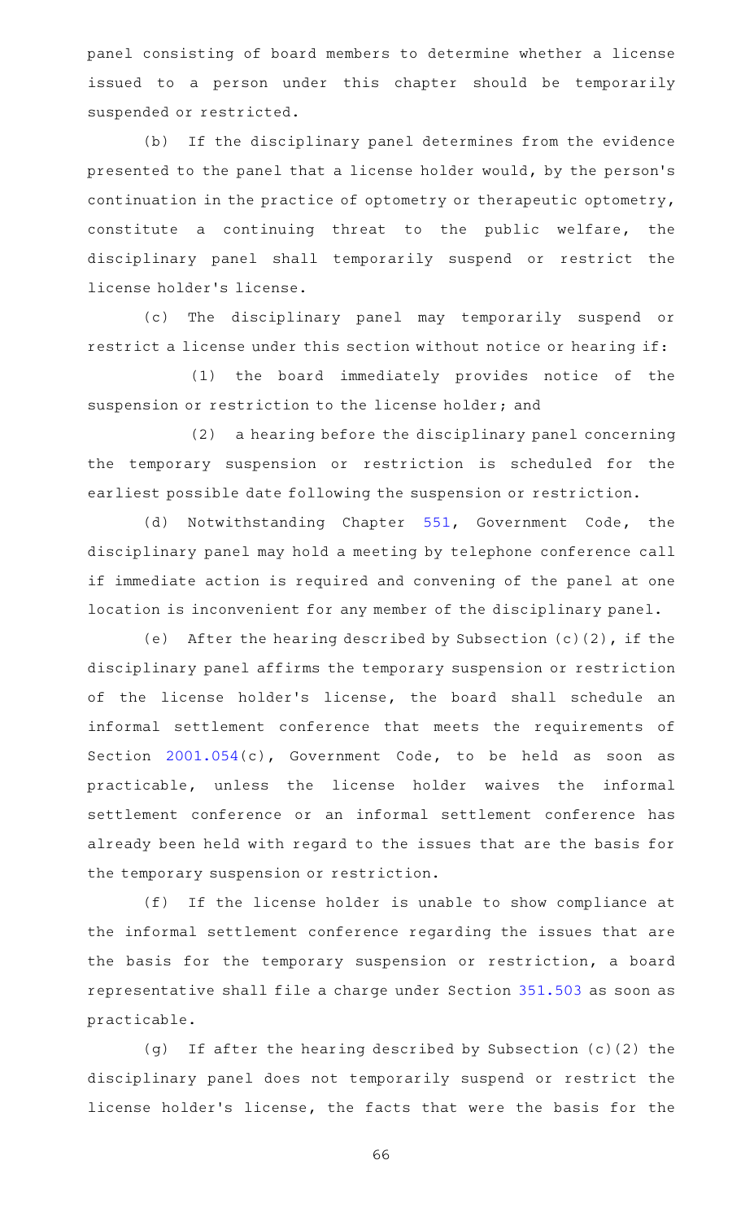panel consisting of board members to determine whether a license issued to a person under this chapter should be temporarily suspended or restricted.

(b) If the disciplinary panel determines from the evidence presented to the panel that a license holder would, by the person's continuation in the practice of optometry or therapeutic optometry, constitute a continuing threat to the public welfare, the disciplinary panel shall temporarily suspend or restrict the license holder's license.

(c) The disciplinary panel may temporarily suspend or restrict a license under this section without notice or hearing if:

(1) the board immediately provides notice of the suspension or restriction to the license holder; and

(2) a hearing before the disciplinary panel concerning the temporary suspension or restriction is scheduled for the earliest possible date following the suspension or restriction.

(d) Notwithstanding Chapter 551, Government Code, the disciplinary panel may hold a meeting by telephone conference call if immediate action is required and convening of the panel at one location is inconvenient for any member of the disciplinary panel.

(e) After the hearing described by Subsection (c)(2), if the disciplinary panel affirms the temporary suspension or restriction of the license holder's license, the board shall schedule an informal settlement conference that meets the requirements of Section 2001.054(c), Government Code, to be held as soon as practicable, unless the license holder waives the informal settlement conference or an informal settlement conference has already been held with regard to the issues that are the basis for the temporary suspension or restriction.

(f) If the license holder is unable to show compliance at the informal settlement conference regarding the issues that are the basis for the temporary suspension or restriction, a board representative shall file a charge under Section 351.503 as soon as practicable.

(g) If after the hearing described by Subsection (c)(2) the disciplinary panel does not temporarily suspend or restrict the license holder's license, the facts that were the basis for the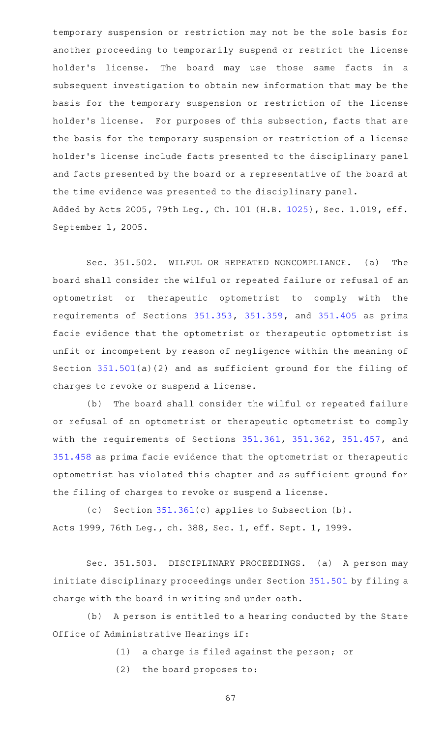temporary suspension or restriction may not be the sole basis for another proceeding to temporarily suspend or restrict the license holder's license. The board may use those same facts in a subsequent investigation to obtain new information that may be the basis for the temporary suspension or restriction of the license holder's license. For purposes of this subsection, facts that are the basis for the temporary suspension or restriction of a license holder's license include facts presented to the disciplinary panel and facts presented by the board or a representative of the board at the time evidence was presented to the disciplinary panel.

Added by Acts 2005, 79th Leg., Ch. 101 (H.B. 1025), Sec. 1.019, eff. September 1, 2005.

Sec. 351.502. WILFUL OR REPEATED NONCOMPLIANCE. (a) The board shall consider the wilful or repeated failure or refusal of an optometrist or therapeutic optometrist to comply with the requirements of Sections 351.353, 351.359, and 351.405 as prima facie evidence that the optometrist or therapeutic optometrist is unfit or incompetent by reason of negligence within the meaning of Section 351.501(a)(2) and as sufficient ground for the filing of charges to revoke or suspend a license.

(b) The board shall consider the wilful or repeated failure or refusal of an optometrist or therapeutic optometrist to comply with the requirements of Sections 351.361, 351.362, 351.457, and 351.458 as prima facie evidence that the optometrist or therapeutic optometrist has violated this chapter and as sufficient ground for the filing of charges to revoke or suspend a license.

(c) Section 351.361(c) applies to Subsection (b).

Acts 1999, 76th Leg., ch. 388, Sec. 1, eff. Sept. 1, 1999.

Sec. 351.503. DISCIPLINARY PROCEEDINGS. (a) A person may initiate disciplinary proceedings under Section 351.501 by filing a charge with the board in writing and under oath.

(b) A person is entitled to a hearing conducted by the State Office of Administrative Hearings if:

(1) a charge is filed against the person; or

(2) the board proposes to: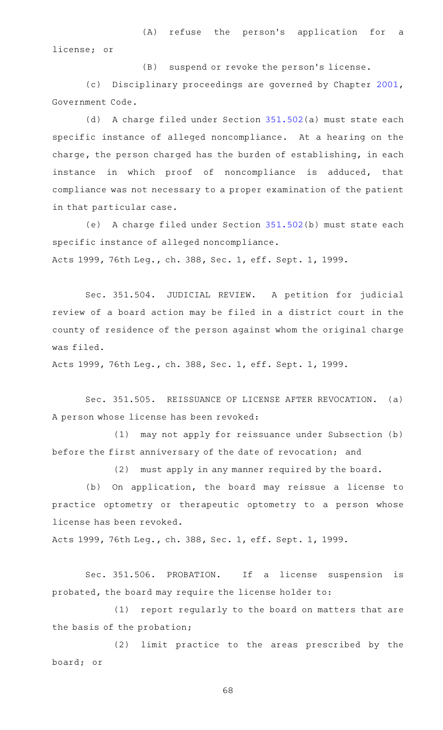(A) refuse the person's application for a license; or

(B) suspend or revoke the person's license.

(c) Disciplinary proceedings are governed by Chapter 2001, Government Code.

(d) A charge filed under Section 351.502(a) must state each specific instance of alleged noncompliance. At a hearing on the charge, the person charged has the burden of establishing, in each instance in which proof of noncompliance is adduced, that compliance was not necessary to a proper examination of the patient in that particular case.

(e) A charge filed under Section 351.502(b) must state each specific instance of alleged noncompliance.

Acts 1999, 76th Leg., ch. 388, Sec. 1, eff. Sept. 1, 1999.

Sec. 351.504. JUDICIAL REVIEW. A petition for judicial review of a board action may be filed in a district court in the county of residence of the person against whom the original charge was filed.

Acts 1999, 76th Leg., ch. 388, Sec. 1, eff. Sept. 1, 1999.

Sec. 351.505. REISSUANCE OF LICENSE AFTER REVOCATION. (a) A person whose license has been revoked:

(1) may not apply for reissuance under Subsection (b) before the first anniversary of the date of revocation; and

(2) must apply in any manner required by the board.

(b) On application, the board may reissue a license to practice optometry or therapeutic optometry to a person whose license has been revoked.

Acts 1999, 76th Leg., ch. 388, Sec. 1, eff. Sept. 1, 1999.

Sec. 351.506. PROBATION. If a license suspension is probated, the board may require the license holder to:

(1) report regularly to the board on matters that are the basis of the probation;

(2) limit practice to the areas prescribed by the board; or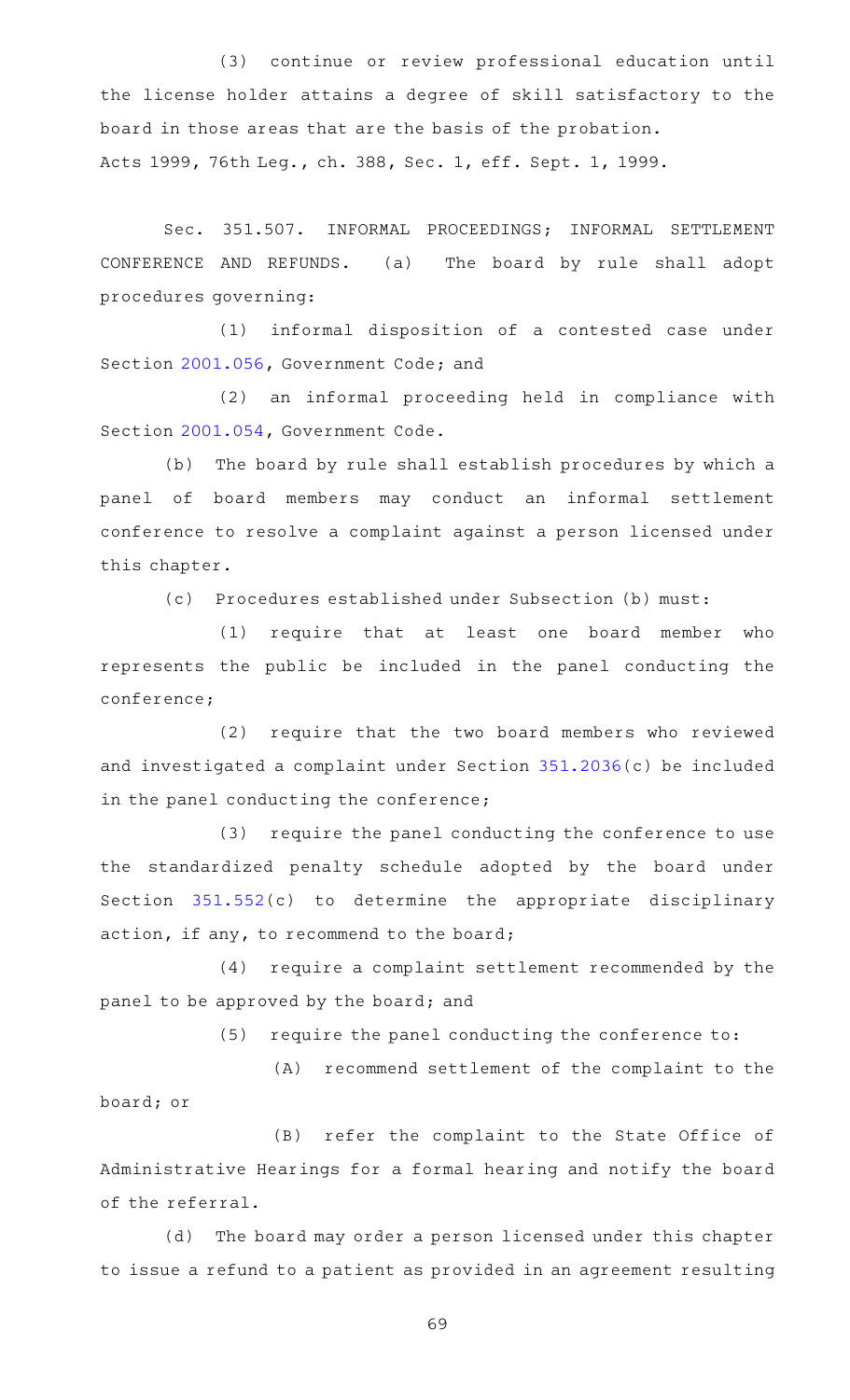(3) continue or review professional education until the license holder attains a degree of skill satisfactory to the board in those areas that are the basis of the probation.

Acts 1999, 76th Leg., ch. 388, Sec. 1, eff. Sept. 1, 1999.

Sec. 351.507. INFORMAL PROCEEDINGS; INFORMAL SETTLEMENT CONFERENCE AND REFUNDS. (a) The board by rule shall adopt procedures governing:

(1) informal disposition of a contested case under Section 2001.056, Government Code; and

(2) an informal proceeding held in compliance with Section 2001.054, Government Code.

(b) The board by rule shall establish procedures by which a panel of board members may conduct an informal settlement conference to resolve a complaint against a person licensed under this chapter.

(c) Procedures established under Subsection (b) must:

(1) require that at least one board member who represents the public be included in the panel conducting the conference;

(2) require that the two board members who reviewed and investigated a complaint under Section 351.2036(c) be included in the panel conducting the conference;

(3) require the panel conducting the conference to use the standardized penalty schedule adopted by the board under Section 351.552(c) to determine the appropriate disciplinary action, if any, to recommend to the board;

(4) require a complaint settlement recommended by the panel to be approved by the board; and

(5) require the panel conducting the conference to:

(A) recommend settlement of the complaint to the board; or

(B) refer the complaint to the State Office of Administrative Hearings for a formal hearing and notify the board of the referral.

(d) The board may order a person licensed under this chapter to issue a refund to a patient as provided in an agreement resulting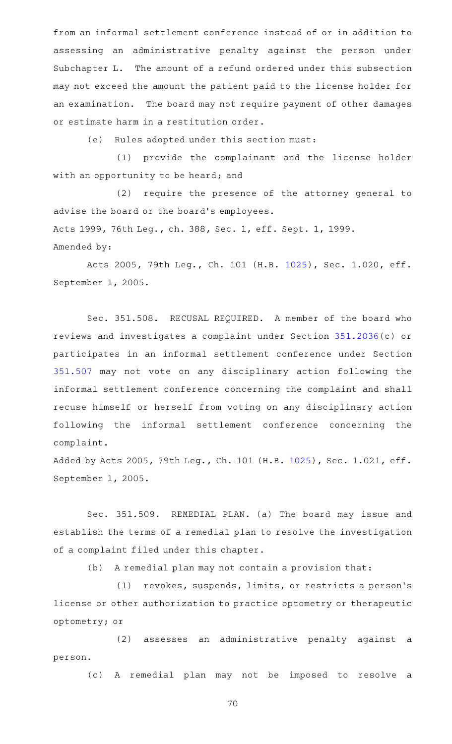from an informal settlement conference instead of or in addition to assessing an administrative penalty against the person under Subchapter L. The amount of a refund ordered under this subsection may not exceed the amount the patient paid to the license holder for an examination. The board may not require payment of other damages or estimate harm in a restitution order.

(e) Rules adopted under this section must:

(1) provide the complainant and the license holder with an opportunity to be heard; and

(2) require the presence of the attorney general to advise the board or the board's employees.

Acts 1999, 76th Leg., ch. 388, Sec. 1, eff. Sept. 1, 1999.

Amended by:

Acts 2005, 79th Leg., Ch. 101 (H.B. 1025), Sec. 1.020, eff. September 1, 2005.

Sec. 351.508. RECUSAL REQUIRED. A member of the board who reviews and investigates a complaint under Section 351.2036(c) or participates in an informal settlement conference under Section 351.507 may not vote on any disciplinary action following the informal settlement conference concerning the complaint and shall recuse himself or herself from voting on any disciplinary action following the informal settlement conference concerning the complaint.

Added by Acts 2005, 79th Leg., Ch. 101 (H.B. 1025), Sec. 1.021, eff. September 1, 2005.

Sec. 351.509. REMEDIAL PLAN. (a) The board may issue and establish the terms of a remedial plan to resolve the investigation of a complaint filed under this chapter.

(b) A remedial plan may not contain a provision that:

(1) revokes, suspends, limits, or restricts a person's license or other authorization to practice optometry or therapeutic optometry; or

(2) assesses an administrative penalty against a person.

(c) A remedial plan may not be imposed to resolve a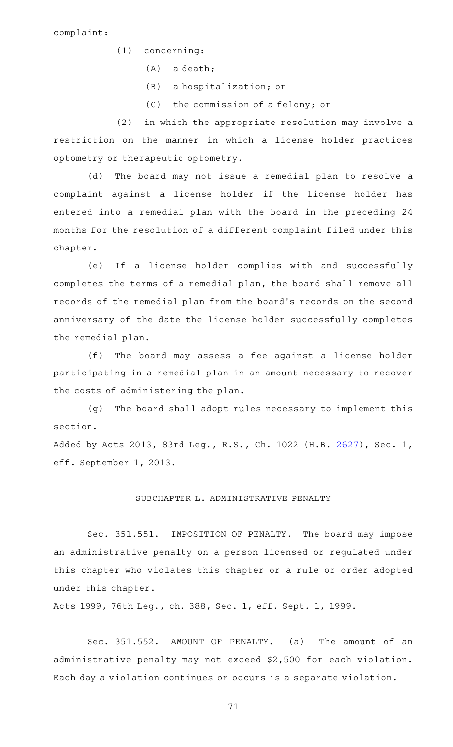complaint:

(1) concerning:

(A) a death;

(B) a hospitalization; or

(C) the commission of a felony; or

(2) in which the appropriate resolution may involve a restriction on the manner in which a license holder practices optometry or therapeutic optometry.

(d) The board may not issue a remedial plan to resolve a complaint against a license holder if the license holder has entered into a remedial plan with the board in the preceding 24 months for the resolution of a different complaint filed under this chapter.

(e) If a license holder complies with and successfully completes the terms of a remedial plan, the board shall remove all records of the remedial plan from the board's records on the second anniversary of the date the license holder successfully completes the remedial plan.

(f) The board may assess a fee against a license holder participating in a remedial plan in an amount necessary to recover the costs of administering the plan.

(g) The board shall adopt rules necessary to implement this section.

Added by Acts 2013, 83rd Leg., R.S., Ch. 1022 (H.B. 2627), Sec. 1, eff. September 1, 2013.

## SUBCHAPTER L. ADMINISTRATIVE PENALTY

Sec. 351.551. IMPOSITION OF PENALTY. The board may impose an administrative penalty on a person licensed or regulated under this chapter who violates this chapter or a rule or order adopted under this chapter.

Acts 1999, 76th Leg., ch. 388, Sec. 1, eff. Sept. 1, 1999.

Sec. 351.552. AMOUNT OF PENALTY. (a) The amount of an administrative penalty may not exceed $2,500 for each violation. Each day a violation continues or occurs is a separate violation.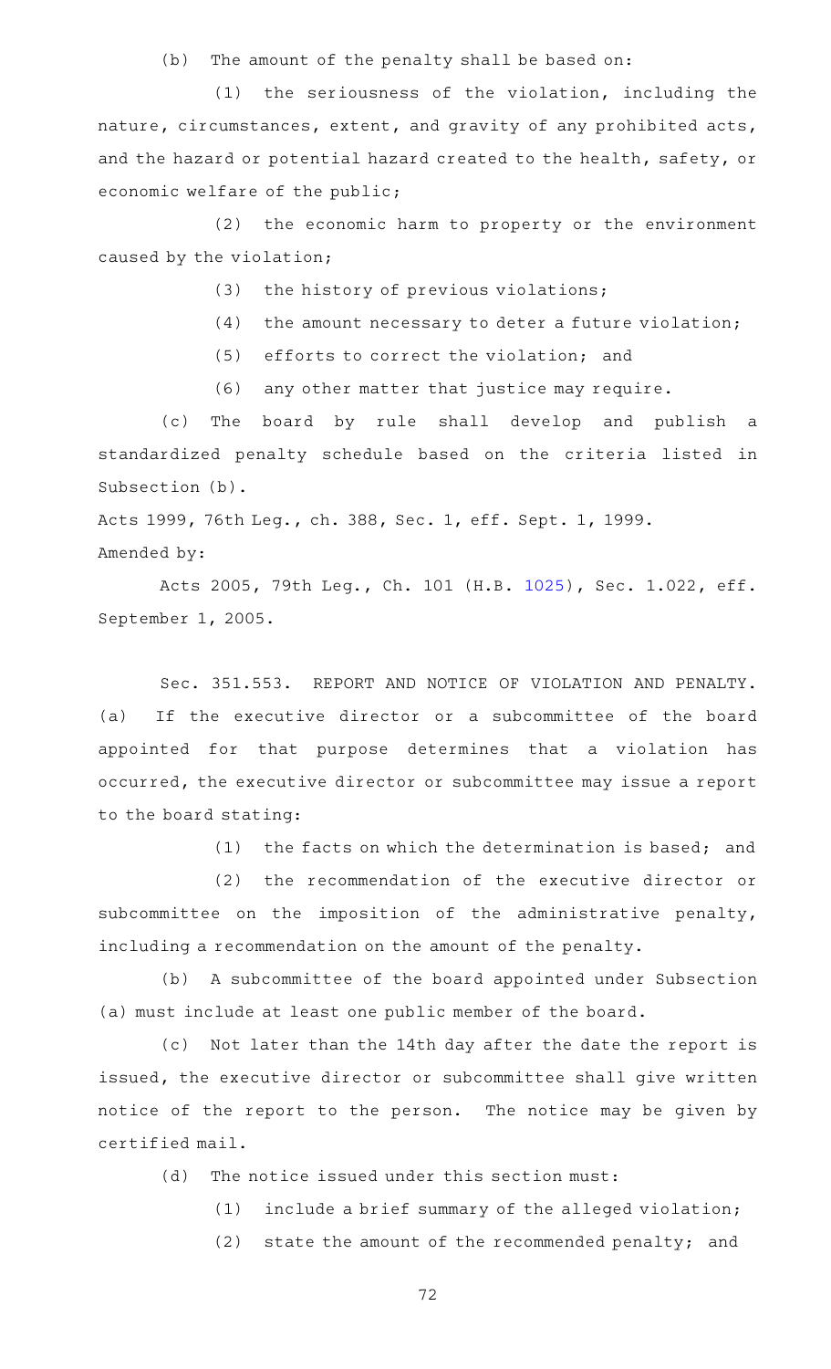(b) The amount of the penalty shall be based on:

(1) the seriousness of the violation, including the nature, circumstances, extent, and gravity of any prohibited acts, and the hazard or potential hazard created to the health, safety, or economic welfare of the public;

(2) the economic harm to property or the environment caused by the violation;

(3) the history of previous violations;

(4) the amount necessary to deter a future violation;

(5) efforts to correct the violation; and

(6) any other matter that justice may require.

(c) The board by rule shall develop and publish a standardized penalty schedule based on the criteria listed in Subsection (b).

Acts 1999, 76th Leg., ch. 388, Sec. 1, eff. Sept. 1, 1999.

Amended by:

Acts 2005, 79th Leg., Ch. 101 (H.B. 1025), Sec. 1.022, eff. September 1, 2005.

Sec. 351.553. REPORT AND NOTICE OF VIOLATION AND PENALTY. (a) If the executive director or a subcommittee of the board appointed for that purpose determines that a violation has occurred, the executive director or subcommittee may issue a report to the board stating:

(1) the facts on which the determination is based; and

(2) the recommendation of the executive director or subcommittee on the imposition of the administrative penalty, including a recommendation on the amount of the penalty.

(b) A subcommittee of the board appointed under Subsection (a) must include at least one public member of the board.

(c) Not later than the 14th day after the date the report is issued, the executive director or subcommittee shall give written notice of the report to the person. The notice may be given by certified mail.

(d) The notice issued under this section must:

(1) include a brief summary of the alleged violation;

(2) state the amount of the recommended penalty; and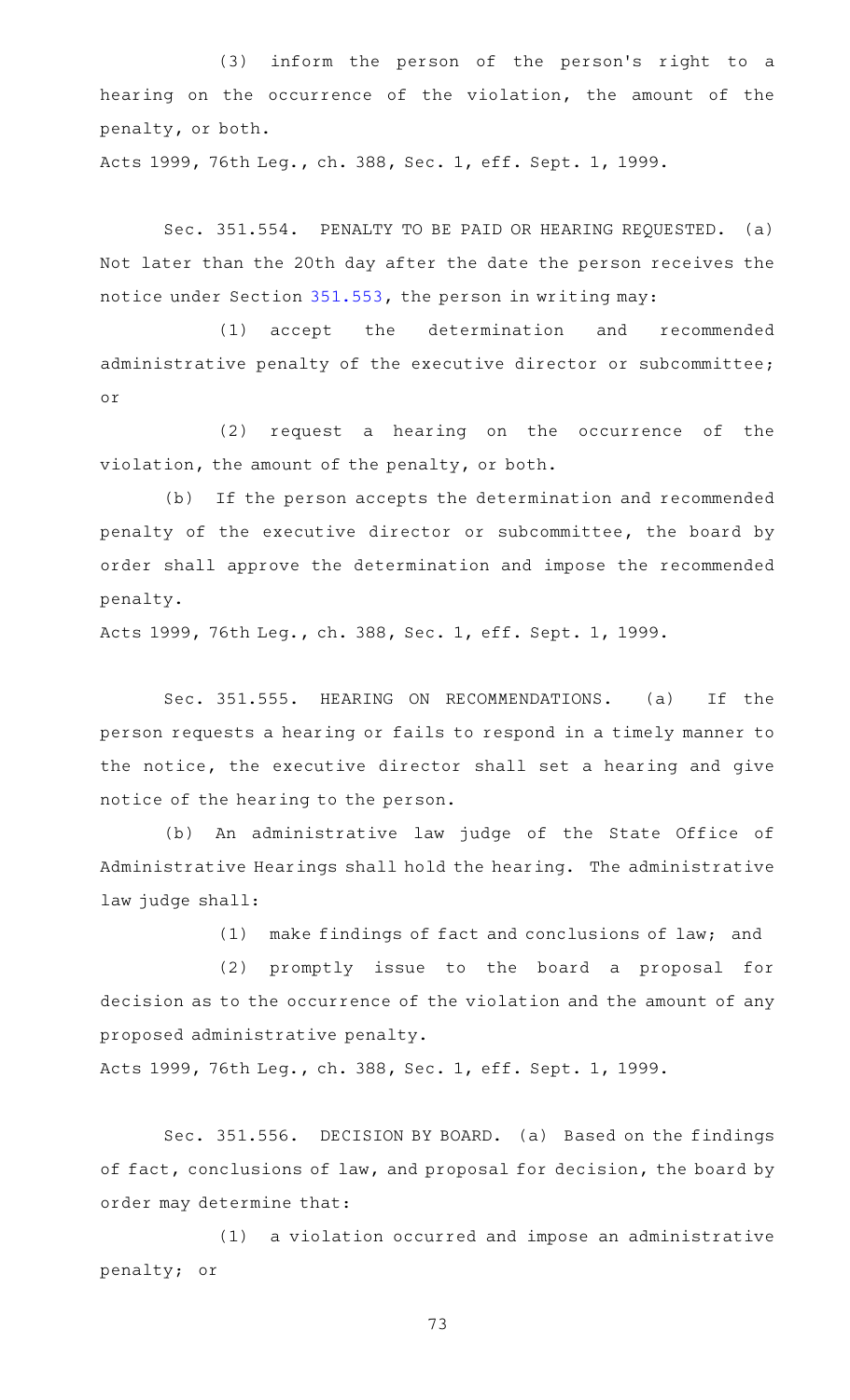(3) inform the person of the person's right to a hearing on the occurrence of the violation, the amount of the penalty, or both.

Acts 1999, 76th Leg., ch. 388, Sec. 1, eff. Sept. 1, 1999.

Sec. 351.554. PENALTY TO BE PAID OR HEARING REQUESTED. (a) Not later than the 20th day after the date the person receives the notice under Section 351.553, the person in writing may:

(1) accept the determination and recommended administrative penalty of the executive director or subcommittee; or

(2) request a hearing on the occurrence of the violation, the amount of the penalty, or both.

(b) If the person accepts the determination and recommended penalty of the executive director or subcommittee, the board by order shall approve the determination and impose the recommended penalty.

Acts 1999, 76th Leg., ch. 388, Sec. 1, eff. Sept. 1, 1999.

Sec. 351.555. HEARING ON RECOMMENDATIONS. (a) If the person requests a hearing or fails to respond in a timely manner to the notice, the executive director shall set a hearing and give notice of the hearing to the person.

(b) An administrative law judge of the State Office of Administrative Hearings shall hold the hearing. The administrative law judge shall:

(1) make findings of fact and conclusions of law; and

(2) promptly issue to the board a proposal for decision as to the occurrence of the violation and the amount of any proposed administrative penalty.

Acts 1999, 76th Leg., ch. 388, Sec. 1, eff. Sept. 1, 1999.

Sec. 351.556. DECISION BY BOARD. (a) Based on the findings of fact, conclusions of law, and proposal for decision, the board by order may determine that:

(1) a violation occurred and impose an administrative penalty; or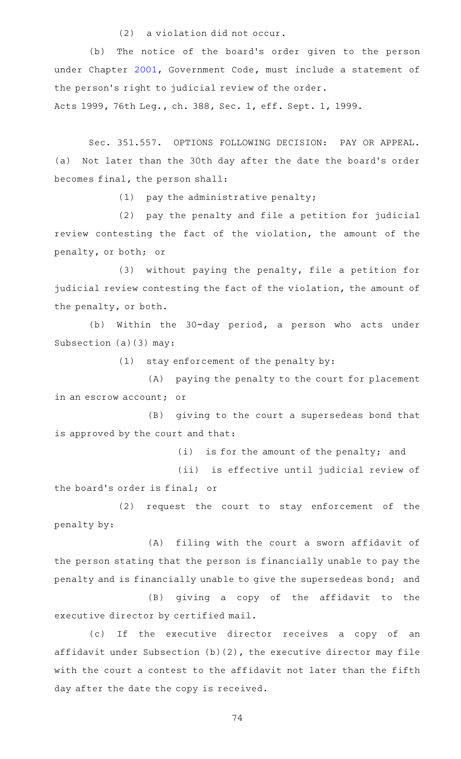(2) a violation did not occur.

(b) The notice of the board's order given to the person under Chapter 2001, Government Code, must include a statement of the person's right to judicial review of the order.

Acts 1999, 76th Leg., ch. 388, Sec. 1, eff. Sept. 1, 1999.

Sec. 351.557. OPTIONS FOLLOWING DECISION: PAY OR APPEAL. (a) Not later than the 30th day after the date the board's order becomes final, the person shall:

(1) pay the administrative penalty;

(2) pay the penalty and file a petition for judicial review contesting the fact of the violation, the amount of the penalty, or both; or

(3) without paying the penalty, file a petition for judicial review contesting the fact of the violation, the amount of the penalty, or both.

(b) Within the 30-day period, a person who acts under Subsection (a)(3) may:

(1) stay enforcement of the penalty by:

(A) paying the penalty to the court for placement in an escrow account; or

(B) giving to the court a supersedeas bond that is approved by the court and that:

(i) is for the amount of the penalty; and

(ii) is effective until judicial review of the board's order is final; or

(2) request the court to stay enforcement of the penalty by:

(A) filing with the court a sworn affidavit of the person stating that the person is financially unable to pay the penalty and is financially unable to give the supersedeas bond; and

(B) giving a copy of the affidavit to the executive director by certified mail.

(c) If the executive director receives a copy of an affidavit under Subsection (b)(2), the executive director may file with the court a contest to the affidavit not later than the fifth day after the date the copy is received.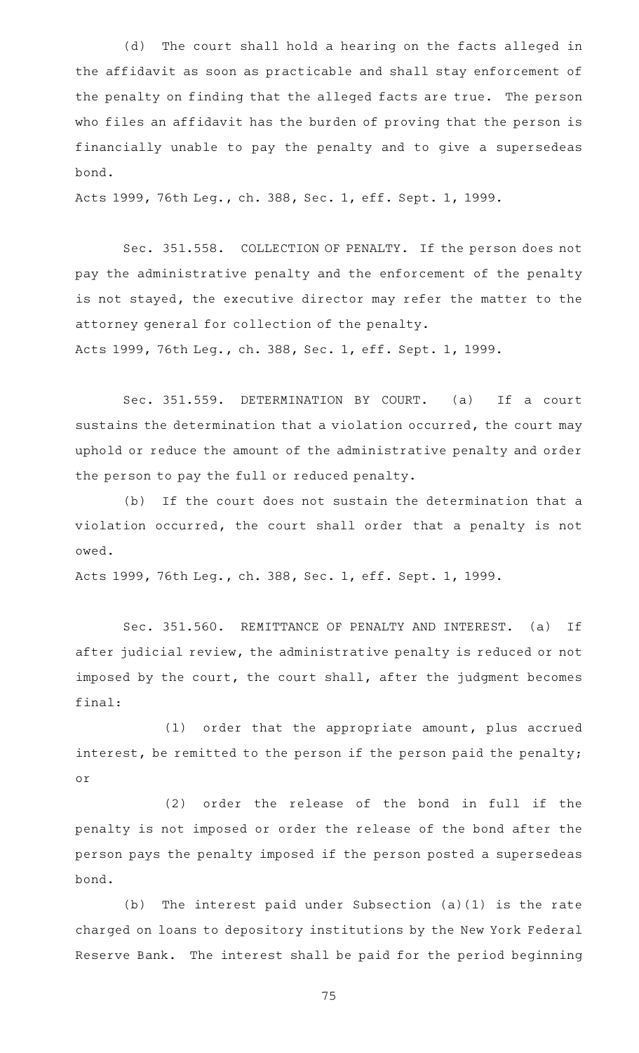(d) The court shall hold a hearing on the facts alleged in the affidavit as soon as practicable and shall stay enforcement of the penalty on finding that the alleged facts are true. The person who files an affidavit has the burden of proving that the person is financially unable to pay the penalty and to give a supersedeas bond.

Acts 1999, 76th Leg., ch. 388, Sec. 1, eff. Sept. 1, 1999.

Sec. 351.558. COLLECTION OF PENALTY. If the person does not pay the administrative penalty and the enforcement of the penalty is not stayed, the executive director may refer the matter to the attorney general for collection of the penalty.

Acts 1999, 76th Leg., ch. 388, Sec. 1, eff. Sept. 1, 1999.

Sec. 351.559. DETERMINATION BY COURT. (a) If a court sustains the determination that a violation occurred, the court may uphold or reduce the amount of the administrative penalty and order the person to pay the full or reduced penalty.

(b) If the court does not sustain the determination that a violation occurred, the court shall order that a penalty is not owed.

Acts 1999, 76th Leg., ch. 388, Sec. 1, eff. Sept. 1, 1999.

Sec. 351.560. REMITTANCE OF PENALTY AND INTEREST. (a) If after judicial review, the administrative penalty is reduced or not imposed by the court, the court shall, after the judgment becomes final:

(1) order that the appropriate amount, plus accrued interest, be remitted to the person if the person paid the penalty; or

(2) order the release of the bond in full if the penalty is not imposed or order the release of the bond after the person pays the penalty imposed if the person posted a supersedeas bond.

(b) The interest paid under Subsection (a)(1) is the rate charged on loans to depository institutions by the New York Federal Reserve Bank. The interest shall be paid for the period beginning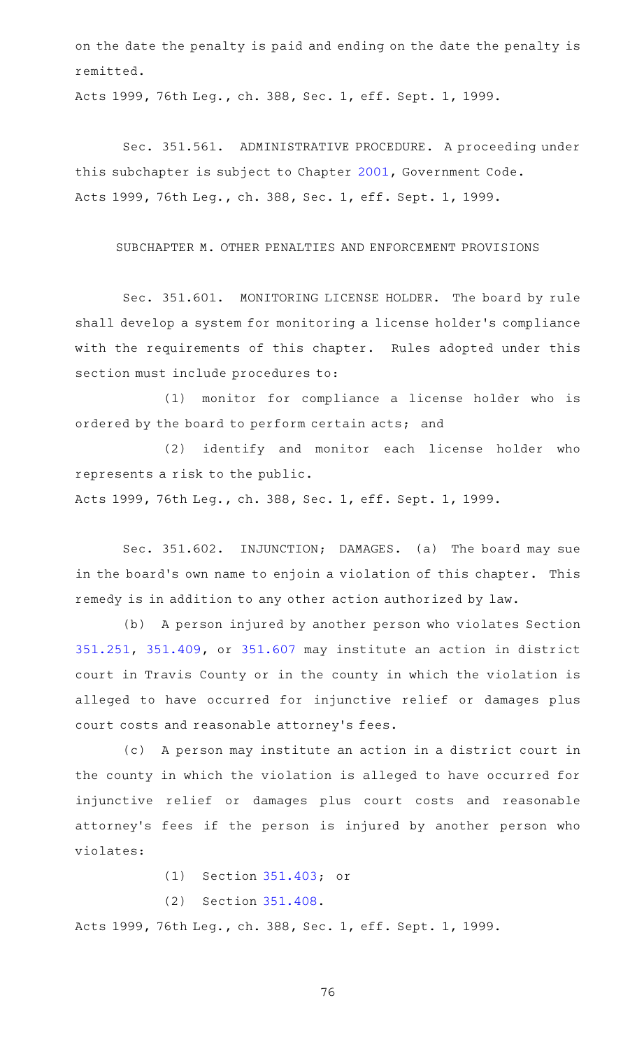on the date the penalty is paid and ending on the date the penalty is remitted.

Acts 1999, 76th Leg., ch. 388, Sec. 1, eff. Sept. 1, 1999.

Sec. 351.561. ADMINISTRATIVE PROCEDURE. A proceeding under this subchapter is subject to Chapter 2001, Government Code.

Acts 1999, 76th Leg., ch. 388, Sec. 1, eff. Sept. 1, 1999.

SUBCHAPTER M. OTHER PENALTIES AND ENFORCEMENT PROVISIONS

Sec. 351.601. MONITORING LICENSE HOLDER. The board by rule shall develop a system for monitoring a license holder's compliance with the requirements of this chapter. Rules adopted under this section must include procedures to:

(1) monitor for compliance a license holder who is ordered by the board to perform certain acts; and

(2) identify and monitor each license holder who represents a risk to the public.

Acts 1999, 76th Leg., ch. 388, Sec. 1, eff. Sept. 1, 1999.

Sec. 351.602. INJUNCTION; DAMAGES. (a) The board may sue in the board's own name to enjoin a violation of this chapter. This remedy is in addition to any other action authorized by law.

(b) A person injured by another person who violates Section 351.251, 351.409, or 351.607 may institute an action in district court in Travis County or in the county in which the violation is alleged to have occurred for injunctive relief or damages plus court costs and reasonable attorney's fees.

(c) A person may institute an action in a district court in the county in which the violation is alleged to have occurred for injunctive relief or damages plus court costs and reasonable attorney's fees if the person is injured by another person who violates:

(1) Section 351.403; or

(2) Section 351.408.

Acts 1999, 76th Leg., ch. 388, Sec. 1, eff. Sept. 1, 1999.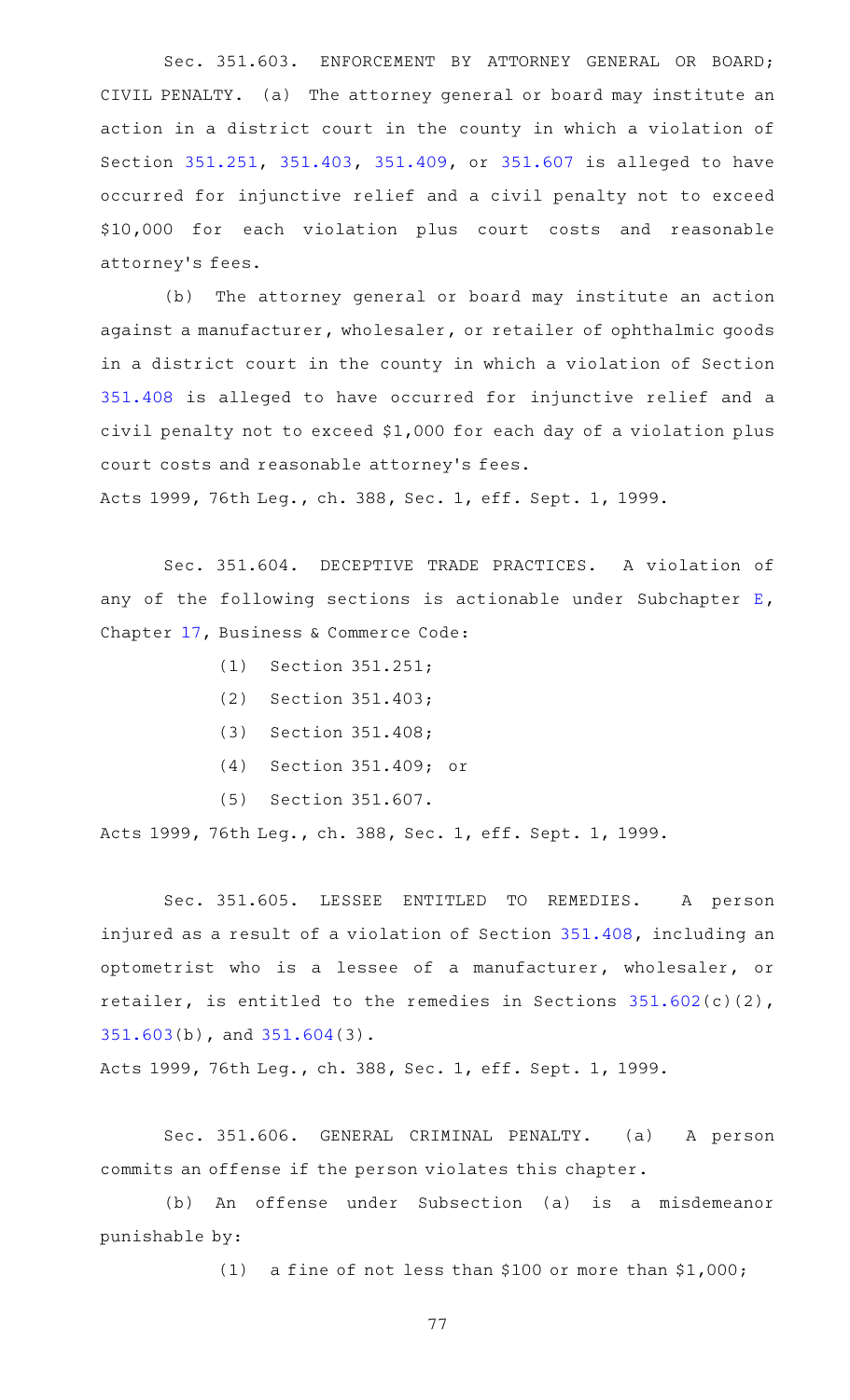Sec. 351.603. ENFORCEMENT BY ATTORNEY GENERAL OR BOARD; CIVIL PENALTY. (a) The attorney general or board may institute an action in a district court in the county in which a violation of Section 351.251, 351.403, 351.409, or 351.607 is alleged to have occurred for injunctive relief and a civil penalty not to exceed $10,000 for each violation plus court costs and reasonable attorney's fees.

(b) The attorney general or board may institute an action against a manufacturer, wholesaler, or retailer of ophthalmic goods in a district court in the county in which a violation of Section 351.408 is alleged to have occurred for injunctive relief and a civil penalty not to exceed $1,000 for each day of a violation plus court costs and reasonable attorney's fees.

Acts 1999, 76th Leg., ch. 388, Sec. 1, eff. Sept. 1, 1999.

Sec. 351.604. DECEPTIVE TRADE PRACTICES. A violation of any of the following sections is actionable under Subchapter E, Chapter 17, Business & Commerce Code:

(1) Section 351.251;

(2) Section 351.403;

(3) Section 351.408;

(4) Section 351.409; or

(5) Section 351.607.

Acts 1999, 76th Leg., ch. 388, Sec. 1, eff. Sept. 1, 1999.

Sec. 351.605. LESSEE ENTITLED TO REMEDIES. A person injured as a result of a violation of Section 351.408, including an optometrist who is a lessee of a manufacturer, wholesaler, or retailer, is entitled to the remedies in Sections 351.602(c)(2), 351.603(b), and 351.604(3).

Acts 1999, 76th Leg., ch. 388, Sec. 1, eff. Sept. 1, 1999.

Sec. 351.606. GENERAL CRIMINAL PENALTY. (a) A person commits an offense if the person violates this chapter.

(b) An offense under Subsection (a) is a misdemeanor punishable by:

(1) a fine of not less than $100 or more than $1,000;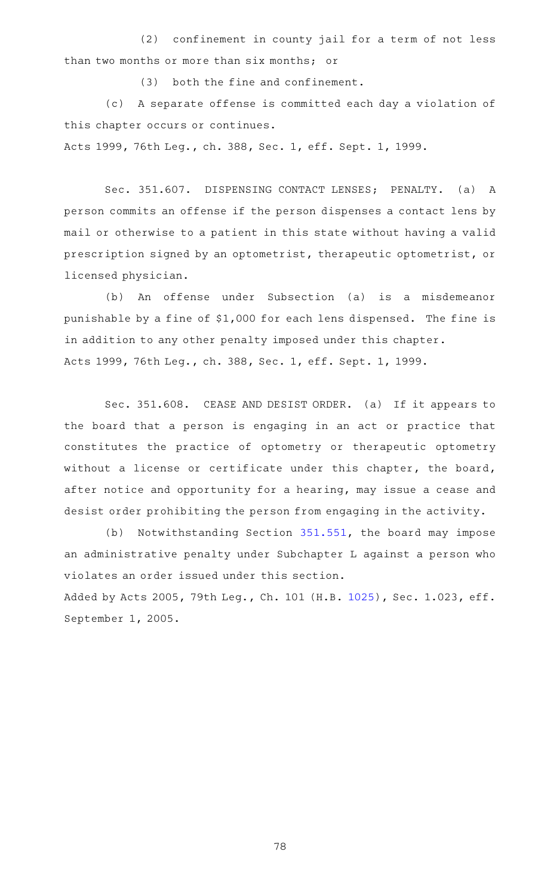(2) confinement in county jail for a term of not less than two months or more than six months; or

(3) both the fine and confinement.

(c) A separate offense is committed each day a violation of this chapter occurs or continues.

Acts 1999, 76th Leg., ch. 388, Sec. 1, eff. Sept. 1, 1999.

Sec. 351.607. DISPENSING CONTACT LENSES; PENALTY. (a) A person commits an offense if the person dispenses a contact lens by mail or otherwise to a patient in this state without having a valid prescription signed by an optometrist, therapeutic optometrist, or licensed physician.

(b) An offense under Subsection (a) is a misdemeanor punishable by a fine of $1,000 for each lens dispensed. The fine is in addition to any other penalty imposed under this chapter.

Acts 1999, 76th Leg., ch. 388, Sec. 1, eff. Sept. 1, 1999.

Sec. 351.608. CEASE AND DESIST ORDER. (a) If it appears to the board that a person is engaging in an act or practice that constitutes the practice of optometry or therapeutic optometry without a license or certificate under this chapter, the board, after notice and opportunity for a hearing, may issue a cease and desist order prohibiting the person from engaging in the activity.

(b) Notwithstanding Section 351.551, the board may impose an administrative penalty under Subchapter L against a person who violates an order issued under this section.

Added by Acts 2005, 79th Leg., Ch. 101 (H.B. 1025), Sec. 1.023, eff. September 1, 2005.